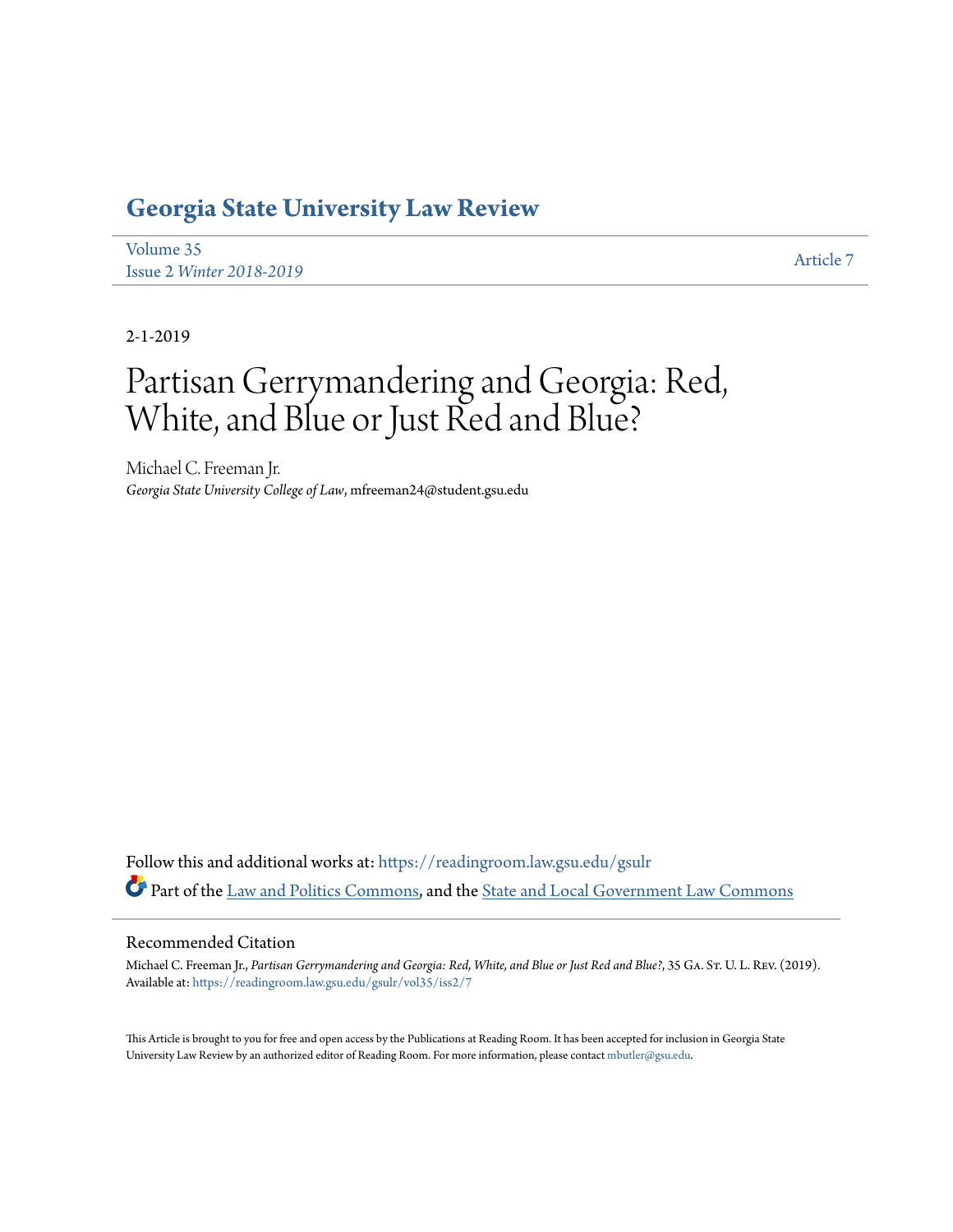# Georgia State University Law Review

Volume 35
Issue 2 *Winter 2018-2019*

Article 7

2-1-2019

# Partisan Gerrymandering and Georgia: Red, White, and Blue or Just Red and Blue?

Michael C. Freeman Jr.
*Georgia State University College of Law*, mfreeman24@student.gsu.edu

Follow this and additional works at: https://readingroom.law.gsu.edu/gsulr

Part of the Law and Politics Commons, and the State and Local Government Law Commons

## Recommended Citation

Michael C. Freeman Jr., *Partisan Gerrymandering and Georgia: Red, White, and Blue or Just Red and Blue?*, 35 Ga. St. U. L. Rev. (2019).
Available at: https://readingroom.law.gsu.edu/gsulr/vol35/iss2/7

This Article is brought to you for free and open access by the Publications at Reading Room. It has been accepted for inclusion in Georgia State University Law Review by an authorized editor of Reading Room. For more information, please contact mbutler@gsu.edu.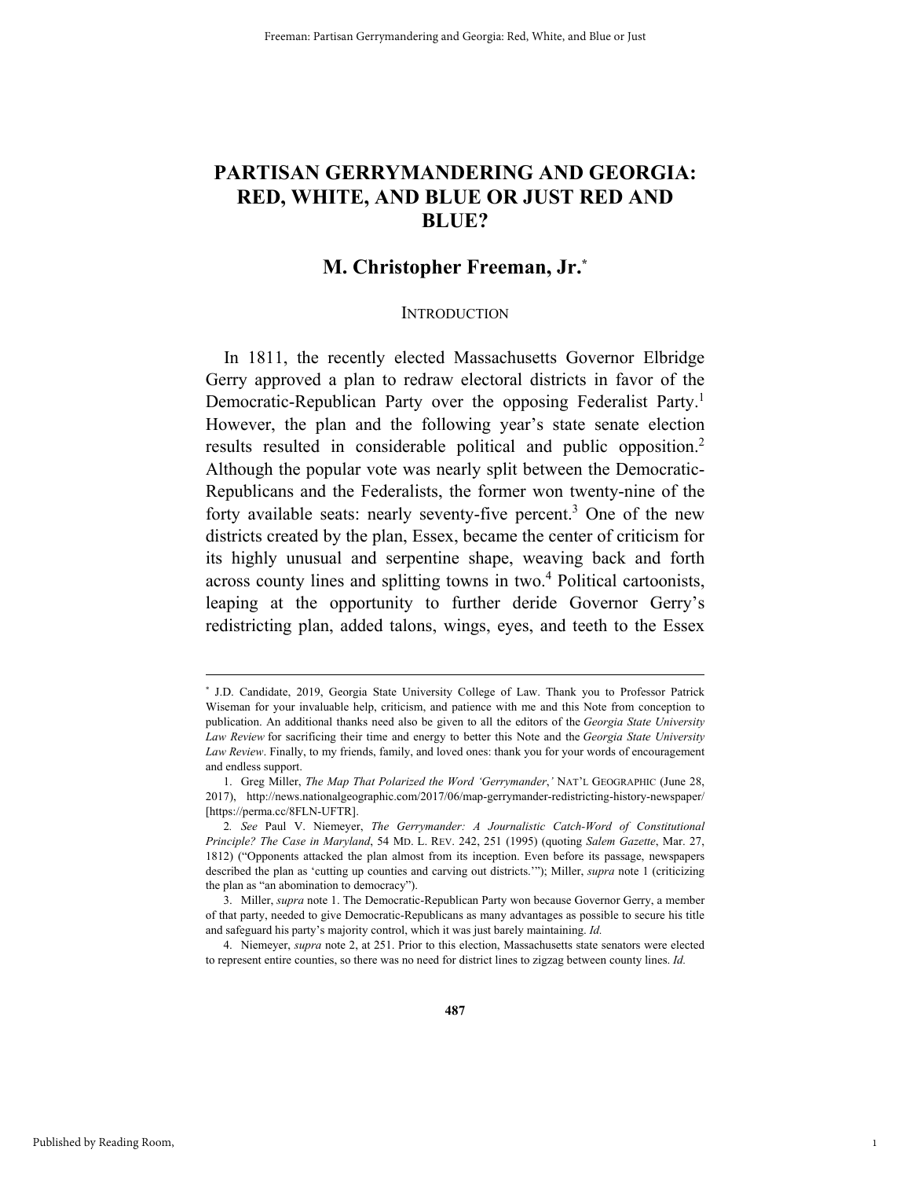# PARTISAN GERRYMANDERING AND GEORGIA: RED, WHITE, AND BLUE OR JUST RED AND BLUE?

## M. Christopher Freeman, Jr.*

INTRODUCTION

In 1811, the recently elected Massachusetts Governor Elbridge Gerry approved a plan to redraw electoral districts in favor of the Democratic-Republican Party over the opposing Federalist Party.[1] However, the plan and the following year's state senate election results resulted in considerable political and public opposition.[2] Although the popular vote was nearly split between the Democratic-Republicans and the Federalists, the former won twenty-nine of the forty available seats: nearly seventy-five percent.[3] One of the new districts created by the plan, Essex, became the center of criticism for its highly unusual and serpentine shape, weaving back and forth across county lines and splitting towns in two.[4] Political cartoonists, leaping at the opportunity to further deride Governor Gerry's redistricting plan, added talons, wings, eyes, and teeth to the Essex

---

* J.D. Candidate, 2019, Georgia State University College of Law. Thank you to Professor Patrick Wiseman for your invaluable help, criticism, and patience with me and this Note from conception to publication. An additional thanks need also be given to all the editors of the *Georgia State University Law Review* for sacrificing their time and energy to better this Note and the *Georgia State University Law Review*. Finally, to my friends, family, and loved ones: thank you for your words of encouragement and endless support.

1. Greg Miller, *The Map That Polarized the Word 'Gerrymander*,*'* NAT'L GEOGRAPHIC (June 28, 2017), http://news.nationalgeographic.com/2017/06/map-gerrymander-redistricting-history-newspaper/ [https://perma.cc/8FLN-UFTR].

2. *See* Paul V. Niemeyer, *The Gerrymander: A Journalistic Catch-Word of Constitutional Principle? The Case in Maryland*, 54 MD. L. REV. 242, 251 (1995) (quoting *Salem Gazette*, Mar. 27, 1812) ("Opponents attacked the plan almost from its inception. Even before its passage, newspapers described the plan as 'cutting up counties and carving out districts.'"); Miller, *supra* note 1 (criticizing the plan as "an abomination to democracy").

3. Miller, *supra* note 1. The Democratic-Republican Party won because Governor Gerry, a member of that party, needed to give Democratic-Republicans as many advantages as possible to secure his title and safeguard his party's majority control, which it was just barely maintaining. *Id.*

4. Niemeyer, *supra* note 2, at 251. Prior to this election, Massachusetts state senators were elected to represent entire counties, so there was no need for district lines to zigzag between county lines. *Id.*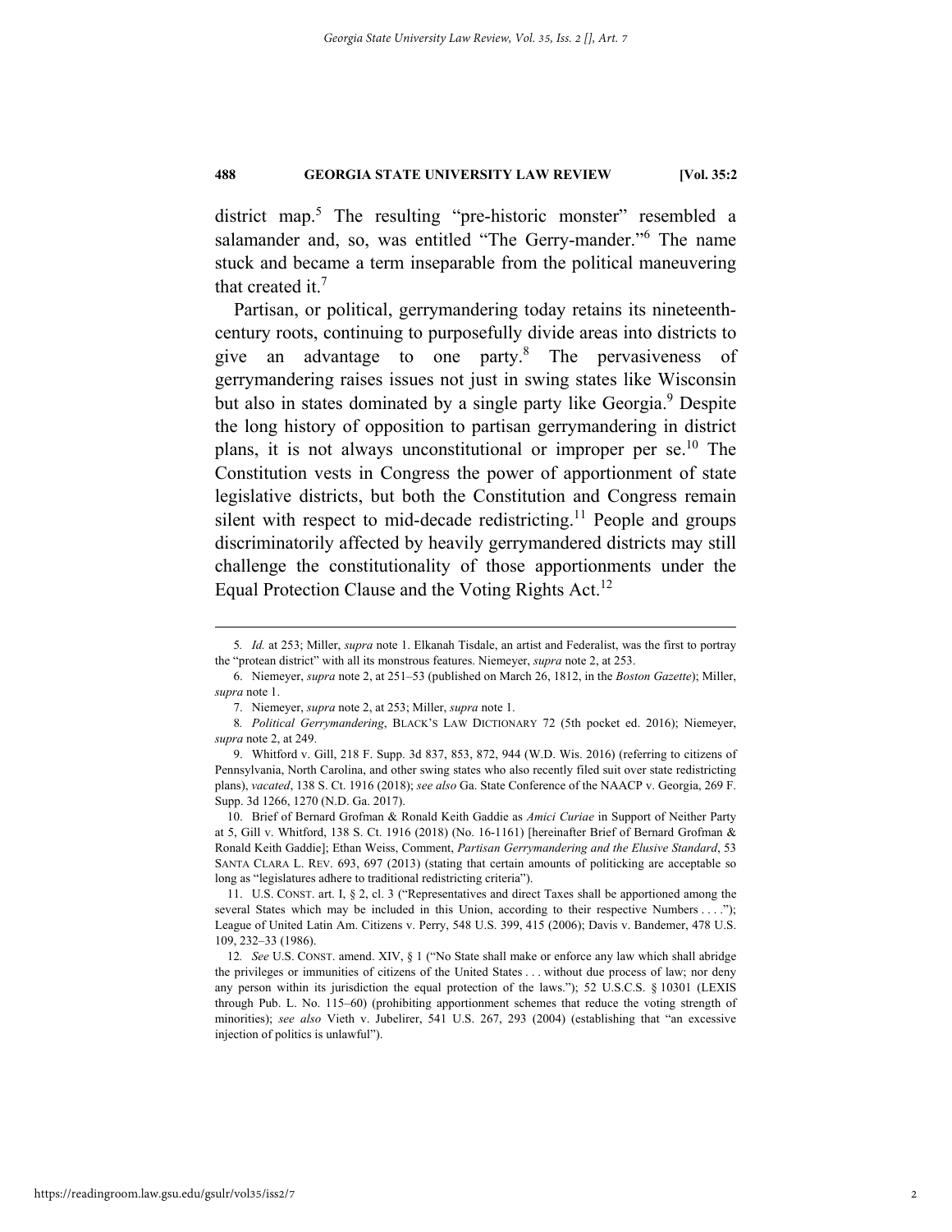district map.[5] The resulting "pre-historic monster" resembled a salamander and, so, was entitled "The Gerry-mander."[6] The name stuck and became a term inseparable from the political maneuvering that created it.[7]

Partisan, or political, gerrymandering today retains its nineteenth-century roots, continuing to purposefully divide areas into districts to give an advantage to one party.[8] The pervasiveness of gerrymandering raises issues not just in swing states like Wisconsin but also in states dominated by a single party like Georgia.[9] Despite the long history of opposition to partisan gerrymandering in district plans, it is not always unconstitutional or improper per se.[10] The Constitution vests in Congress the power of apportionment of state legislative districts, but both the Constitution and Congress remain silent with respect to mid-decade redistricting.[11] People and groups discriminatorily affected by heavily gerrymandered districts may still challenge the constitutionality of those apportionments under the Equal Protection Clause and the Voting Rights Act.[12]

---

5. *Id.* at 253; Miller, *supra* note 1. Elkanah Tisdale, an artist and Federalist, was the first to portray the "protean district" with all its monstrous features. Niemeyer, *supra* note 2, at 253.

6. Niemeyer, *supra* note 2, at 251–53 (published on March 26, 1812, in the *Boston Gazette*); Miller, *supra* note 1.

7. Niemeyer, *supra* note 2, at 253; Miller, *supra* note 1.

8. *Political Gerrymandering*, BLACK'S LAW DICTIONARY 72 (5th pocket ed. 2016); Niemeyer, *supra* note 2, at 249.

9. Whitford v. Gill, 218 F. Supp. 3d 837, 853, 872, 944 (W.D. Wis. 2016) (referring to citizens of Pennsylvania, North Carolina, and other swing states who also recently filed suit over state redistricting plans), *vacated*, 138 S. Ct. 1916 (2018); *see also* Ga. State Conference of the NAACP v. Georgia, 269 F. Supp. 3d 1266, 1270 (N.D. Ga. 2017).

10. Brief of Bernard Grofman & Ronald Keith Gaddie as *Amici Curiae* in Support of Neither Party at 5, Gill v. Whitford, 138 S. Ct. 1916 (2018) (No. 16-1161) [hereinafter Brief of Bernard Grofman & Ronald Keith Gaddie]; Ethan Weiss, Comment, *Partisan Gerrymandering and the Elusive Standard*, 53 SANTA CLARA L. REV. 693, 697 (2013) (stating that certain amounts of politicking are acceptable so long as "legislatures adhere to traditional redistricting criteria").

11. U.S. CONST. art. I, § 2, cl. 3 ("Representatives and direct Taxes shall be apportioned among the several States which may be included in this Union, according to their respective Numbers . . . ."); League of United Latin Am. Citizens v. Perry, 548 U.S. 399, 415 (2006); Davis v. Bandemer, 478 U.S. 109, 232–33 (1986).

12. *See* U.S. CONST. amend. XIV, § 1 ("No State shall make or enforce any law which shall abridge the privileges or immunities of citizens of the United States . . . without due process of law; nor deny any person within its jurisdiction the equal protection of the laws."); 52 U.S.C.S. § 10301 (LEXIS through Pub. L. No. 115–60) (prohibiting apportionment schemes that reduce the voting strength of minorities); *see also* Vieth v. Jubelirer, 541 U.S. 267, 293 (2004) (establishing that "an excessive injection of politics is unlawful").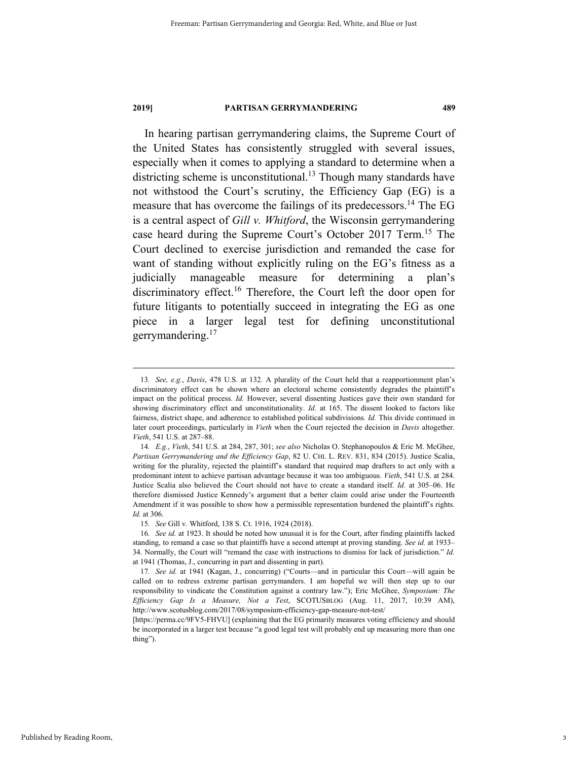In hearing partisan gerrymandering claims, the Supreme Court of the United States has consistently struggled with several issues, especially when it comes to applying a standard to determine when a districting scheme is unconstitutional.[13] Though many standards have not withstood the Court's scrutiny, the Efficiency Gap (EG) is a measure that has overcome the failings of its predecessors.[14] The EG is a central aspect of *Gill v. Whitford*, the Wisconsin gerrymandering case heard during the Supreme Court's October 2017 Term.[15] The Court declined to exercise jurisdiction and remanded the case for want of standing without explicitly ruling on the EG's fitness as a judicially manageable measure for determining a plan's discriminatory effect.[16] Therefore, the Court left the door open for future litigants to potentially succeed in integrating the EG as one piece in a larger legal test for defining unconstitutional gerrymandering.[17]

---

13. *See, e.g.*, *Davis*, 478 U.S. at 132. A plurality of the Court held that a reapportionment plan's discriminatory effect can be shown where an electoral scheme consistently degrades the plaintiff's impact on the political process. *Id.* However, several dissenting Justices gave their own standard for showing discriminatory effect and unconstitutionality. *Id.* at 165. The dissent looked to factors like fairness, district shape, and adherence to established political subdivisions. *Id.* This divide continued in later court proceedings, particularly in *Vieth* when the Court rejected the decision in *Davis* altogether. *Vieth*, 541 U.S. at 287–88.

14. *E.g.*, *Vieth*, 541 U.S. at 284, 287, 301; *see also* Nicholas O. Stephanopoulos & Eric M. McGhee, *Partisan Gerrymandering and the Efficiency Gap*, 82 U. CHI. L. REV. 831, 834 (2015). Justice Scalia, writing for the plurality, rejected the plaintiff's standard that required map drafters to act only with a predominant intent to achieve partisan advantage because it was too ambiguous. *Vieth*, 541 U.S. at 284. Justice Scalia also believed the Court should not have to create a standard itself. *Id.* at 305–06. He therefore dismissed Justice Kennedy's argument that a better claim could arise under the Fourteenth Amendment if it was possible to show how a permissible representation burdened the plaintiff's rights. *Id.* at 306.

15. *See* Gill v. Whitford, 138 S. Ct. 1916, 1924 (2018).

16. *See id.* at 1923. It should be noted how unusual it is for the Court, after finding plaintiffs lacked standing, to remand a case so that plaintiffs have a second attempt at proving standing. *See id.* at 1933–34. Normally, the Court will "remand the case with instructions to dismiss for lack of jurisdiction." *Id.* at 1941 (Thomas, J., concurring in part and dissenting in part).

17. *See id.* at 1941 (Kagan, J., concurring) ("Courts—and in particular this Court—will again be called on to redress extreme partisan gerrymanders. I am hopeful we will then step up to our responsibility to vindicate the Constitution against a contrary law."); Eric McGhee, *Symposium: The Efficiency Gap Is a Measure, Not a Test*, SCOTUSBLOG (Aug. 11, 2017, 10:39 AM), http://www.scotusblog.com/2017/08/symposium-efficiency-gap-measure-not-test/ [https://perma.cc/9FV5-FHVU] (explaining that the EG primarily measures voting efficiency and should be incorporated in a larger test because "a good legal test will probably end up measuring more than one thing").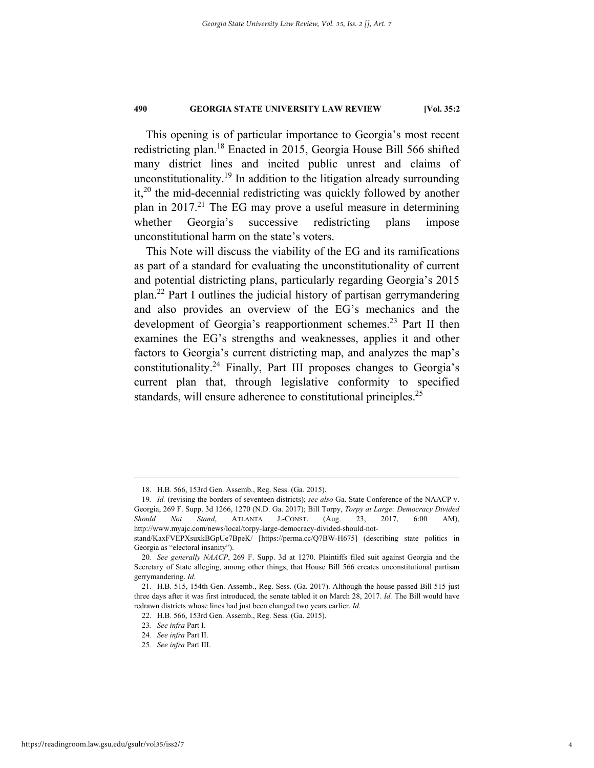This opening is of particular importance to Georgia's most recent redistricting plan.[18] Enacted in 2015, Georgia House Bill 566 shifted many district lines and incited public unrest and claims of unconstitutionality.[19] In addition to the litigation already surrounding it,[20] the mid-decennial redistricting was quickly followed by another plan in 2017.[21] The EG may prove a useful measure in determining whether Georgia's successive redistricting plans impose unconstitutional harm on the state's voters.

This Note will discuss the viability of the EG and its ramifications as part of a standard for evaluating the unconstitutionality of current and potential districting plans, particularly regarding Georgia's 2015 plan.[22] Part I outlines the judicial history of partisan gerrymandering and also provides an overview of the EG's mechanics and the development of Georgia's reapportionment schemes.[23] Part II then examines the EG's strengths and weaknesses, applies it and other factors to Georgia's current districting map, and analyzes the map's constitutionality.[24] Finally, Part III proposes changes to Georgia's current plan that, through legislative conformity to specified standards, will ensure adherence to constitutional principles.[25]

---

18. H.B. 566, 153rd Gen. Assemb., Reg. Sess. (Ga. 2015).

19. *Id.* (revising the borders of seventeen districts); *see also* Ga. State Conference of the NAACP v. Georgia, 269 F. Supp. 3d 1266, 1270 (N.D. Ga. 2017); Bill Torpy, *Torpy at Large: Democracy Divided Should Not Stand*, ATLANTA J.-CONST. (Aug. 23, 2017, 6:00 AM), http://www.myajc.com/news/local/torpy-large-democracy-divided-should-not-stand/KaxFVEPXsuxkBGpUe7BpeK/ [https://perma.cc/Q7BW-H675] (describing state politics in Georgia as "electoral insanity").

20. *See generally NAACP*, 269 F. Supp. 3d at 1270. Plaintiffs filed suit against Georgia and the Secretary of State alleging, among other things, that House Bill 566 creates unconstitutional partisan gerrymandering. *Id.*

21. H.B. 515, 154th Gen. Assemb., Reg. Sess. (Ga. 2017). Although the house passed Bill 515 just three days after it was first introduced, the senate tabled it on March 28, 2017. *Id.* The Bill would have redrawn districts whose lines had just been changed two years earlier. *Id.*

22. H.B. 566, 153rd Gen. Assemb., Reg. Sess. (Ga. 2015).

23. *See infra* Part I.

24. *See infra* Part II.

25. *See infra* Part III.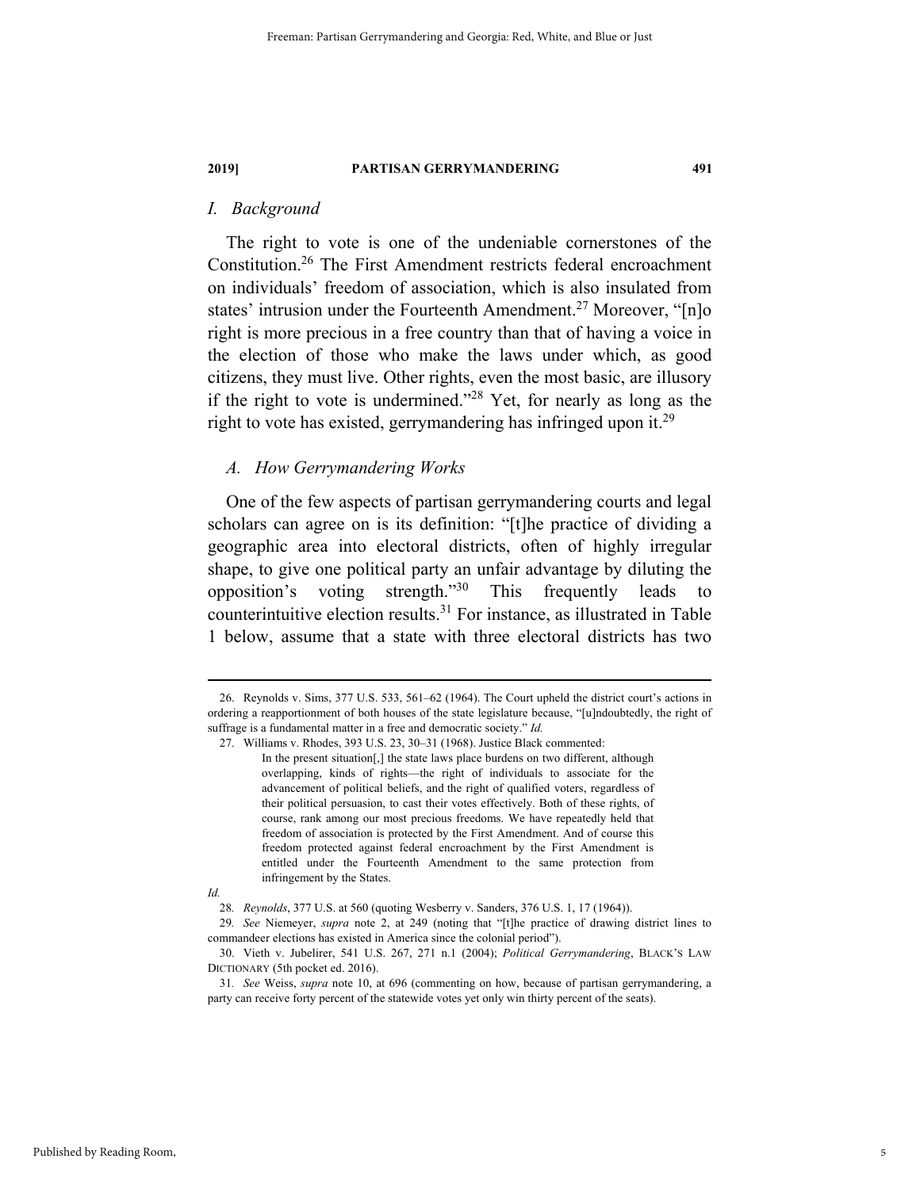### I. Background

The right to vote is one of the undeniable cornerstones of the Constitution.[26] The First Amendment restricts federal encroachment on individuals' freedom of association, which is also insulated from states' intrusion under the Fourteenth Amendment.[27] Moreover, "[n]o right is more precious in a free country than that of having a voice in the election of those who make the laws under which, as good citizens, they must live. Other rights, even the most basic, are illusory if the right to vote is undermined."[28] Yet, for nearly as long as the right to vote has existed, gerrymandering has infringed upon it.[29]

#### A. How Gerrymandering Works

One of the few aspects of partisan gerrymandering courts and legal scholars can agree on is its definition: "[t]he practice of dividing a geographic area into electoral districts, often of highly irregular shape, to give one political party an unfair advantage by diluting the opposition's voting strength."[30] This frequently leads to counterintuitive election results.[31] For instance, as illustrated in Table 1 below, assume that a state with three electoral districts has two

---

26. Reynolds v. Sims, 377 U.S. 533, 561–62 (1964). The Court upheld the district court's actions in ordering a reapportionment of both houses of the state legislature because, "[u]ndoubtedly, the right of suffrage is a fundamental matter in a free and democratic society." *Id.*

27. Williams v. Rhodes, 393 U.S. 23, 30–31 (1968). Justice Black commented:

> In the present situation[,] the state laws place burdens on two different, although overlapping, kinds of rights—the right of individuals to associate for the advancement of political beliefs, and the right of qualified voters, regardless of their political persuasion, to cast their votes effectively. Both of these rights, of course, rank among our most precious freedoms. We have repeatedly held that freedom of association is protected by the First Amendment. And of course this freedom protected against federal encroachment by the First Amendment is entitled under the Fourteenth Amendment to the same protection from infringement by the States.

*Id.*

28. *Reynolds*, 377 U.S. at 560 (quoting Wesberry v. Sanders, 376 U.S. 1, 17 (1964)).

29. *See* Niemeyer, *supra* note 2, at 249 (noting that "[t]he practice of drawing district lines to commandeer elections has existed in America since the colonial period").

30. Vieth v. Jubelirer, 541 U.S. 267, 271 n.1 (2004); *Political Gerrymandering*, BLACK'S LAW DICTIONARY (5th pocket ed. 2016).

31. *See* Weiss, *supra* note 10, at 696 (commenting on how, because of partisan gerrymandering, a party can receive forty percent of the statewide votes yet only win thirty percent of the seats).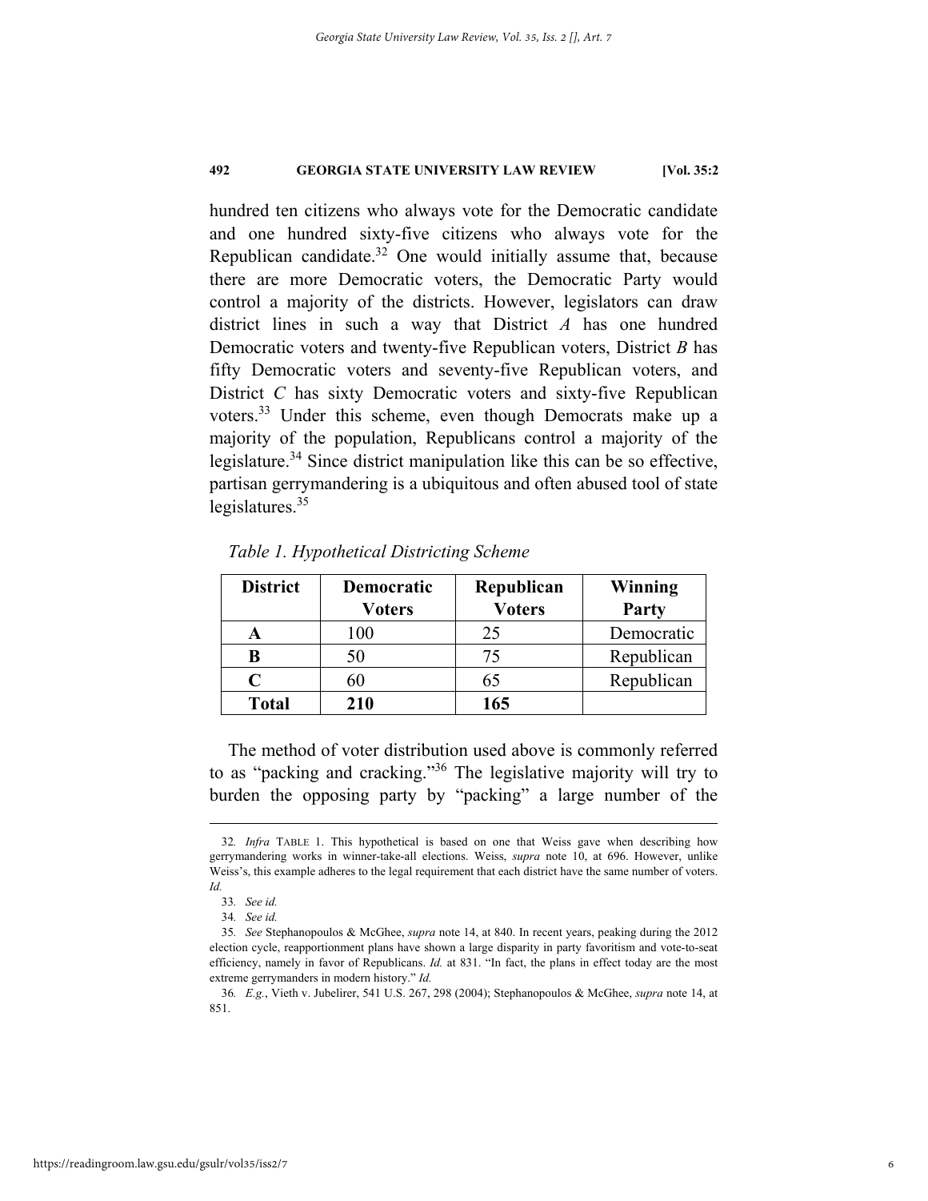hundred ten citizens who always vote for the Democratic candidate and one hundred sixty-five citizens who always vote for the Republican candidate.[32] One would initially assume that, because there are more Democratic voters, the Democratic Party would control a majority of the districts. However, legislators can draw district lines in such a way that District *A* has one hundred Democratic voters and twenty-five Republican voters, District *B* has fifty Democratic voters and seventy-five Republican voters, and District *C* has sixty Democratic voters and sixty-five Republican voters.[33] Under this scheme, even though Democrats make up a majority of the population, Republicans control a majority of the legislature.[34] Since district manipulation like this can be so effective, partisan gerrymandering is a ubiquitous and often abused tool of state legislatures.[35]

*Table 1. Hypothetical Districting Scheme*

| District | Democratic Voters | Republican Voters | Winning Party |
|---|---|---|---|
| **A** | 100 | 25 | Democratic |
| **B** | 50 | 75 | Republican |
| **C** | 60 | 65 | Republican |
| **Total** | **210** | **165** | |

The method of voter distribution used above is commonly referred to as "packing and cracking."[36] The legislative majority will try to burden the opposing party by "packing" a large number of the

---

32. *Infra* TABLE 1. This hypothetical is based on one that Weiss gave when describing how gerrymandering works in winner-take-all elections. Weiss, *supra* note 10, at 696. However, unlike Weiss's, this example adheres to the legal requirement that each district have the same number of voters. *Id.*

33. *See id.*

34. *See id.*

35. *See* Stephanopoulos & McGhee, *supra* note 14, at 840. In recent years, peaking during the 2012 election cycle, reapportionment plans have shown a large disparity in party favoritism and vote-to-seat efficiency, namely in favor of Republicans. *Id.* at 831. "In fact, the plans in effect today are the most extreme gerrymanders in modern history." *Id.*

36. *E.g.*, Vieth v. Jubelirer, 541 U.S. 267, 298 (2004); Stephanopoulos & McGhee, *supra* note 14, at 851.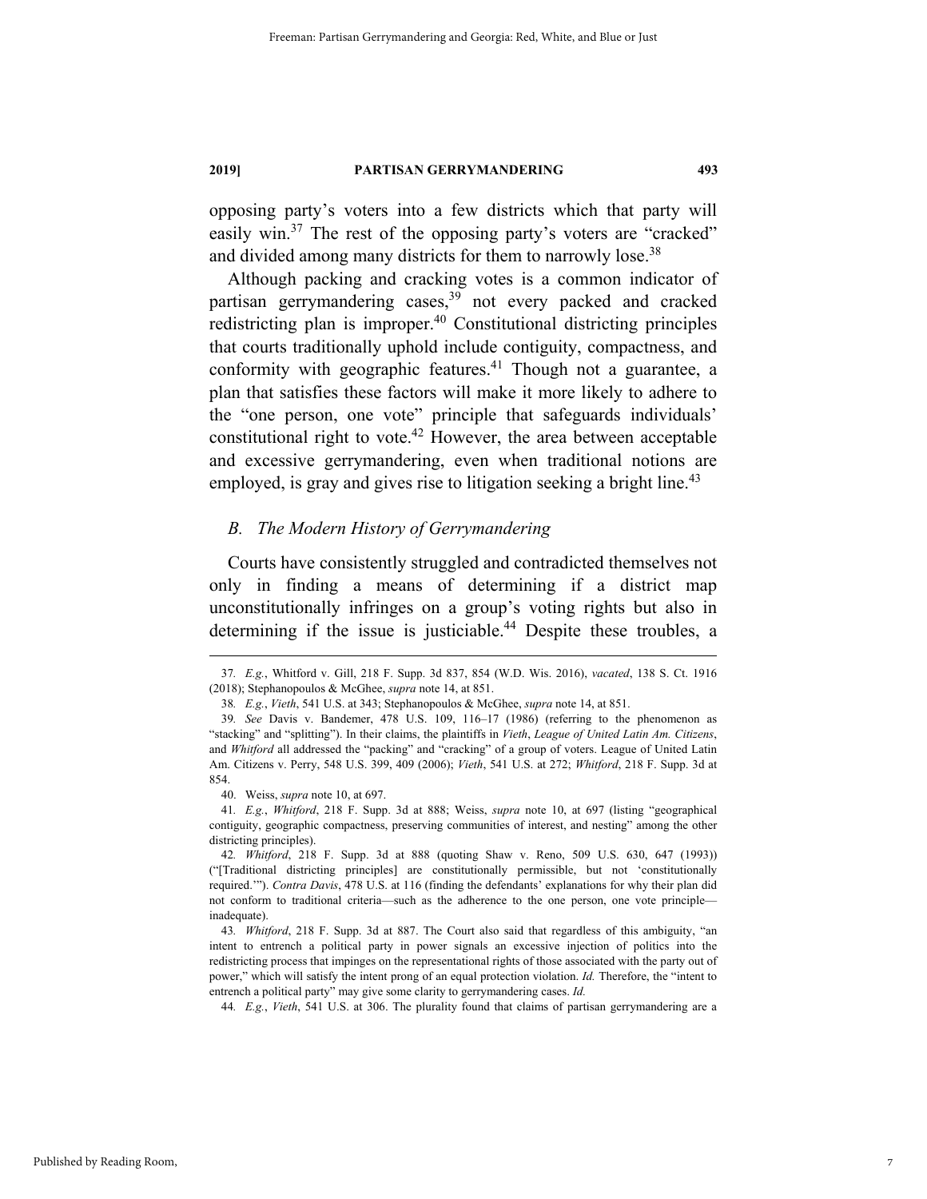opposing party's voters into a few districts which that party will easily win.[37] The rest of the opposing party's voters are "cracked" and divided among many districts for them to narrowly lose.[38]

Although packing and cracking votes is a common indicator of partisan gerrymandering cases,[39] not every packed and cracked redistricting plan is improper.[40] Constitutional districting principles that courts traditionally uphold include contiguity, compactness, and conformity with geographic features.[41] Though not a guarantee, a plan that satisfies these factors will make it more likely to adhere to the "one person, one vote" principle that safeguards individuals' constitutional right to vote.[42] However, the area between acceptable and excessive gerrymandering, even when traditional notions are employed, is gray and gives rise to litigation seeking a bright line.[43]

### *B. The Modern History of Gerrymandering*

Courts have consistently struggled and contradicted themselves not only in finding a means of determining if a district map unconstitutionally infringes on a group's voting rights but also in determining if the issue is justiciable.[44] Despite these troubles, a

---

37. *E.g.*, Whitford v. Gill, 218 F. Supp. 3d 837, 854 (W.D. Wis. 2016), *vacated*, 138 S. Ct. 1916 (2018); Stephanopoulos & McGhee, *supra* note 14, at 851.

38. *E.g.*, *Vieth*, 541 U.S. at 343; Stephanopoulos & McGhee, *supra* note 14, at 851.

39. *See* Davis v. Bandemer, 478 U.S. 109, 116–17 (1986) (referring to the phenomenon as "stacking" and "splitting"). In their claims, the plaintiffs in *Vieth*, *League of United Latin Am. Citizens*, and *Whitford* all addressed the "packing" and "cracking" of a group of voters. League of United Latin Am. Citizens v. Perry, 548 U.S. 399, 409 (2006); *Vieth*, 541 U.S. at 272; *Whitford*, 218 F. Supp. 3d at 854.

40. Weiss, *supra* note 10, at 697.

41. *E.g.*, *Whitford*, 218 F. Supp. 3d at 888; Weiss, *supra* note 10, at 697 (listing "geographical contiguity, geographic compactness, preserving communities of interest, and nesting" among the other districting principles).

42. *Whitford*, 218 F. Supp. 3d at 888 (quoting Shaw v. Reno, 509 U.S. 630, 647 (1993)) ("[Traditional districting principles] are constitutionally permissible, but not 'constitutionally required.'"). *Contra Davis*, 478 U.S. at 116 (finding the defendants' explanations for why their plan did not conform to traditional criteria—such as the adherence to the one person, one vote principle—inadequate).

43. *Whitford*, 218 F. Supp. 3d at 887. The Court also said that regardless of this ambiguity, "an intent to entrench a political party in power signals an excessive injection of politics into the redistricting process that impinges on the representational rights of those associated with the party out of power," which will satisfy the intent prong of an equal protection violation. *Id.* Therefore, the "intent to entrench a political party" may give some clarity to gerrymandering cases. *Id.*

44. *E.g.*, *Vieth*, 541 U.S. at 306. The plurality found that claims of partisan gerrymandering are a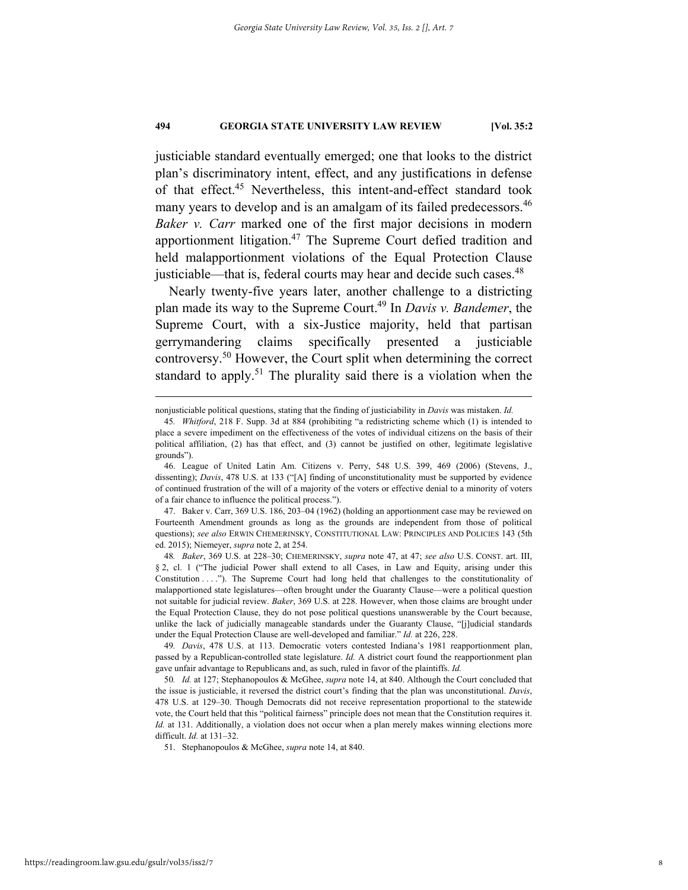justiciable standard eventually emerged; one that looks to the district plan's discriminatory intent, effect, and any justifications in defense of that effect.[45] Nevertheless, this intent-and-effect standard took many years to develop and is an amalgam of its failed predecessors.[46] *Baker v. Carr* marked one of the first major decisions in modern apportionment litigation.[47] The Supreme Court defied tradition and held malapportionment violations of the Equal Protection Clause justiciable—that is, federal courts may hear and decide such cases.[48]

Nearly twenty-five years later, another challenge to a districting plan made its way to the Supreme Court.[49] In *Davis v. Bandemer*, the Supreme Court, with a six-Justice majority, held that partisan gerrymandering claims specifically presented a justiciable controversy.[50] However, the Court split when determining the correct standard to apply.[51] The plurality said there is a violation when the

---

nonjusticiable political questions, stating that the finding of justiciability in *Davis* was mistaken. *Id.*

45. *Whitford*, 218 F. Supp. 3d at 884 (prohibiting "a redistricting scheme which (1) is intended to place a severe impediment on the effectiveness of the votes of individual citizens on the basis of their political affiliation, (2) has that effect, and (3) cannot be justified on other, legitimate legislative grounds").

46. League of United Latin Am. Citizens v. Perry, 548 U.S. 399, 469 (2006) (Stevens, J., dissenting); *Davis*, 478 U.S. at 133 ("[A] finding of unconstitutionality must be supported by evidence of continued frustration of the will of a majority of the voters or effective denial to a minority of voters of a fair chance to influence the political process.").

47. Baker v. Carr, 369 U.S. 186, 203–04 (1962) (holding an apportionment case may be reviewed on Fourteenth Amendment grounds as long as the grounds are independent from those of political questions); *see also* ERWIN CHEMERINSKY, CONSTITUTIONAL LAW: PRINCIPLES AND POLICIES 143 (5th ed. 2015); Niemeyer, *supra* note 2, at 254.

48. *Baker*, 369 U.S. at 228–30; CHEMERINSKY, *supra* note 47, at 47; *see also* U.S. CONST. art. III, § 2, cl. 1 ("The judicial Power shall extend to all Cases, in Law and Equity, arising under this Constitution . . . ."). The Supreme Court had long held that challenges to the constitutionality of malapportioned state legislatures—often brought under the Guaranty Clause—were a political question not suitable for judicial review. *Baker*, 369 U.S. at 228. However, when those claims are brought under the Equal Protection Clause, they do not pose political questions unanswerable by the Court because, unlike the lack of judicially manageable standards under the Guaranty Clause, "[j]udicial standards under the Equal Protection Clause are well-developed and familiar." *Id.* at 226, 228.

49. *Davis*, 478 U.S. at 113. Democratic voters contested Indiana's 1981 reapportionment plan, passed by a Republican-controlled state legislature. *Id.* A district court found the reapportionment plan gave unfair advantage to Republicans and, as such, ruled in favor of the plaintiffs. *Id.*

50. *Id.* at 127; Stephanopoulos & McGhee, *supra* note 14, at 840. Although the Court concluded that the issue is justiciable, it reversed the district court's finding that the plan was unconstitutional. *Davis*, 478 U.S. at 129–30. Though Democrats did not receive representation proportional to the statewide vote, the Court held that this "political fairness" principle does not mean that the Constitution requires it. *Id.* at 131. Additionally, a violation does not occur when a plan merely makes winning elections more difficult. *Id.* at 131–32.

51. Stephanopoulos & McGhee, *supra* note 14, at 840.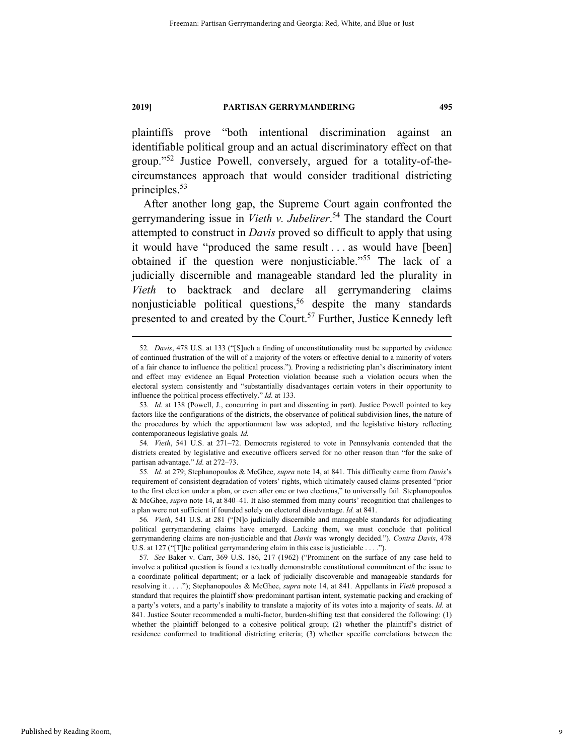plaintiffs prove "both intentional discrimination against an identifiable political group and an actual discriminatory effect on that group."[52] Justice Powell, conversely, argued for a totality-of-the-circumstances approach that would consider traditional districting principles.[53]

After another long gap, the Supreme Court again confronted the gerrymandering issue in *Vieth v. Jubelirer*.[54] The standard the Court attempted to construct in *Davis* proved so difficult to apply that using it would have "produced the same result . . . as would have [been] obtained if the question were nonjusticiable."[55] The lack of a judicially discernible and manageable standard led the plurality in *Vieth* to backtrack and declare all gerrymandering claims nonjusticiable political questions,[56] despite the many standards presented to and created by the Court.[57] Further, Justice Kennedy left

---

52. *Davis*, 478 U.S. at 133 ("[S]uch a finding of unconstitutionality must be supported by evidence of continued frustration of the will of a majority of the voters or effective denial to a minority of voters of a fair chance to influence the political process."). Proving a redistricting plan's discriminatory intent and effect may evidence an Equal Protection violation because such a violation occurs when the electoral system consistently and "substantially disadvantages certain voters in their opportunity to influence the political process effectively." *Id.* at 133.

53. *Id.* at 138 (Powell, J., concurring in part and dissenting in part). Justice Powell pointed to key factors like the configurations of the districts, the observance of political subdivision lines, the nature of the procedures by which the apportionment law was adopted, and the legislative history reflecting contemporaneous legislative goals. *Id.*

54. *Vieth*, 541 U.S. at 271–72. Democrats registered to vote in Pennsylvania contended that the districts created by legislative and executive officers served for no other reason than "for the sake of partisan advantage." *Id.* at 272–73.

55. *Id.* at 279; Stephanopoulos & McGhee, *supra* note 14, at 841. This difficulty came from *Davis*'s requirement of consistent degradation of voters' rights, which ultimately caused claims presented "prior to the first election under a plan, or even after one or two elections," to universally fail. Stephanopoulos & McGhee, *supra* note 14, at 840–41. It also stemmed from many courts' recognition that challenges to a plan were not sufficient if founded solely on electoral disadvantage. *Id.* at 841.

56. *Vieth*, 541 U.S. at 281 ("[N]o judicially discernible and manageable standards for adjudicating political gerrymandering claims have emerged. Lacking them, we must conclude that political gerrymandering claims are non-justiciable and that *Davis* was wrongly decided."). *Contra Davis*, 478 U.S. at 127 ("[T]he political gerrymandering claim in this case is justiciable . . . .").

57. *See* Baker v. Carr, 369 U.S. 186, 217 (1962) ("Prominent on the surface of any case held to involve a political question is found a textually demonstrable constitutional commitment of the issue to a coordinate political department; or a lack of judicially discoverable and manageable standards for resolving it . . . ."); Stephanopoulos & McGhee, *supra* note 14, at 841. Appellants in *Vieth* proposed a standard that requires the plaintiff show predominant partisan intent, systematic packing and cracking of a party's voters, and a party's inability to translate a majority of its votes into a majority of seats. *Id.* at 841. Justice Souter recommended a multi-factor, burden-shifting test that considered the following: (1) whether the plaintiff belonged to a cohesive political group; (2) whether the plaintiff's district of residence conformed to traditional districting criteria; (3) whether specific correlations between the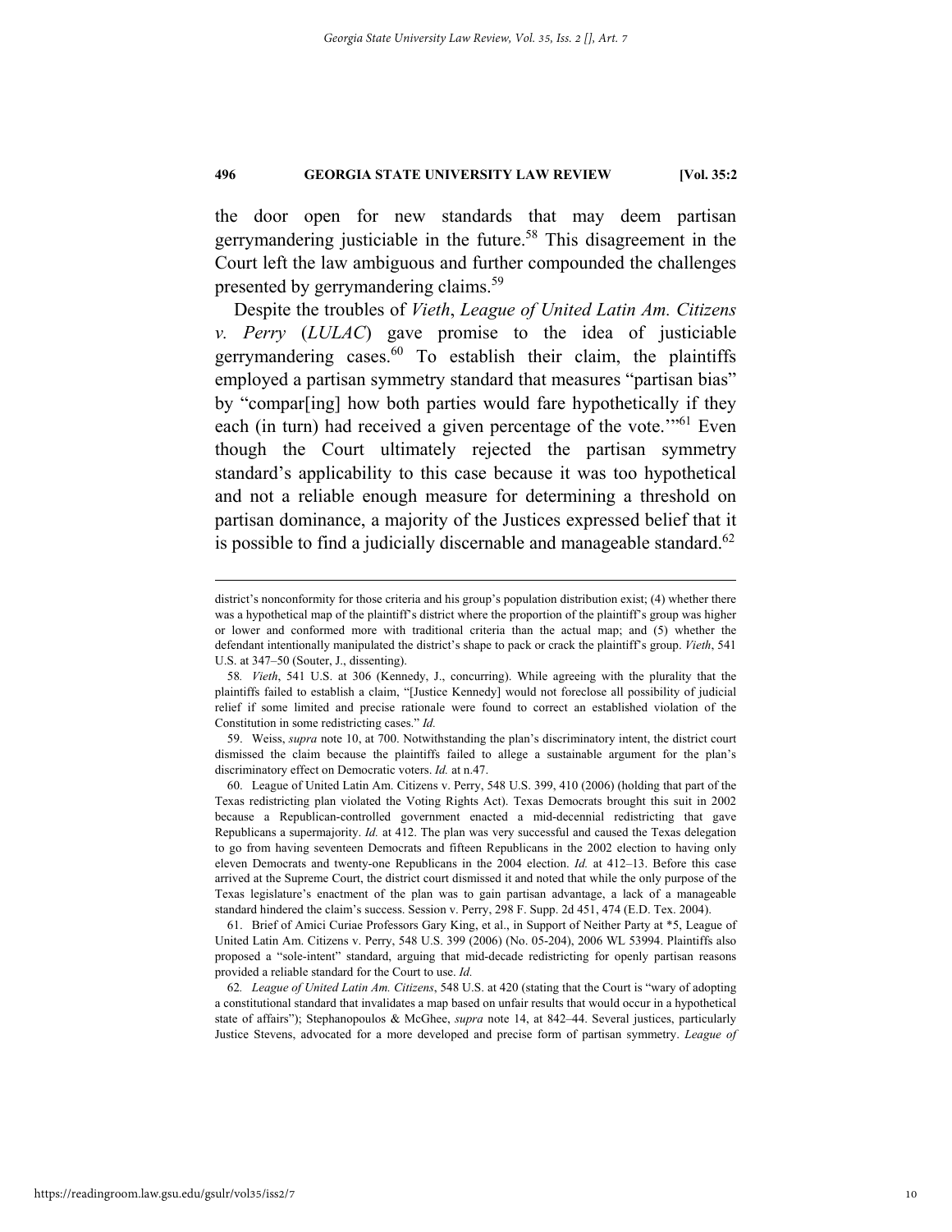the door open for new standards that may deem partisan gerrymandering justiciable in the future.[58] This disagreement in the Court left the law ambiguous and further compounded the challenges presented by gerrymandering claims.[59]

Despite the troubles of *Vieth*, *League of United Latin Am. Citizens v. Perry* (*LULAC*) gave promise to the idea of justiciable gerrymandering cases.[60] To establish their claim, the plaintiffs employed a partisan symmetry standard that measures "partisan bias" by "compar[ing] how both parties would fare hypothetically if they each (in turn) had received a given percentage of the vote.'"[61] Even though the Court ultimately rejected the partisan symmetry standard's applicability to this case because it was too hypothetical and not a reliable enough measure for determining a threshold on partisan dominance, a majority of the Justices expressed belief that it is possible to find a judicially discernable and manageable standard.[62]

---

district's nonconformity for those criteria and his group's population distribution exist; (4) whether there was a hypothetical map of the plaintiff's district where the proportion of the plaintiff's group was higher or lower and conformed more with traditional criteria than the actual map; and (5) whether the defendant intentionally manipulated the district's shape to pack or crack the plaintiff's group. *Vieth*, 541 U.S. at 347–50 (Souter, J., dissenting).

58. *Vieth*, 541 U.S. at 306 (Kennedy, J., concurring). While agreeing with the plurality that the plaintiffs failed to establish a claim, "[Justice Kennedy] would not foreclose all possibility of judicial relief if some limited and precise rationale were found to correct an established violation of the Constitution in some redistricting cases." *Id.*

59. Weiss, *supra* note 10, at 700. Notwithstanding the plan's discriminatory intent, the district court dismissed the claim because the plaintiffs failed to allege a sustainable argument for the plan's discriminatory effect on Democratic voters. *Id.* at n.47.

60. League of United Latin Am. Citizens v. Perry, 548 U.S. 399, 410 (2006) (holding that part of the Texas redistricting plan violated the Voting Rights Act). Texas Democrats brought this suit in 2002 because a Republican-controlled government enacted a mid-decennial redistricting that gave Republicans a supermajority. *Id.* at 412. The plan was very successful and caused the Texas delegation to go from having seventeen Democrats and fifteen Republicans in the 2002 election to having only eleven Democrats and twenty-one Republicans in the 2004 election. *Id.* at 412–13. Before this case arrived at the Supreme Court, the district court dismissed it and noted that while the only purpose of the Texas legislature's enactment of the plan was to gain partisan advantage, a lack of a manageable standard hindered the claim's success. Session v. Perry, 298 F. Supp. 2d 451, 474 (E.D. Tex. 2004).

61. Brief of Amici Curiae Professors Gary King, et al., in Support of Neither Party at *5, League of United Latin Am. Citizens v. Perry, 548 U.S. 399 (2006) (No. 05-204), 2006 WL 53994. Plaintiffs also proposed a "sole-intent" standard, arguing that mid-decade redistricting for openly partisan reasons provided a reliable standard for the Court to use. *Id.*

62. *League of United Latin Am. Citizens*, 548 U.S. at 420 (stating that the Court is "wary of adopting a constitutional standard that invalidates a map based on unfair results that would occur in a hypothetical state of affairs"); Stephanopoulos & McGhee, *supra* note 14, at 842–44. Several justices, particularly Justice Stevens, advocated for a more developed and precise form of partisan symmetry. *League of*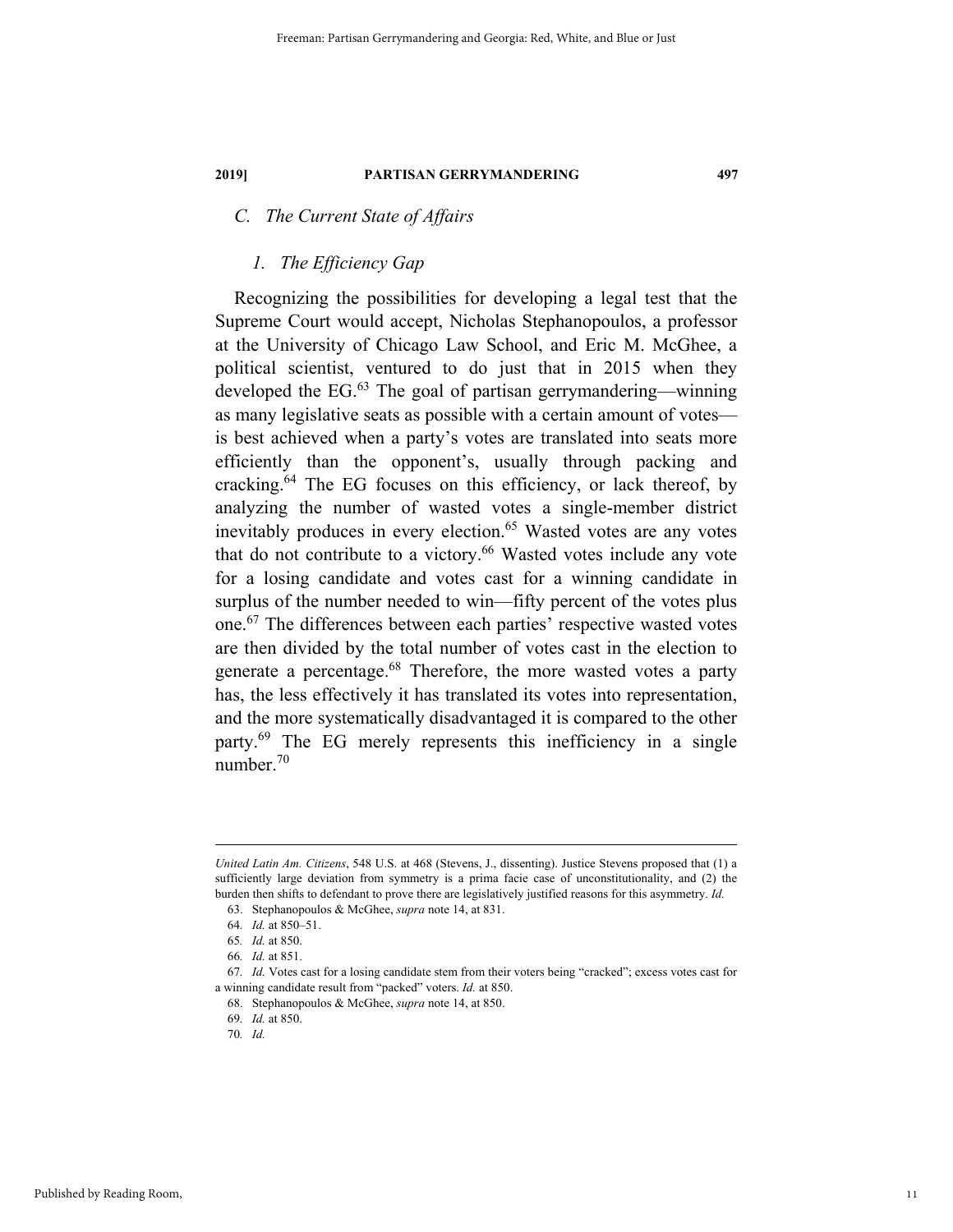### C. *The Current State of Affairs*

#### 1. *The Efficiency Gap*

Recognizing the possibilities for developing a legal test that the Supreme Court would accept, Nicholas Stephanopoulos, a professor at the University of Chicago Law School, and Eric M. McGhee, a political scientist, ventured to do just that in 2015 when they developed the EG.[63] The goal of partisan gerrymandering—winning as many legislative seats as possible with a certain amount of votes—is best achieved when a party's votes are translated into seats more efficiently than the opponent's, usually through packing and cracking.[64] The EG focuses on this efficiency, or lack thereof, by analyzing the number of wasted votes a single-member district inevitably produces in every election.[65] Wasted votes are any votes that do not contribute to a victory.[66] Wasted votes include any vote for a losing candidate and votes cast for a winning candidate in surplus of the number needed to win—fifty percent of the votes plus one.[67] The differences between each parties' respective wasted votes are then divided by the total number of votes cast in the election to generate a percentage.[68] Therefore, the more wasted votes a party has, the less effectively it has translated its votes into representation, and the more systematically disadvantaged it is compared to the other party.[69] The EG merely represents this inefficiency in a single number.[70]

---

*United Latin Am. Citizens*, 548 U.S. at 468 (Stevens, J., dissenting). Justice Stevens proposed that (1) a sufficiently large deviation from symmetry is a prima facie case of unconstitutionality, and (2) the burden then shifts to defendant to prove there are legislatively justified reasons for this asymmetry. *Id.*

63. Stephanopoulos & McGhee, *supra* note 14, at 831.

64. *Id.* at 850–51.

65. *Id.* at 850.

66. *Id.* at 851.

67. *Id.* Votes cast for a losing candidate stem from their voters being "cracked"; excess votes cast for a winning candidate result from "packed" voters. *Id.* at 850.

68. Stephanopoulos & McGhee, *supra* note 14, at 850.

69. *Id.* at 850.

70. *Id.*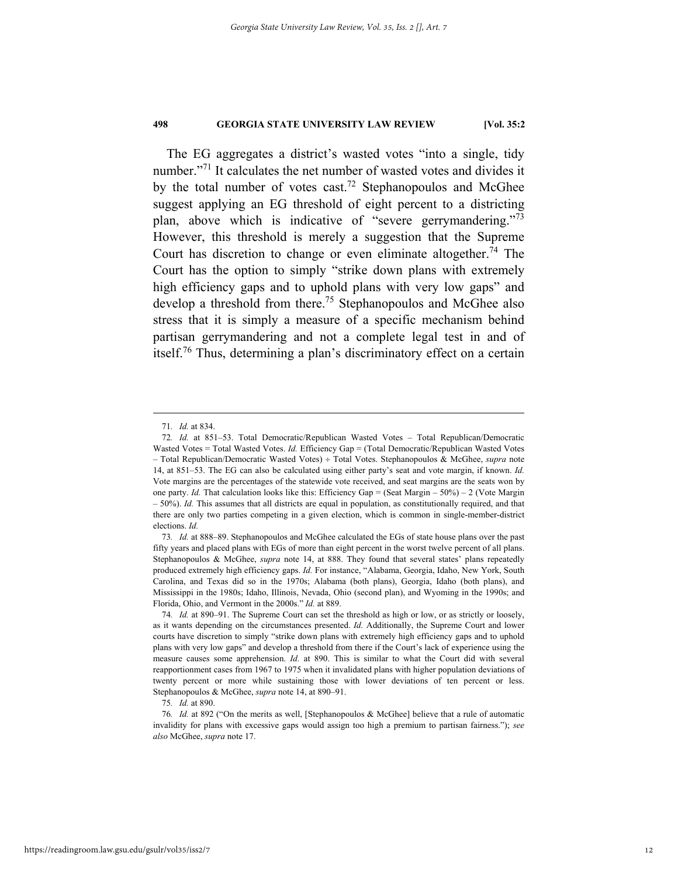The EG aggregates a district's wasted votes "into a single, tidy number."[71] It calculates the net number of wasted votes and divides it by the total number of votes cast.[72] Stephanopoulos and McGhee suggest applying an EG threshold of eight percent to a districting plan, above which is indicative of "severe gerrymandering."[73] However, this threshold is merely a suggestion that the Supreme Court has discretion to change or even eliminate altogether.[74] The Court has the option to simply "strike down plans with extremely high efficiency gaps and to uphold plans with very low gaps" and develop a threshold from there.[75] Stephanopoulos and McGhee also stress that it is simply a measure of a specific mechanism behind partisan gerrymandering and not a complete legal test in and of itself.[76] Thus, determining a plan's discriminatory effect on a certain

---

71. *Id.* at 834.

72. *Id.* at 851–53. Total Democratic/Republican Wasted Votes – Total Republican/Democratic Wasted Votes = Total Wasted Votes. *Id.* Efficiency Gap = (Total Democratic/Republican Wasted Votes – Total Republican/Democratic Wasted Votes) ÷ Total Votes. Stephanopoulos & McGhee, *supra* note 14, at 851–53. The EG can also be calculated using either party's seat and vote margin, if known. *Id.* Vote margins are the percentages of the statewide vote received, and seat margins are the seats won by one party. *Id.* That calculation looks like this: Efficiency Gap = (Seat Margin – 50%) – 2 (Vote Margin – 50%). *Id.* This assumes that all districts are equal in population, as constitutionally required, and that there are only two parties competing in a given election, which is common in single-member-district elections. *Id.*

73. *Id.* at 888–89. Stephanopoulos and McGhee calculated the EGs of state house plans over the past fifty years and placed plans with EGs of more than eight percent in the worst twelve percent of all plans. Stephanopoulos & McGhee, *supra* note 14, at 888. They found that several states' plans repeatedly produced extremely high efficiency gaps. *Id.* For instance, "Alabama, Georgia, Idaho, New York, South Carolina, and Texas did so in the 1970s; Alabama (both plans), Georgia, Idaho (both plans), and Mississippi in the 1980s; Idaho, Illinois, Nevada, Ohio (second plan), and Wyoming in the 1990s; and Florida, Ohio, and Vermont in the 2000s." *Id.* at 889.

74. *Id.* at 890–91. The Supreme Court can set the threshold as high or low, or as strictly or loosely, as it wants depending on the circumstances presented. *Id.* Additionally, the Supreme Court and lower courts have discretion to simply "strike down plans with extremely high efficiency gaps and to uphold plans with very low gaps" and develop a threshold from there if the Court's lack of experience using the measure causes some apprehension. *Id.* at 890. This is similar to what the Court did with several reapportionment cases from 1967 to 1975 when it invalidated plans with higher population deviations of twenty percent or more while sustaining those with lower deviations of ten percent or less. Stephanopoulos & McGhee, *supra* note 14, at 890–91.

75. *Id.* at 890.

76. *Id.* at 892 ("On the merits as well, [Stephanopoulos & McGhee] believe that a rule of automatic invalidity for plans with excessive gaps would assign too high a premium to partisan fairness."); *see also* McGhee, *supra* note 17.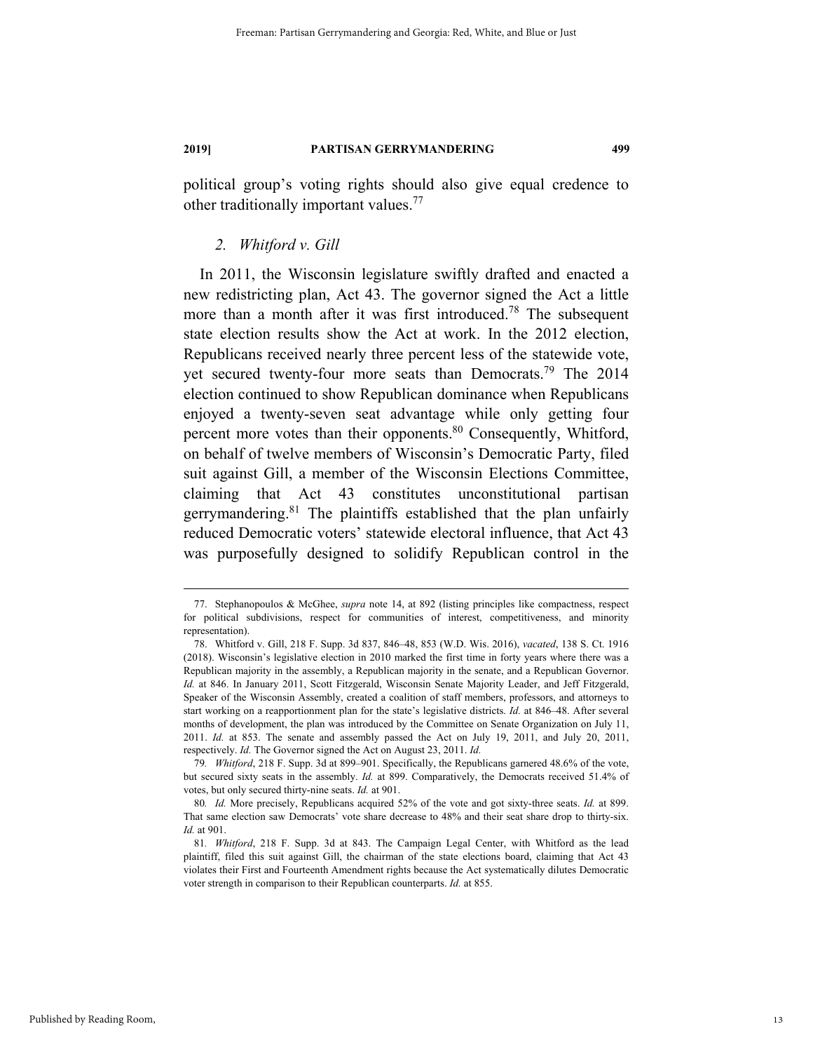political group's voting rights should also give equal credence to other traditionally important values.[77]

### 2. *Whitford v. Gill*

In 2011, the Wisconsin legislature swiftly drafted and enacted a new redistricting plan, Act 43. The governor signed the Act a little more than a month after it was first introduced.[78] The subsequent state election results show the Act at work. In the 2012 election, Republicans received nearly three percent less of the statewide vote, yet secured twenty-four more seats than Democrats.[79] The 2014 election continued to show Republican dominance when Republicans enjoyed a twenty-seven seat advantage while only getting four percent more votes than their opponents.[80] Consequently, Whitford, on behalf of twelve members of Wisconsin's Democratic Party, filed suit against Gill, a member of the Wisconsin Elections Committee, claiming that Act 43 constitutes unconstitutional partisan gerrymandering.[81] The plaintiffs established that the plan unfairly reduced Democratic voters' statewide electoral influence, that Act 43 was purposefully designed to solidify Republican control in the

---

77. Stephanopoulos & McGhee, *supra* note 14, at 892 (listing principles like compactness, respect for political subdivisions, respect for communities of interest, competitiveness, and minority representation).

78. Whitford v. Gill, 218 F. Supp. 3d 837, 846–48, 853 (W.D. Wis. 2016), *vacated*, 138 S. Ct. 1916 (2018). Wisconsin's legislative election in 2010 marked the first time in forty years where there was a Republican majority in the assembly, a Republican majority in the senate, and a Republican Governor. *Id.* at 846. In January 2011, Scott Fitzgerald, Wisconsin Senate Majority Leader, and Jeff Fitzgerald, Speaker of the Wisconsin Assembly, created a coalition of staff members, professors, and attorneys to start working on a reapportionment plan for the state's legislative districts. *Id.* at 846–48. After several months of development, the plan was introduced by the Committee on Senate Organization on July 11, 2011. *Id.* at 853. The senate and assembly passed the Act on July 19, 2011, and July 20, 2011, respectively. *Id.* The Governor signed the Act on August 23, 2011. *Id.*

79. *Whitford*, 218 F. Supp. 3d at 899–901. Specifically, the Republicans garnered 48.6% of the vote, but secured sixty seats in the assembly. *Id.* at 899. Comparatively, the Democrats received 51.4% of votes, but only secured thirty-nine seats. *Id.* at 901.

80. *Id.* More precisely, Republicans acquired 52% of the vote and got sixty-three seats. *Id.* at 899. That same election saw Democrats' vote share decrease to 48% and their seat share drop to thirty-six. *Id.* at 901.

81. *Whitford*, 218 F. Supp. 3d at 843. The Campaign Legal Center, with Whitford as the lead plaintiff, filed this suit against Gill, the chairman of the state elections board, claiming that Act 43 violates their First and Fourteenth Amendment rights because the Act systematically dilutes Democratic voter strength in comparison to their Republican counterparts. *Id.* at 855.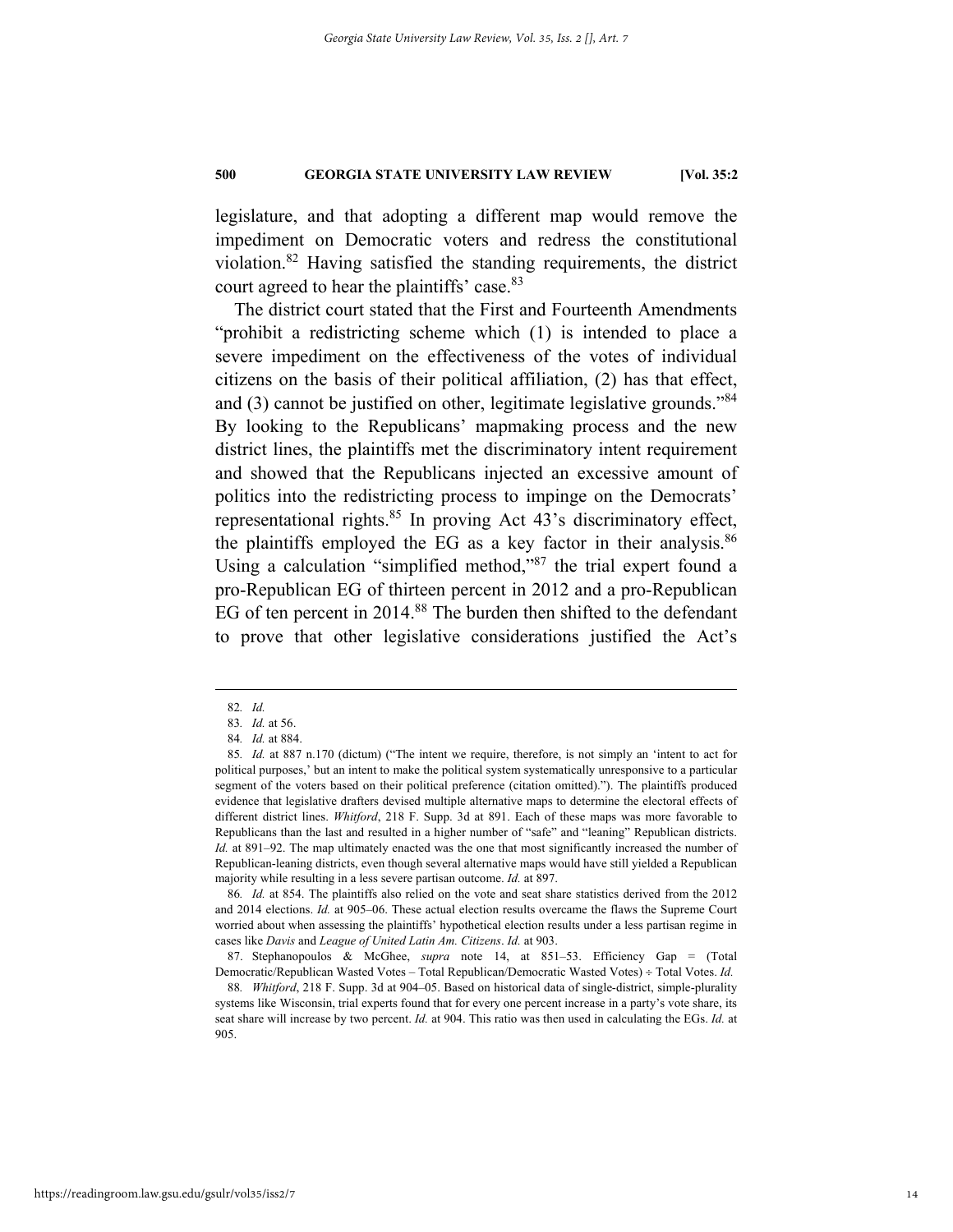legislature, and that adopting a different map would remove the impediment on Democratic voters and redress the constitutional violation.[82] Having satisfied the standing requirements, the district court agreed to hear the plaintiffs' case.[83]

The district court stated that the First and Fourteenth Amendments "prohibit a redistricting scheme which (1) is intended to place a severe impediment on the effectiveness of the votes of individual citizens on the basis of their political affiliation, (2) has that effect, and (3) cannot be justified on other, legitimate legislative grounds."[84] By looking to the Republicans' mapmaking process and the new district lines, the plaintiffs met the discriminatory intent requirement and showed that the Republicans injected an excessive amount of politics into the redistricting process to impinge on the Democrats' representational rights.[85] In proving Act 43's discriminatory effect, the plaintiffs employed the EG as a key factor in their analysis.[86] Using a calculation "simplified method,"[87] the trial expert found a pro-Republican EG of thirteen percent in 2012 and a pro-Republican EG of ten percent in 2014.[88] The burden then shifted to the defendant to prove that other legislative considerations justified the Act's

---

82. *Id.*

83. *Id.* at 56.

84. *Id.* at 884.

85. *Id.* at 887 n.170 (dictum) ("The intent we require, therefore, is not simply an 'intent to act for political purposes,' but an intent to make the political system systematically unresponsive to a particular segment of the voters based on their political preference (citation omitted)."). The plaintiffs produced evidence that legislative drafters devised multiple alternative maps to determine the electoral effects of different district lines. *Whitford*, 218 F. Supp. 3d at 891. Each of these maps was more favorable to Republicans than the last and resulted in a higher number of "safe" and "leaning" Republican districts. *Id.* at 891–92. The map ultimately enacted was the one that most significantly increased the number of Republican-leaning districts, even though several alternative maps would have still yielded a Republican majority while resulting in a less severe partisan outcome. *Id.* at 897.

86. *Id.* at 854. The plaintiffs also relied on the vote and seat share statistics derived from the 2012 and 2014 elections. *Id.* at 905–06. These actual election results overcame the flaws the Supreme Court worried about when assessing the plaintiffs' hypothetical election results under a less partisan regime in cases like *Davis* and *League of United Latin Am. Citizens*. *Id.* at 903.

87. Stephanopoulos & McGhee, *supra* note 14, at 851–53. Efficiency Gap = (Total Democratic/Republican Wasted Votes – Total Republican/Democratic Wasted Votes) ÷ Total Votes. *Id.*

88. *Whitford*, 218 F. Supp. 3d at 904–05. Based on historical data of single-district, simple-plurality systems like Wisconsin, trial experts found that for every one percent increase in a party's vote share, its seat share will increase by two percent. *Id.* at 904. This ratio was then used in calculating the EGs. *Id.* at 905.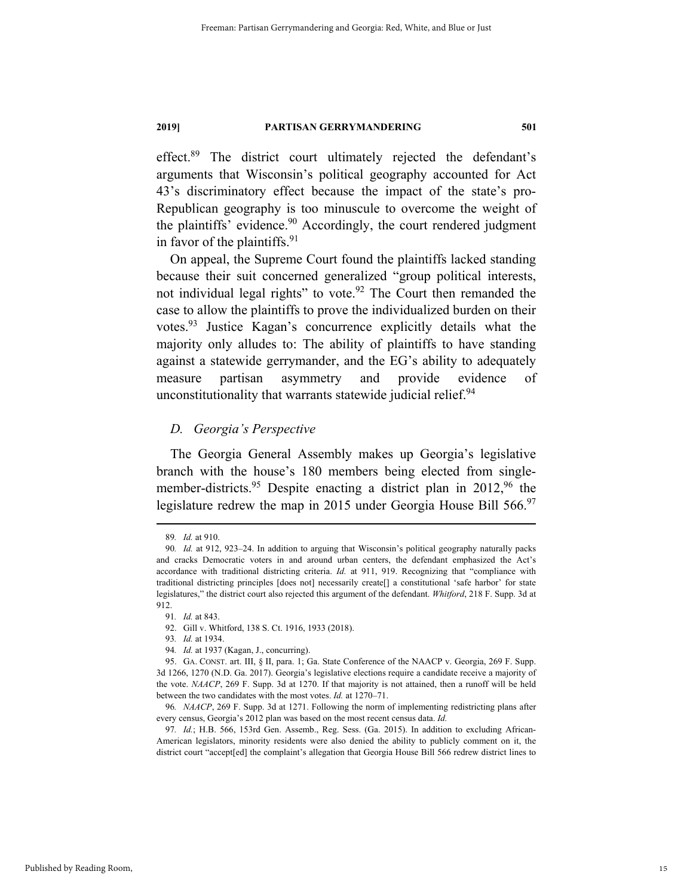effect.[89] The district court ultimately rejected the defendant's arguments that Wisconsin's political geography accounted for Act 43's discriminatory effect because the impact of the state's pro-Republican geography is too minuscule to overcome the weight of the plaintiffs' evidence.[90] Accordingly, the court rendered judgment in favor of the plaintiffs.[91]

On appeal, the Supreme Court found the plaintiffs lacked standing because their suit concerned generalized "group political interests, not individual legal rights" to vote.[92] The Court then remanded the case to allow the plaintiffs to prove the individualized burden on their votes.[93] Justice Kagan's concurrence explicitly details what the majority only alludes to: The ability of plaintiffs to have standing against a statewide gerrymander, and the EG's ability to adequately measure partisan asymmetry and provide evidence of unconstitutionality that warrants statewide judicial relief.[94]

### *D. Georgia's Perspective*

The Georgia General Assembly makes up Georgia's legislative branch with the house's 180 members being elected from single-member-districts.[95] Despite enacting a district plan in 2012,[96] the legislature redrew the map in 2015 under Georgia House Bill 566.[97]

---

89. *Id.* at 910.

90. *Id.* at 912, 923–24. In addition to arguing that Wisconsin's political geography naturally packs and cracks Democratic voters in and around urban centers, the defendant emphasized the Act's accordance with traditional districting criteria. *Id.* at 911, 919. Recognizing that "compliance with traditional districting principles [does not] necessarily create[] a constitutional 'safe harbor' for state legislatures," the district court also rejected this argument of the defendant. *Whitford*, 218 F. Supp. 3d at 912.

91. *Id.* at 843.

92. Gill v. Whitford, 138 S. Ct. 1916, 1933 (2018).

93. *Id.* at 1934.

94. *Id.* at 1937 (Kagan, J., concurring).

95. GA. CONST. art. III, § II, para. 1; Ga. State Conference of the NAACP v. Georgia, 269 F. Supp. 3d 1266, 1270 (N.D. Ga. 2017). Georgia's legislative elections require a candidate receive a majority of the vote. *NAACP*, 269 F. Supp. 3d at 1270. If that majority is not attained, then a runoff will be held between the two candidates with the most votes. *Id.* at 1270–71.

96. *NAACP*, 269 F. Supp. 3d at 1271. Following the norm of implementing redistricting plans after every census, Georgia's 2012 plan was based on the most recent census data. *Id.*

97. *Id.*; H.B. 566, 153rd Gen. Assemb., Reg. Sess. (Ga. 2015). In addition to excluding African-American legislators, minority residents were also denied the ability to publicly comment on it, the district court "accept[ed] the complaint's allegation that Georgia House Bill 566 redrew district lines to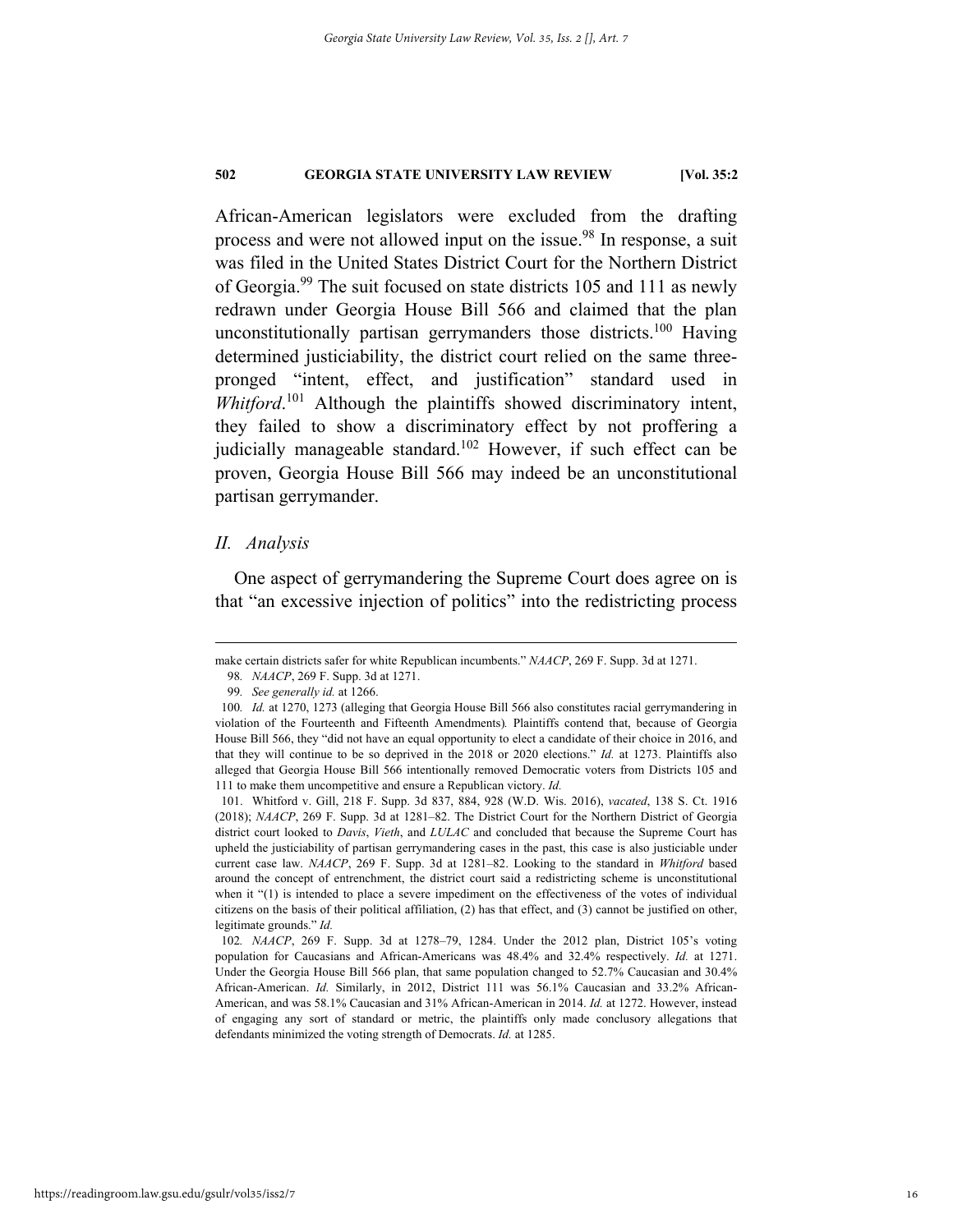African-American legislators were excluded from the drafting process and were not allowed input on the issue.[98] In response, a suit was filed in the United States District Court for the Northern District of Georgia.[99] The suit focused on state districts 105 and 111 as newly redrawn under Georgia House Bill 566 and claimed that the plan unconstitutionally partisan gerrymanders those districts.[100] Having determined justiciability, the district court relied on the same three-pronged "intent, effect, and justification" standard used in *Whitford*.[101] Although the plaintiffs showed discriminatory intent, they failed to show a discriminatory effect by not proffering a judicially manageable standard.[102] However, if such effect can be proven, Georgia House Bill 566 may indeed be an unconstitutional partisan gerrymander.

## *II. Analysis*

One aspect of gerrymandering the Supreme Court does agree on is that "an excessive injection of politics" into the redistricting process

---

make certain districts safer for white Republican incumbents." *NAACP*, 269 F. Supp. 3d at 1271.

98. *NAACP*, 269 F. Supp. 3d at 1271.

99. *See generally id.* at 1266.

100. *Id.* at 1270, 1273 (alleging that Georgia House Bill 566 also constitutes racial gerrymandering in violation of the Fourteenth and Fifteenth Amendments). Plaintiffs contend that, because of Georgia House Bill 566, they "did not have an equal opportunity to elect a candidate of their choice in 2016, and that they will continue to be so deprived in the 2018 or 2020 elections." *Id.* at 1273. Plaintiffs also alleged that Georgia House Bill 566 intentionally removed Democratic voters from Districts 105 and 111 to make them uncompetitive and ensure a Republican victory. *Id.*

101. Whitford v. Gill, 218 F. Supp. 3d 837, 884, 928 (W.D. Wis. 2016), *vacated*, 138 S. Ct. 1916 (2018); *NAACP*, 269 F. Supp. 3d at 1281–82. The District Court for the Northern District of Georgia district court looked to *Davis*, *Vieth*, and *LULAC* and concluded that because the Supreme Court has upheld the justiciability of partisan gerrymandering cases in the past, this case is also justiciable under current case law. *NAACP*, 269 F. Supp. 3d at 1281–82. Looking to the standard in *Whitford* based around the concept of entrenchment, the district court said a redistricting scheme is unconstitutional when it "(1) is intended to place a severe impediment on the effectiveness of the votes of individual citizens on the basis of their political affiliation, (2) has that effect, and (3) cannot be justified on other, legitimate grounds." *Id.*

102. *NAACP*, 269 F. Supp. 3d at 1278–79, 1284. Under the 2012 plan, District 105's voting population for Caucasians and African-Americans was 48.4% and 32.4% respectively. *Id.* at 1271. Under the Georgia House Bill 566 plan, that same population changed to 52.7% Caucasian and 30.4% African-American. *Id.* Similarly, in 2012, District 111 was 56.1% Caucasian and 33.2% African-American, and was 58.1% Caucasian and 31% African-American in 2014. *Id.* at 1272. However, instead of engaging any sort of standard or metric, the plaintiffs only made conclusory allegations that defendants minimized the voting strength of Democrats. *Id.* at 1285.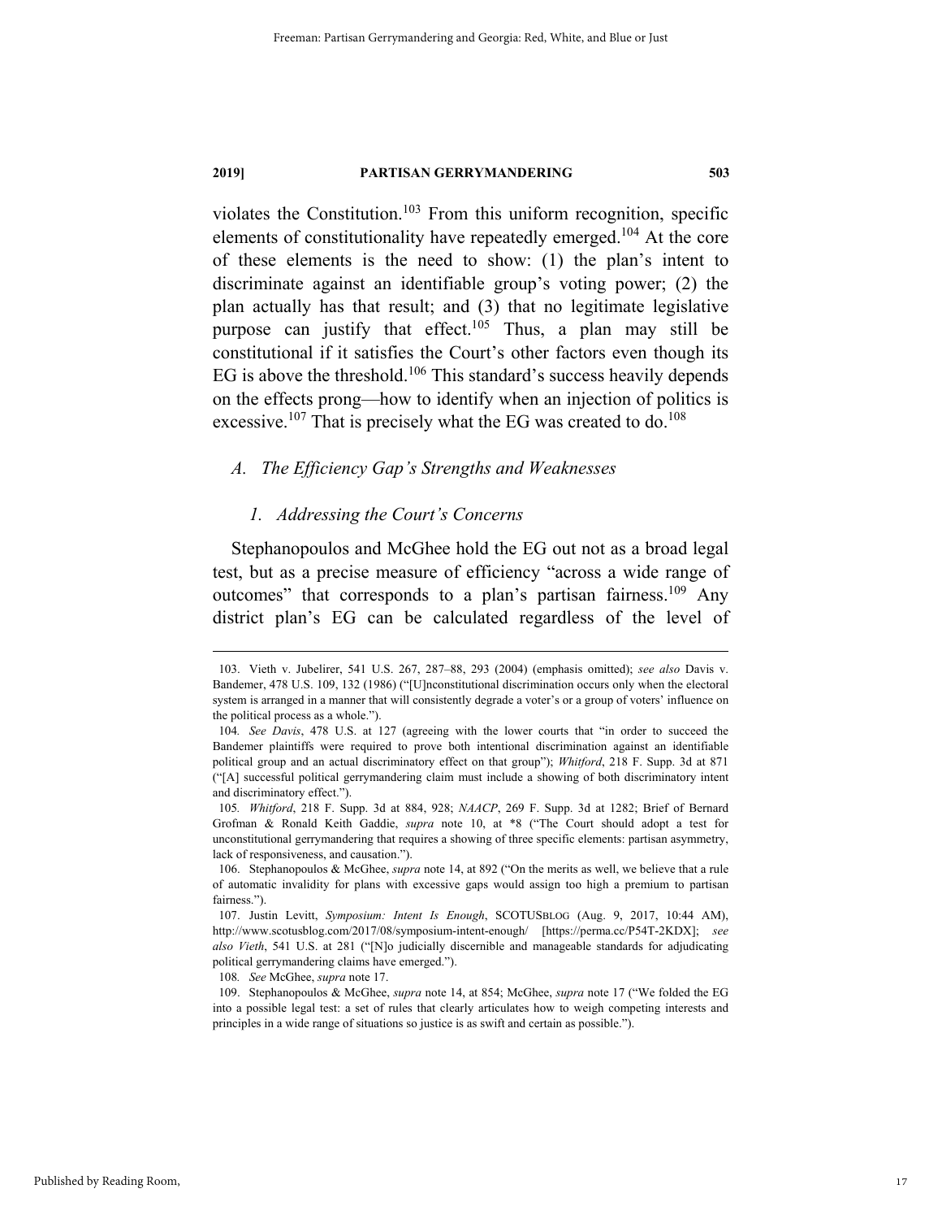violates the Constitution.[103] From this uniform recognition, specific elements of constitutionality have repeatedly emerged.[104] At the core of these elements is the need to show: (1) the plan's intent to discriminate against an identifiable group's voting power; (2) the plan actually has that result; and (3) that no legitimate legislative purpose can justify that effect.[105] Thus, a plan may still be constitutional if it satisfies the Court's other factors even though its EG is above the threshold.[106] This standard's success heavily depends on the effects prong—how to identify when an injection of politics is excessive.[107] That is precisely what the EG was created to do.[108]

### *A. The Efficiency Gap's Strengths and Weaknesses*

#### *1. Addressing the Court's Concerns*

Stephanopoulos and McGhee hold the EG out not as a broad legal test, but as a precise measure of efficiency "across a wide range of outcomes" that corresponds to a plan's partisan fairness.[109] Any district plan's EG can be calculated regardless of the level of

---

103. Vieth v. Jubelirer, 541 U.S. 267, 287–88, 293 (2004) (emphasis omitted); *see also* Davis v. Bandemer, 478 U.S. 109, 132 (1986) ("[U]nconstitutional discrimination occurs only when the electoral system is arranged in a manner that will consistently degrade a voter's or a group of voters' influence on the political process as a whole.").

104. *See Davis*, 478 U.S. at 127 (agreeing with the lower courts that "in order to succeed the Bandemer plaintiffs were required to prove both intentional discrimination against an identifiable political group and an actual discriminatory effect on that group"); *Whitford*, 218 F. Supp. 3d at 871 ("[A] successful political gerrymandering claim must include a showing of both discriminatory intent and discriminatory effect.").

105. *Whitford*, 218 F. Supp. 3d at 884, 928; *NAACP*, 269 F. Supp. 3d at 1282; Brief of Bernard Grofman & Ronald Keith Gaddie, *supra* note 10, at *8 ("The Court should adopt a test for unconstitutional gerrymandering that requires a showing of three specific elements: partisan asymmetry, lack of responsiveness, and causation.").

106. Stephanopoulos & McGhee, *supra* note 14, at 892 ("On the merits as well, we believe that a rule of automatic invalidity for plans with excessive gaps would assign too high a premium to partisan fairness.").

107. Justin Levitt, *Symposium: Intent Is Enough*, SCOTUSBLOG (Aug. 9, 2017, 10:44 AM), http://www.scotusblog.com/2017/08/symposium-intent-enough/ [https://perma.cc/P54T-2KDX]; *see also Vieth*, 541 U.S. at 281 ("[N]o judicially discernible and manageable standards for adjudicating political gerrymandering claims have emerged.").

108. *See* McGhee, *supra* note 17.

109. Stephanopoulos & McGhee, *supra* note 14, at 854; McGhee, *supra* note 17 ("We folded the EG into a possible legal test: a set of rules that clearly articulates how to weigh competing interests and principles in a wide range of situations so justice is as swift and certain as possible.").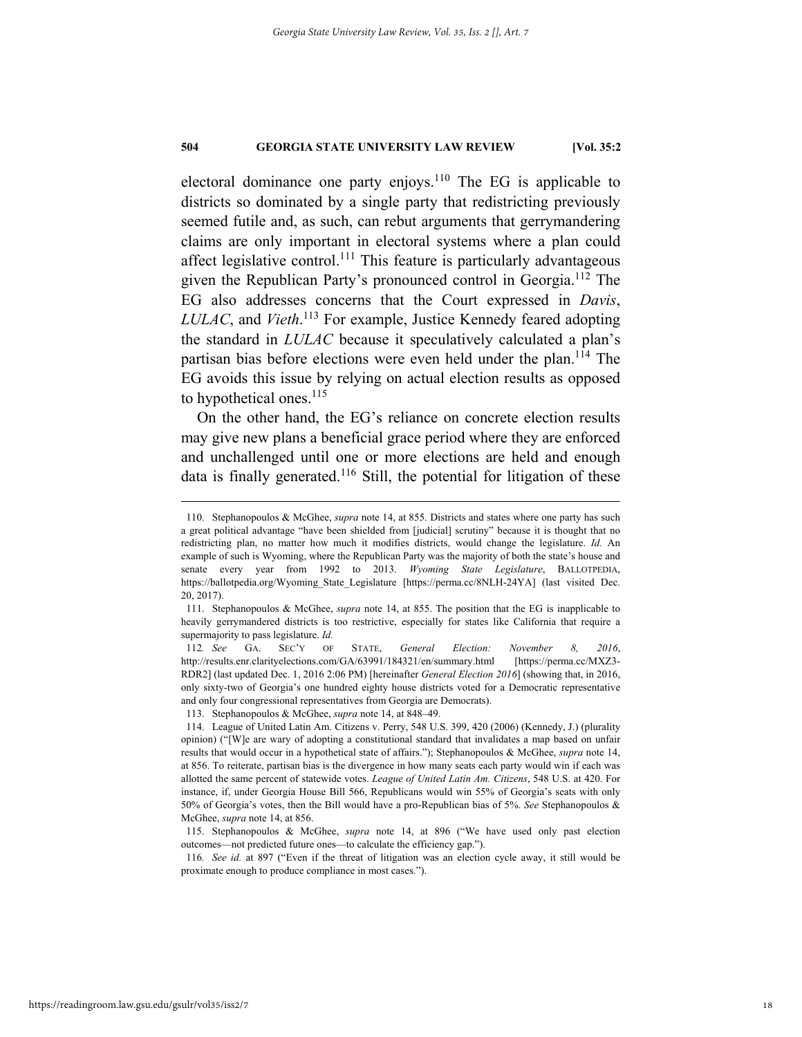electoral dominance one party enjoys.[110] The EG is applicable to districts so dominated by a single party that redistricting previously seemed futile and, as such, can rebut arguments that gerrymandering claims are only important in electoral systems where a plan could affect legislative control.[111] This feature is particularly advantageous given the Republican Party's pronounced control in Georgia.[112] The EG also addresses concerns that the Court expressed in *Davis*, *LULAC*, and *Vieth*.[113] For example, Justice Kennedy feared adopting the standard in *LULAC* because it speculatively calculated a plan's partisan bias before elections were even held under the plan.[114] The EG avoids this issue by relying on actual election results as opposed to hypothetical ones.[115]

On the other hand, the EG's reliance on concrete election results may give new plans a beneficial grace period where they are enforced and unchallenged until one or more elections are held and enough data is finally generated.[116] Still, the potential for litigation of these

---

110. Stephanopoulos & McGhee, *supra* note 14, at 855. Districts and states where one party has such a great political advantage "have been shielded from [judicial] scrutiny" because it is thought that no redistricting plan, no matter how much it modifies districts, would change the legislature. *Id.* An example of such is Wyoming, where the Republican Party was the majority of both the state's house and senate every year from 1992 to 2013. *Wyoming State Legislature*, BALLOTPEDIA, https://ballotpedia.org/Wyoming_State_Legislature [https://perma.cc/8NLH-24YA] (last visited Dec. 20, 2017).

111. Stephanopoulos & McGhee, *supra* note 14, at 855. The position that the EG is inapplicable to heavily gerrymandered districts is too restrictive, especially for states like California that require a supermajority to pass legislature. *Id.*

112. *See* GA. SEC'Y OF STATE, *General Election: November 8, 2016*, http://results.enr.clarityelections.com/GA/63991/184321/en/summary.html [https://perma.cc/MXZ3-RDR2] (last updated Dec. 1, 2016 2:06 PM) [hereinafter *General Election 2016*] (showing that, in 2016, only sixty-two of Georgia's one hundred eighty house districts voted for a Democratic representative and only four congressional representatives from Georgia are Democrats).

113. Stephanopoulos & McGhee, *supra* note 14, at 848–49.

114. League of United Latin Am. Citizens v. Perry, 548 U.S. 399, 420 (2006) (Kennedy, J.) (plurality opinion) ("[W]e are wary of adopting a constitutional standard that invalidates a map based on unfair results that would occur in a hypothetical state of affairs."); Stephanopoulos & McGhee, *supra* note 14, at 856. To reiterate, partisan bias is the divergence in how many seats each party would win if each was allotted the same percent of statewide votes. *League of United Latin Am. Citizens*, 548 U.S. at 420. For instance, if, under Georgia House Bill 566, Republicans would win 55% of Georgia's seats with only 50% of Georgia's votes, then the Bill would have a pro-Republican bias of 5%. *See* Stephanopoulos & McGhee, *supra* note 14, at 856.

115. Stephanopoulos & McGhee, *supra* note 14, at 896 ("We have used only past election outcomes—not predicted future ones—to calculate the efficiency gap.").

116. *See id.* at 897 ("Even if the threat of litigation was an election cycle away, it still would be proximate enough to produce compliance in most cases.").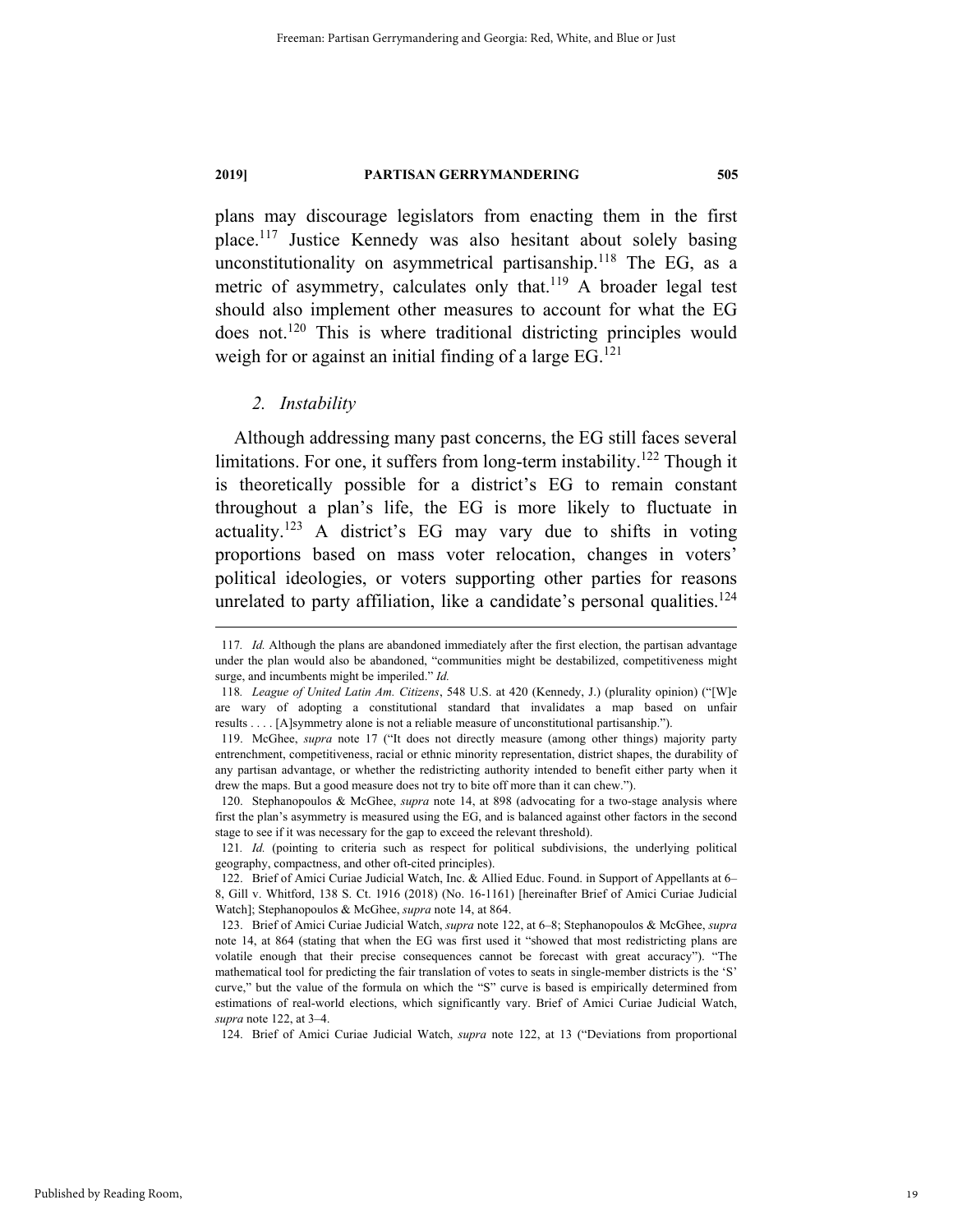plans may discourage legislators from enacting them in the first place.[117] Justice Kennedy was also hesitant about solely basing unconstitutionality on asymmetrical partisanship.[118] The EG, as a metric of asymmetry, calculates only that.[119] A broader legal test should also implement other measures to account for what the EG does not.[120] This is where traditional districting principles would weigh for or against an initial finding of a large EG.[121]

### *2. Instability*

Although addressing many past concerns, the EG still faces several limitations. For one, it suffers from long-term instability.[122] Though it is theoretically possible for a district's EG to remain constant throughout a plan's life, the EG is more likely to fluctuate in actuality.[123] A district's EG may vary due to shifts in voting proportions based on mass voter relocation, changes in voters' political ideologies, or voters supporting other parties for reasons unrelated to party affiliation, like a candidate's personal qualities.[124]

---

117. *Id.* Although the plans are abandoned immediately after the first election, the partisan advantage under the plan would also be abandoned, "communities might be destabilized, competitiveness might surge, and incumbents might be imperiled." *Id.*

118. *League of United Latin Am. Citizens*, 548 U.S. at 420 (Kennedy, J.) (plurality opinion) ("[W]e are wary of adopting a constitutional standard that invalidates a map based on unfair results . . . . [A]symmetry alone is not a reliable measure of unconstitutional partisanship.").

119. McGhee, *supra* note 17 ("It does not directly measure (among other things) majority party entrenchment, competitiveness, racial or ethnic minority representation, district shapes, the durability of any partisan advantage, or whether the redistricting authority intended to benefit either party when it drew the maps. But a good measure does not try to bite off more than it can chew.").

120. Stephanopoulos & McGhee, *supra* note 14, at 898 (advocating for a two-stage analysis where first the plan's asymmetry is measured using the EG, and is balanced against other factors in the second stage to see if it was necessary for the gap to exceed the relevant threshold).

121. *Id.* (pointing to criteria such as respect for political subdivisions, the underlying political geography, compactness, and other oft-cited principles).

122. Brief of Amici Curiae Judicial Watch, Inc. & Allied Educ. Found. in Support of Appellants at 6–8, Gill v. Whitford, 138 S. Ct. 1916 (2018) (No. 16-1161) [hereinafter Brief of Amici Curiae Judicial Watch]; Stephanopoulos & McGhee, *supra* note 14, at 864.

123. Brief of Amici Curiae Judicial Watch, *supra* note 122, at 6–8; Stephanopoulos & McGhee, *supra* note 14, at 864 (stating that when the EG was first used it "showed that most redistricting plans are volatile enough that their precise consequences cannot be forecast with great accuracy"). "The mathematical tool for predicting the fair translation of votes to seats in single-member districts is the 'S' curve," but the value of the formula on which the "S" curve is based is empirically determined from estimations of real-world elections, which significantly vary. Brief of Amici Curiae Judicial Watch, *supra* note 122, at 3–4.

124. Brief of Amici Curiae Judicial Watch, *supra* note 122, at 13 ("Deviations from proportional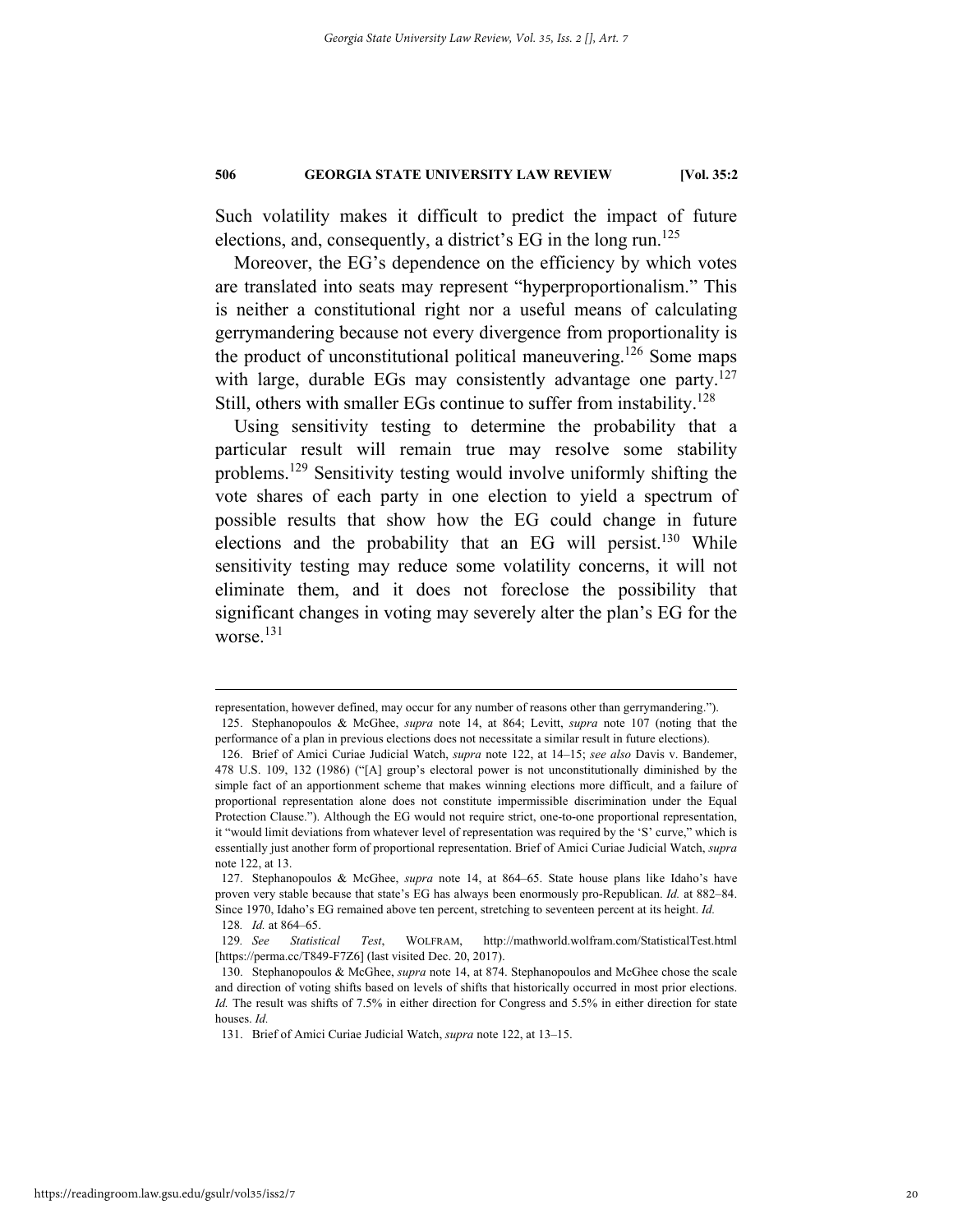Such volatility makes it difficult to predict the impact of future elections, and, consequently, a district's EG in the long run.[125]

Moreover, the EG's dependence on the efficiency by which votes are translated into seats may represent "hyperproportionalism." This is neither a constitutional right nor a useful means of calculating gerrymandering because not every divergence from proportionality is the product of unconstitutional political maneuvering.[126] Some maps with large, durable EGs may consistently advantage one party.[127] Still, others with smaller EGs continue to suffer from instability.[128]

Using sensitivity testing to determine the probability that a particular result will remain true may resolve some stability problems.[129] Sensitivity testing would involve uniformly shifting the vote shares of each party in one election to yield a spectrum of possible results that show how the EG could change in future elections and the probability that an EG will persist.[130] While sensitivity testing may reduce some volatility concerns, it will not eliminate them, and it does not foreclose the possibility that significant changes in voting may severely alter the plan's EG for the worse.[131]

---

representation, however defined, may occur for any number of reasons other than gerrymandering.").

125. Stephanopoulos & McGhee, *supra* note 14, at 864; Levitt, *supra* note 107 (noting that the performance of a plan in previous elections does not necessitate a similar result in future elections).

126. Brief of Amici Curiae Judicial Watch, *supra* note 122, at 14–15; *see also* Davis v. Bandemer, 478 U.S. 109, 132 (1986) ("[A] group's electoral power is not unconstitutionally diminished by the simple fact of an apportionment scheme that makes winning elections more difficult, and a failure of proportional representation alone does not constitute impermissible discrimination under the Equal Protection Clause."). Although the EG would not require strict, one-to-one proportional representation, it "would limit deviations from whatever level of representation was required by the 'S' curve," which is essentially just another form of proportional representation. Brief of Amici Curiae Judicial Watch, *supra* note 122, at 13.

127. Stephanopoulos & McGhee, *supra* note 14, at 864–65. State house plans like Idaho's have proven very stable because that state's EG has always been enormously pro-Republican. *Id.* at 882–84. Since 1970, Idaho's EG remained above ten percent, stretching to seventeen percent at its height. *Id.*

128. *Id.* at 864–65.

129. *See Statistical Test*, WOLFRAM, http://mathworld.wolfram.com/StatisticalTest.html [https://perma.cc/T849-F7Z6] (last visited Dec. 20, 2017).

130. Stephanopoulos & McGhee, *supra* note 14, at 874. Stephanopoulos and McGhee chose the scale and direction of voting shifts based on levels of shifts that historically occurred in most prior elections. *Id.* The result was shifts of 7.5% in either direction for Congress and 5.5% in either direction for state houses. *Id.*

131. Brief of Amici Curiae Judicial Watch, *supra* note 122, at 13–15.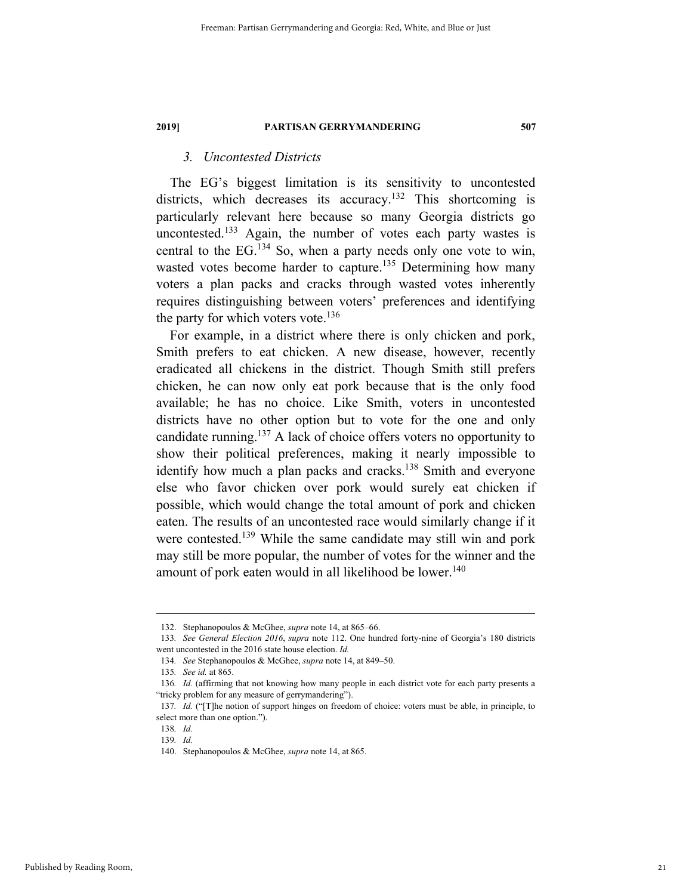### *3. Uncontested Districts*

The EG's biggest limitation is its sensitivity to uncontested districts, which decreases its accuracy.[132] This shortcoming is particularly relevant here because so many Georgia districts go uncontested.[133] Again, the number of votes each party wastes is central to the EG.[134] So, when a party needs only one vote to win, wasted votes become harder to capture.[135] Determining how many voters a plan packs and cracks through wasted votes inherently requires distinguishing between voters' preferences and identifying the party for which voters vote.[136]

For example, in a district where there is only chicken and pork, Smith prefers to eat chicken. A new disease, however, recently eradicated all chickens in the district. Though Smith still prefers chicken, he can now only eat pork because that is the only food available; he has no choice. Like Smith, voters in uncontested districts have no other option but to vote for the one and only candidate running.[137] A lack of choice offers voters no opportunity to show their political preferences, making it nearly impossible to identify how much a plan packs and cracks.[138] Smith and everyone else who favor chicken over pork would surely eat chicken if possible, which would change the total amount of pork and chicken eaten. The results of an uncontested race would similarly change if it were contested.[139] While the same candidate may still win and pork may still be more popular, the number of votes for the winner and the amount of pork eaten would in all likelihood be lower.[140]

---

132. Stephanopoulos & McGhee, *supra* note 14, at 865–66.

133. *See General Election 2016*, *supra* note 112. One hundred forty-nine of Georgia's 180 districts went uncontested in the 2016 state house election. *Id.*

134. *See* Stephanopoulos & McGhee, *supra* note 14, at 849–50.

135. *See id.* at 865.

136. *Id.* (affirming that not knowing how many people in each district vote for each party presents a "tricky problem for any measure of gerrymandering").

137. *Id.* ("[T]he notion of support hinges on freedom of choice: voters must be able, in principle, to select more than one option.").

138. *Id.*

139. *Id.*

140. Stephanopoulos & McGhee, *supra* note 14, at 865.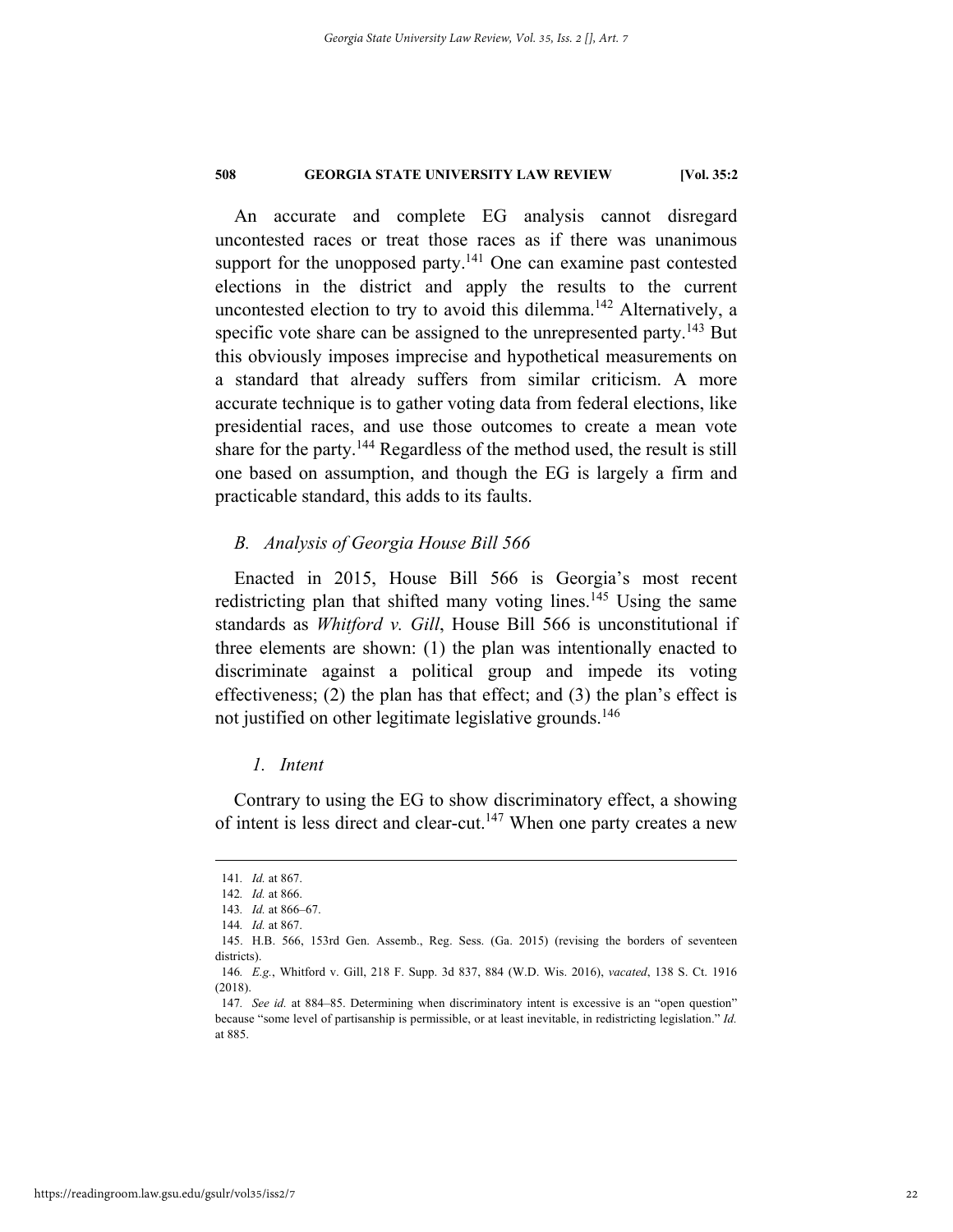An accurate and complete EG analysis cannot disregard uncontested races or treat those races as if there was unanimous support for the unopposed party.[141] One can examine past contested elections in the district and apply the results to the current uncontested election to try to avoid this dilemma.[142] Alternatively, a specific vote share can be assigned to the unrepresented party.[143] But this obviously imposes imprecise and hypothetical measurements on a standard that already suffers from similar criticism. A more accurate technique is to gather voting data from federal elections, like presidential races, and use those outcomes to create a mean vote share for the party.[144] Regardless of the method used, the result is still one based on assumption, and though the EG is largely a firm and practicable standard, this adds to its faults.

### *B. Analysis of Georgia House Bill 566*

Enacted in 2015, House Bill 566 is Georgia's most recent redistricting plan that shifted many voting lines.[145] Using the same standards as *Whitford v. Gill*, House Bill 566 is unconstitutional if three elements are shown: (1) the plan was intentionally enacted to discriminate against a political group and impede its voting effectiveness; (2) the plan has that effect; and (3) the plan's effect is not justified on other legitimate legislative grounds.[146]

#### *1. Intent*

Contrary to using the EG to show discriminatory effect, a showing of intent is less direct and clear-cut.[147] When one party creates a new

---

141. *Id.* at 867.

142. *Id.* at 866.

143. *Id.* at 866–67.

144. *Id.* at 867.

145. H.B. 566, 153rd Gen. Assemb., Reg. Sess. (Ga. 2015) (revising the borders of seventeen districts).

146. *E.g.*, Whitford v. Gill, 218 F. Supp. 3d 837, 884 (W.D. Wis. 2016), *vacated*, 138 S. Ct. 1916 (2018).

147. *See id.* at 884–85. Determining when discriminatory intent is excessive is an "open question" because "some level of partisanship is permissible, or at least inevitable, in redistricting legislation." *Id.* at 885.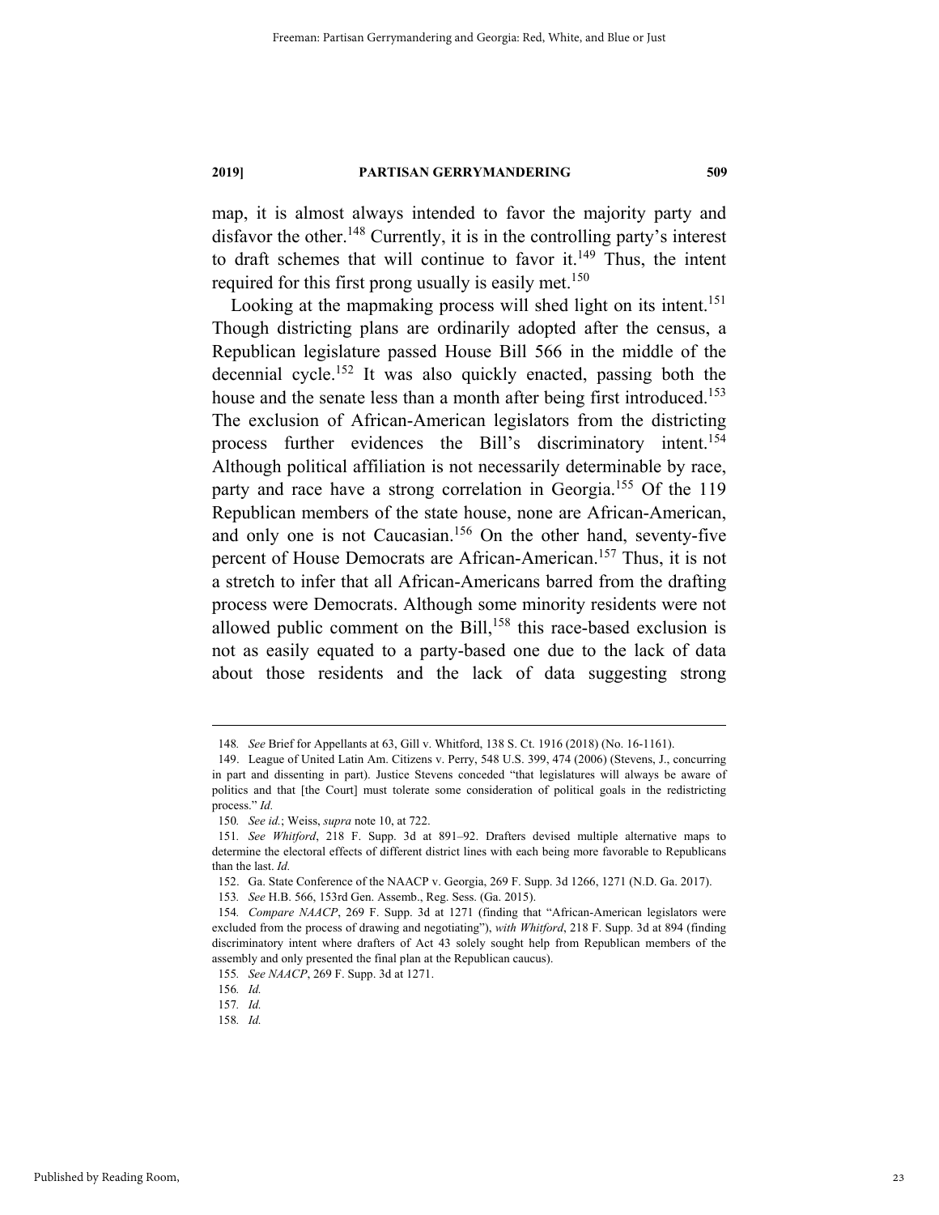map, it is almost always intended to favor the majority party and disfavor the other.[148] Currently, it is in the controlling party's interest to draft schemes that will continue to favor it.[149] Thus, the intent required for this first prong usually is easily met.[150]

Looking at the mapmaking process will shed light on its intent.[151] Though districting plans are ordinarily adopted after the census, a Republican legislature passed House Bill 566 in the middle of the decennial cycle.[152] It was also quickly enacted, passing both the house and the senate less than a month after being first introduced.[153] The exclusion of African-American legislators from the districting process further evidences the Bill's discriminatory intent.[154] Although political affiliation is not necessarily determinable by race, party and race have a strong correlation in Georgia.[155] Of the 119 Republican members of the state house, none are African-American, and only one is not Caucasian.[156] On the other hand, seventy-five percent of House Democrats are African-American.[157] Thus, it is not a stretch to infer that all African-Americans barred from the drafting process were Democrats. Although some minority residents were not allowed public comment on the Bill,[158] this race-based exclusion is not as easily equated to a party-based one due to the lack of data about those residents and the lack of data suggesting strong

---

148. *See* Brief for Appellants at 63, Gill v. Whitford, 138 S. Ct. 1916 (2018) (No. 16-1161).

149. League of United Latin Am. Citizens v. Perry, 548 U.S. 399, 474 (2006) (Stevens, J., concurring in part and dissenting in part). Justice Stevens conceded "that legislatures will always be aware of politics and that [the Court] must tolerate some consideration of political goals in the redistricting process." *Id.*

150. *See id.*; Weiss, *supra* note 10, at 722.

151. *See Whitford*, 218 F. Supp. 3d at 891–92. Drafters devised multiple alternative maps to determine the electoral effects of different district lines with each being more favorable to Republicans than the last. *Id.*

152. Ga. State Conference of the NAACP v. Georgia, 269 F. Supp. 3d 1266, 1271 (N.D. Ga. 2017).

153. *See* H.B. 566, 153rd Gen. Assemb., Reg. Sess. (Ga. 2015).

154. *Compare NAACP*, 269 F. Supp. 3d at 1271 (finding that "African-American legislators were excluded from the process of drawing and negotiating"), *with Whitford*, 218 F. Supp. 3d at 894 (finding discriminatory intent where drafters of Act 43 solely sought help from Republican members of the assembly and only presented the final plan at the Republican caucus).

155. *See NAACP*, 269 F. Supp. 3d at 1271.

156. *Id.*

157. *Id.*

158. *Id.*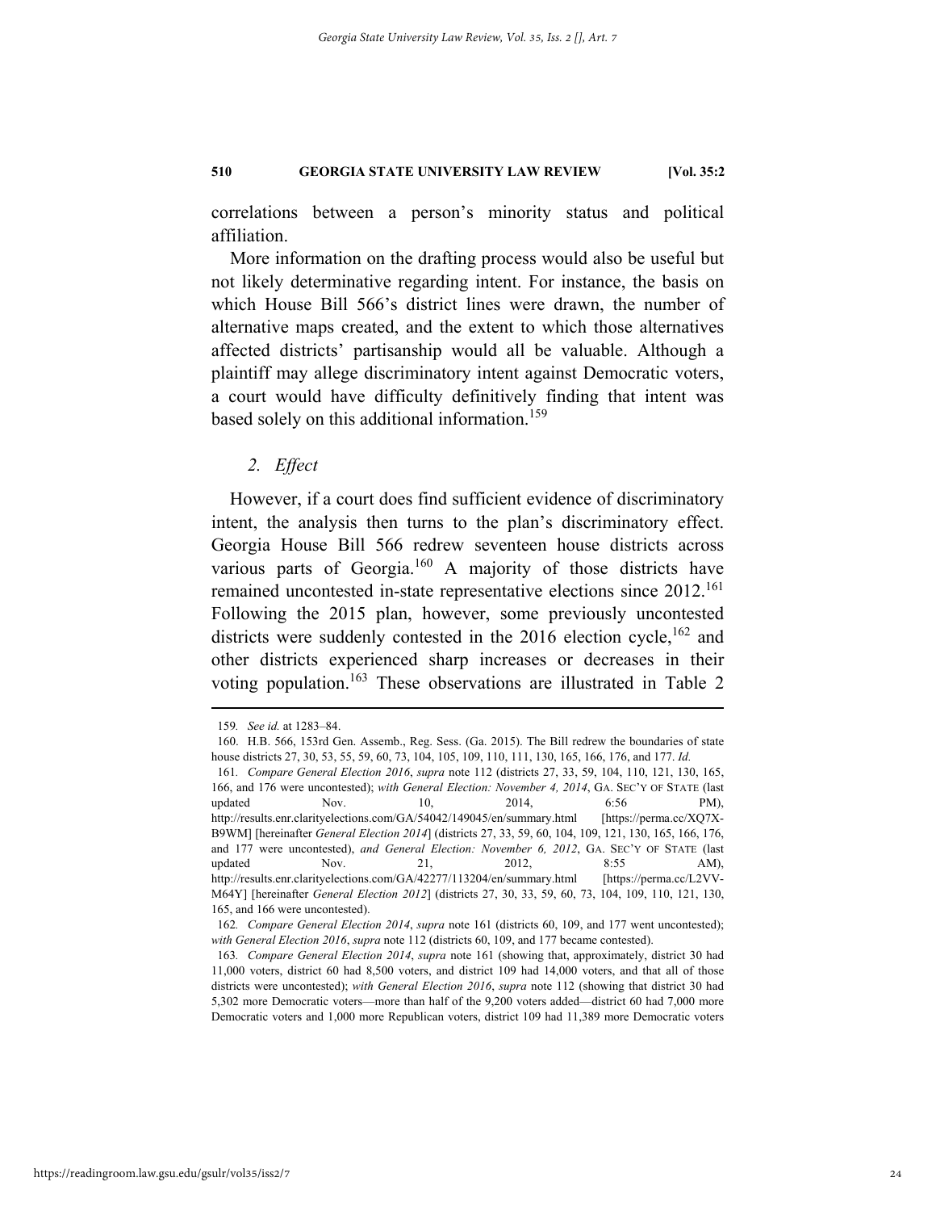correlations between a person's minority status and political affiliation.

More information on the drafting process would also be useful but not likely determinative regarding intent. For instance, the basis on which House Bill 566's district lines were drawn, the number of alternative maps created, and the extent to which those alternatives affected districts' partisanship would all be valuable. Although a plaintiff may allege discriminatory intent against Democratic voters, a court would have difficulty definitively finding that intent was based solely on this additional information.[159]

### *2. Effect*

However, if a court does find sufficient evidence of discriminatory intent, the analysis then turns to the plan's discriminatory effect. Georgia House Bill 566 redrew seventeen house districts across various parts of Georgia.[160] A majority of those districts have remained uncontested in-state representative elections since 2012.[161] Following the 2015 plan, however, some previously uncontested districts were suddenly contested in the 2016 election cycle,[162] and other districts experienced sharp increases or decreases in their voting population.[163] These observations are illustrated in Table 2

---

159. *See id.* at 1283–84.

160. H.B. 566, 153rd Gen. Assemb., Reg. Sess. (Ga. 2015). The Bill redrew the boundaries of state house districts 27, 30, 53, 55, 59, 60, 73, 104, 105, 109, 110, 111, 130, 165, 166, 176, and 177. *Id.*

161. *Compare General Election 2016*, *supra* note 112 (districts 27, 33, 59, 104, 110, 121, 130, 165, 166, and 176 were uncontested); *with General Election: November 4, 2014*, GA. SEC'Y OF STATE (last updated Nov. 10, 2014, 6:56 PM), http://results.enr.clarityelections.com/GA/54042/149045/en/summary.html [https://perma.cc/XQ7X-B9WM] [hereinafter *General Election 2014*] (districts 27, 33, 59, 60, 104, 109, 121, 130, 165, 166, 176, and 177 were uncontested), *and General Election: November 6, 2012*, GA. SEC'Y OF STATE (last updated Nov. 21, 2012, 8:55 AM), http://results.enr.clarityelections.com/GA/42277/113204/en/summary.html [https://perma.cc/L2VV-M64Y] [hereinafter *General Election 2012*] (districts 27, 30, 33, 59, 60, 73, 104, 109, 110, 121, 130, 165, and 166 were uncontested).

162. *Compare General Election 2014*, *supra* note 161 (districts 60, 109, and 177 went uncontested); *with General Election 2016*, *supra* note 112 (districts 60, 109, and 177 became contested).

163. *Compare General Election 2014*, *supra* note 161 (showing that, approximately, district 30 had 11,000 voters, district 60 had 8,500 voters, and district 109 had 14,000 voters, and that all of those districts were uncontested); *with General Election 2016*, *supra* note 112 (showing that district 30 had 5,302 more Democratic voters—more than half of the 9,200 voters added—district 60 had 7,000 more Democratic voters and 1,000 more Republican voters, district 109 had 11,389 more Democratic voters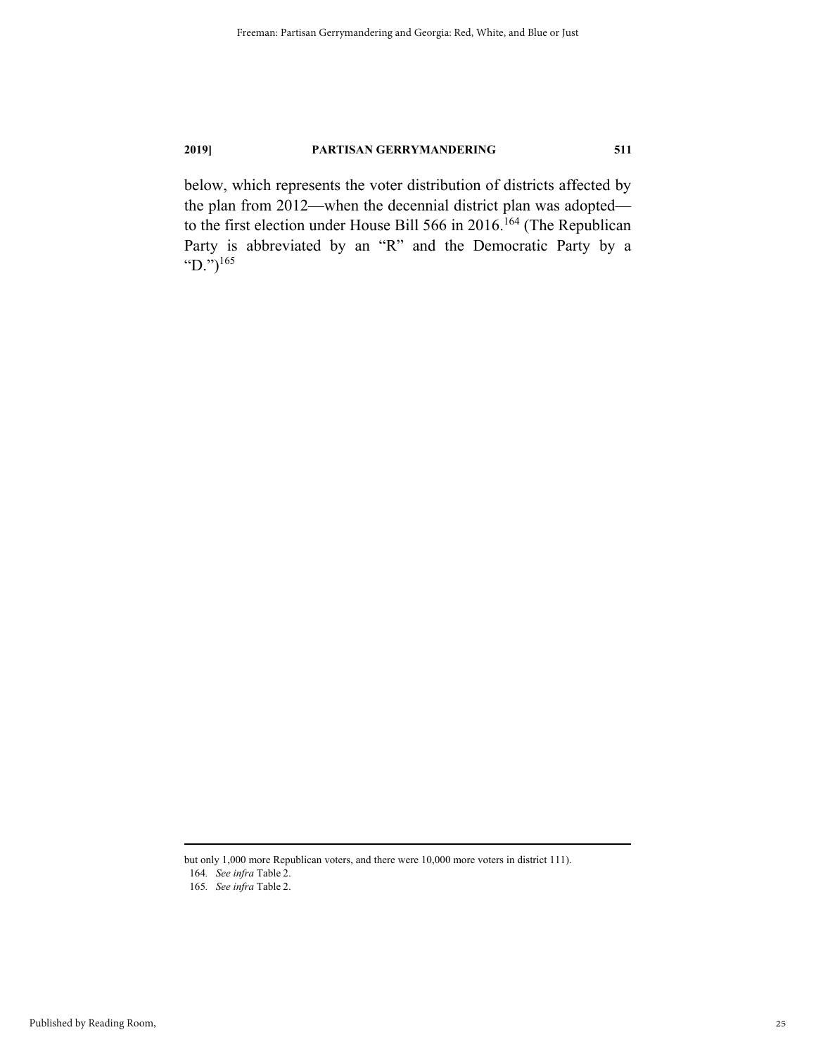below, which represents the voter distribution of districts affected by the plan from 2012—when the decennial district plan was adopted—to the first election under House Bill 566 in 2016.[164] (The Republican Party is abbreviated by an "R" and the Democratic Party by a "D.")[165]

---

but only 1,000 more Republican voters, and there were 10,000 more voters in district 111).

164. *See infra* Table 2.

165. *See infra* Table 2.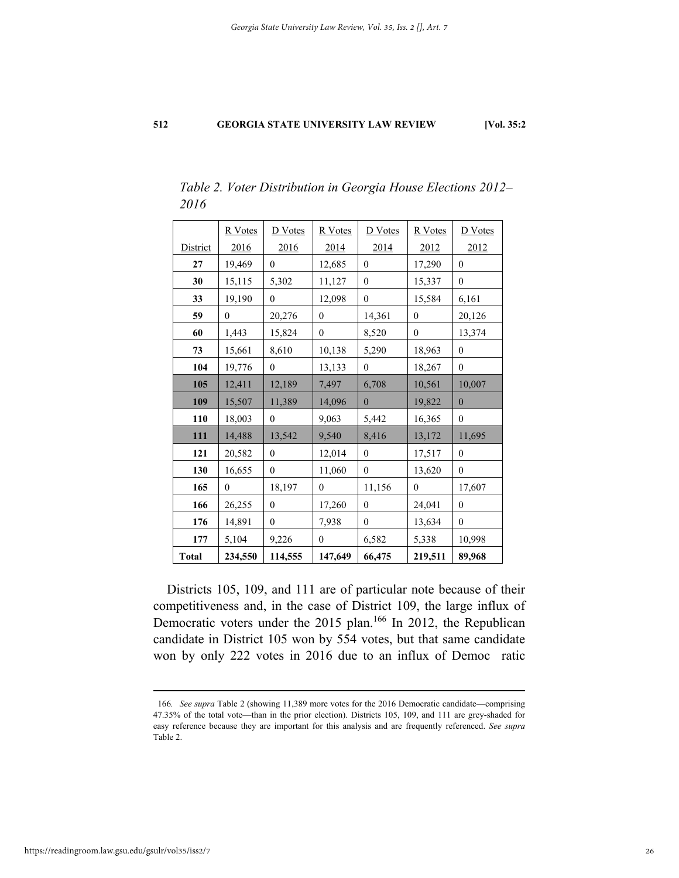*Table 2. Voter Distribution in Georgia House Elections 2012–2016*

| District | R Votes 2016 | D Votes 2016 | R Votes 2014 | D Votes 2014 | R Votes 2012 | D Votes 2012 |
|---|---|---|---|---|---|---|
| **27** | 19,469 | 0 | 12,685 | 0 | 17,290 | 0 |
| **30** | 15,115 | 5,302 | 11,127 | 0 | 15,337 | 0 |
| **33** | 19,190 | 0 | 12,098 | 0 | 15,584 | 6,161 |
| **59** | 0 | 20,276 | 0 | 14,361 | 0 | 20,126 |
| **60** | 1,443 | 15,824 | 0 | 8,520 | 0 | 13,374 |
| **73** | 15,661 | 8,610 | 10,138 | 5,290 | 18,963 | 0 |
| **104** | 19,776 | 0 | 13,133 | 0 | 18,267 | 0 |
| **105** | 12,411 | 12,189 | 7,497 | 6,708 | 10,561 | 10,007 |
| **109** | 15,507 | 11,389 | 14,096 | 0 | 19,822 | 0 |
| **110** | 18,003 | 0 | 9,063 | 5,442 | 16,365 | 0 |
| **111** | 14,488 | 13,542 | 9,540 | 8,416 | 13,172 | 11,695 |
| **121** | 20,582 | 0 | 12,014 | 0 | 17,517 | 0 |
| **130** | 16,655 | 0 | 11,060 | 0 | 13,620 | 0 |
| **165** | 0 | 18,197 | 0 | 11,156 | 0 | 17,607 |
| **166** | 26,255 | 0 | 17,260 | 0 | 24,041 | 0 |
| **176** | 14,891 | 0 | 7,938 | 0 | 13,634 | 0 |
| **177** | 5,104 | 9,226 | 0 | 6,582 | 5,338 | 10,998 |
| **Total** | **234,550** | **114,555** | **147,649** | **66,475** | **219,511** | **89,968** |

Districts 105, 109, and 111 are of particular note because of their competitiveness and, in the case of District 109, the large influx of Democratic voters under the 2015 plan.[166] In 2012, the Republican candidate in District 105 won by 554 votes, but that same candidate won by only 222 votes in 2016 due to an influx of Democ ratic

---

166. *See supra* Table 2 (showing 11,389 more votes for the 2016 Democratic candidate—comprising 47.35% of the total vote—than in the prior election). Districts 105, 109, and 111 are grey-shaded for easy reference because they are important for this analysis and are frequently referenced. *See supra* Table 2.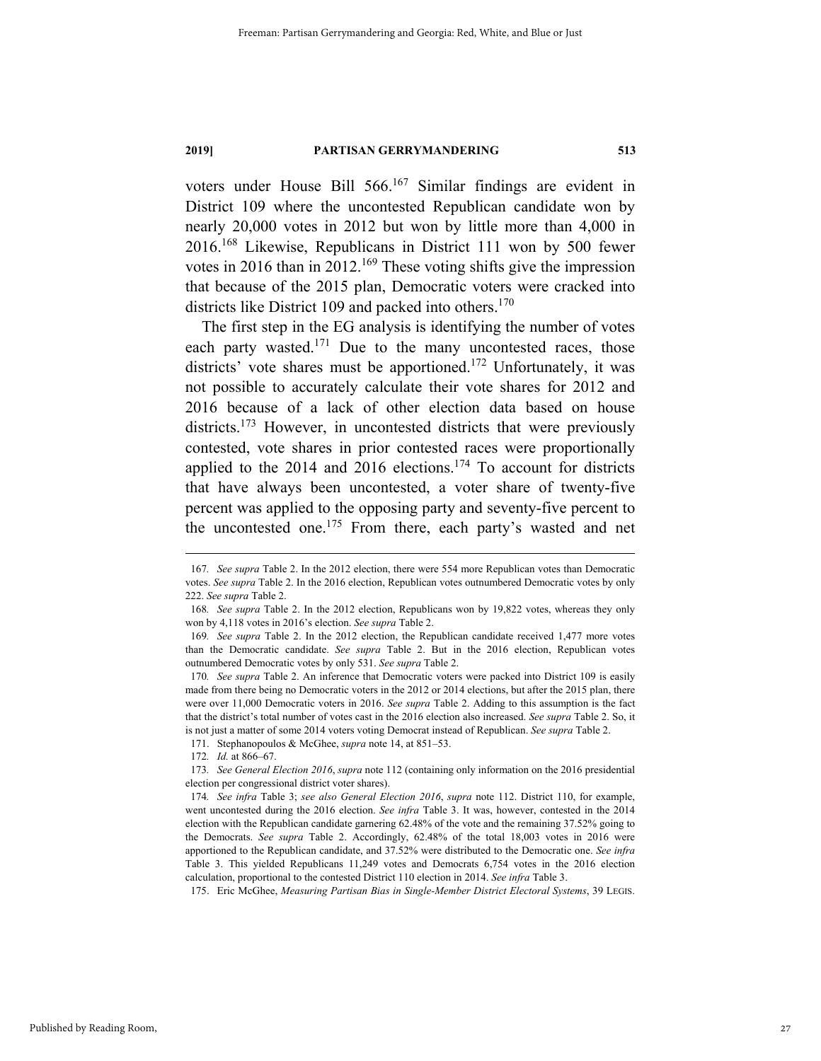voters under House Bill 566.[167] Similar findings are evident in District 109 where the uncontested Republican candidate won by nearly 20,000 votes in 2012 but won by little more than 4,000 in 2016.[168] Likewise, Republicans in District 111 won by 500 fewer votes in 2016 than in 2012.[169] These voting shifts give the impression that because of the 2015 plan, Democratic voters were cracked into districts like District 109 and packed into others.[170]

The first step in the EG analysis is identifying the number of votes each party wasted.[171] Due to the many uncontested races, those districts' vote shares must be apportioned.[172] Unfortunately, it was not possible to accurately calculate their vote shares for 2012 and 2016 because of a lack of other election data based on house districts.[173] However, in uncontested districts that were previously contested, vote shares in prior contested races were proportionally applied to the 2014 and 2016 elections.[174] To account for districts that have always been uncontested, a voter share of twenty-five percent was applied to the opposing party and seventy-five percent to the uncontested one.[175] From there, each party's wasted and net

---

167. *See supra* Table 2. In the 2012 election, there were 554 more Republican votes than Democratic votes. *See supra* Table 2. In the 2016 election, Republican votes outnumbered Democratic votes by only 222. *See supra* Table 2.

168. *See supra* Table 2. In the 2012 election, Republicans won by 19,822 votes, whereas they only won by 4,118 votes in 2016's election. *See supra* Table 2.

169. *See supra* Table 2. In the 2012 election, the Republican candidate received 1,477 more votes than the Democratic candidate. *See supra* Table 2. But in the 2016 election, Republican votes outnumbered Democratic votes by only 531. *See supra* Table 2.

170. *See supra* Table 2. An inference that Democratic voters were packed into District 109 is easily made from there being no Democratic voters in the 2012 or 2014 elections, but after the 2015 plan, there were over 11,000 Democratic voters in 2016. *See supra* Table 2. Adding to this assumption is the fact that the district's total number of votes cast in the 2016 election also increased. *See supra* Table 2. So, it is not just a matter of some 2014 voters voting Democrat instead of Republican. *See supra* Table 2.

171. Stephanopoulos & McGhee, *supra* note 14, at 851–53.

172. *Id.* at 866–67.

173. *See General Election 2016*, *supra* note 112 (containing only information on the 2016 presidential election per congressional district voter shares).

174. *See infra* Table 3; *see also General Election 2016*, *supra* note 112. District 110, for example, went uncontested during the 2016 election. *See infra* Table 3. It was, however, contested in the 2014 election with the Republican candidate garnering 62.48% of the vote and the remaining 37.52% going to the Democrats. *See supra* Table 2. Accordingly, 62.48% of the total 18,003 votes in 2016 were apportioned to the Republican candidate, and 37.52% were distributed to the Democratic one. *See infra* Table 3. This yielded Republicans 11,249 votes and Democrats 6,754 votes in the 2016 election calculation, proportional to the contested District 110 election in 2014. *See infra* Table 3.

175. Eric McGhee, *Measuring Partisan Bias in Single-Member District Electoral Systems*, 39 LEGIS.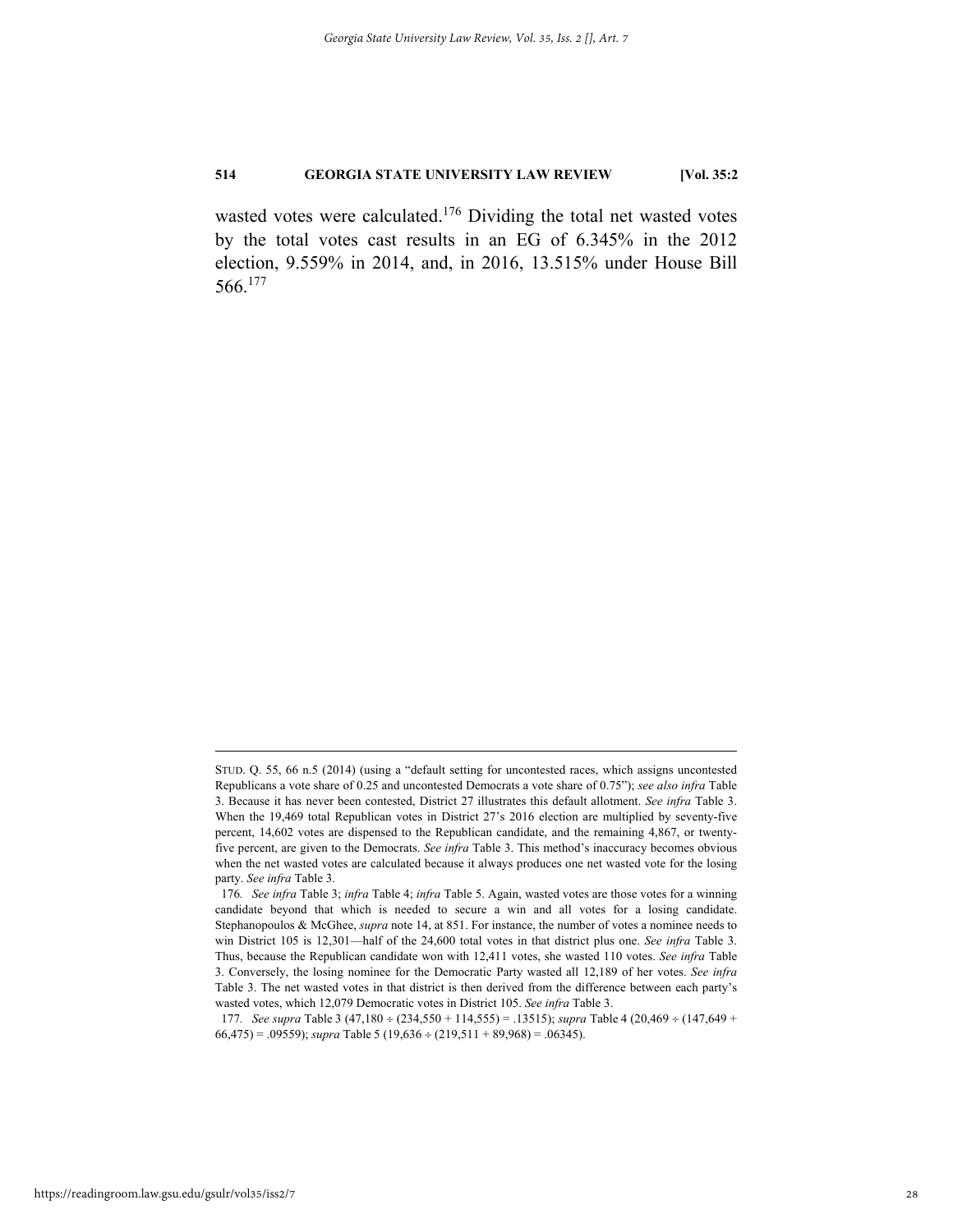wasted votes were calculated.[176] Dividing the total net wasted votes by the total votes cast results in an EG of 6.345% in the 2012 election, 9.559% in 2014, and, in 2016, 13.515% under House Bill 566.[177]

---

STUD. Q. 55, 66 n.5 (2014) (using a "default setting for uncontested races, which assigns uncontested Republicans a vote share of 0.25 and uncontested Democrats a vote share of 0.75"); *see also infra* Table 3. Because it has never been contested, District 27 illustrates this default allotment. *See infra* Table 3. When the 19,469 total Republican votes in District 27's 2016 election are multiplied by seventy-five percent, 14,602 votes are dispensed to the Republican candidate, and the remaining 4,867, or twenty-five percent, are given to the Democrats. *See infra* Table 3. This method's inaccuracy becomes obvious when the net wasted votes are calculated because it always produces one net wasted vote for the losing party. *See infra* Table 3.

176. *See infra* Table 3; *infra* Table 4; *infra* Table 5. Again, wasted votes are those votes for a winning candidate beyond that which is needed to secure a win and all votes for a losing candidate. Stephanopoulos & McGhee, *supra* note 14, at 851. For instance, the number of votes a nominee needs to win District 105 is 12,301—half of the 24,600 total votes in that district plus one. *See infra* Table 3. Thus, because the Republican candidate won with 12,411 votes, she wasted 110 votes. *See infra* Table 3. Conversely, the losing nominee for the Democratic Party wasted all 12,189 of her votes. *See infra* Table 3. The net wasted votes in that district is then derived from the difference between each party's wasted votes, which 12,079 Democratic votes in District 105. *See infra* Table 3.

177. *See supra* Table 3 (47,180 ÷ (234,550 + 114,555) = .13515); *supra* Table 4 (20,469 ÷ (147,649 + 66,475) = .09559); *supra* Table 5 (19,636 ÷ (219,511 + 89,968) = .06345).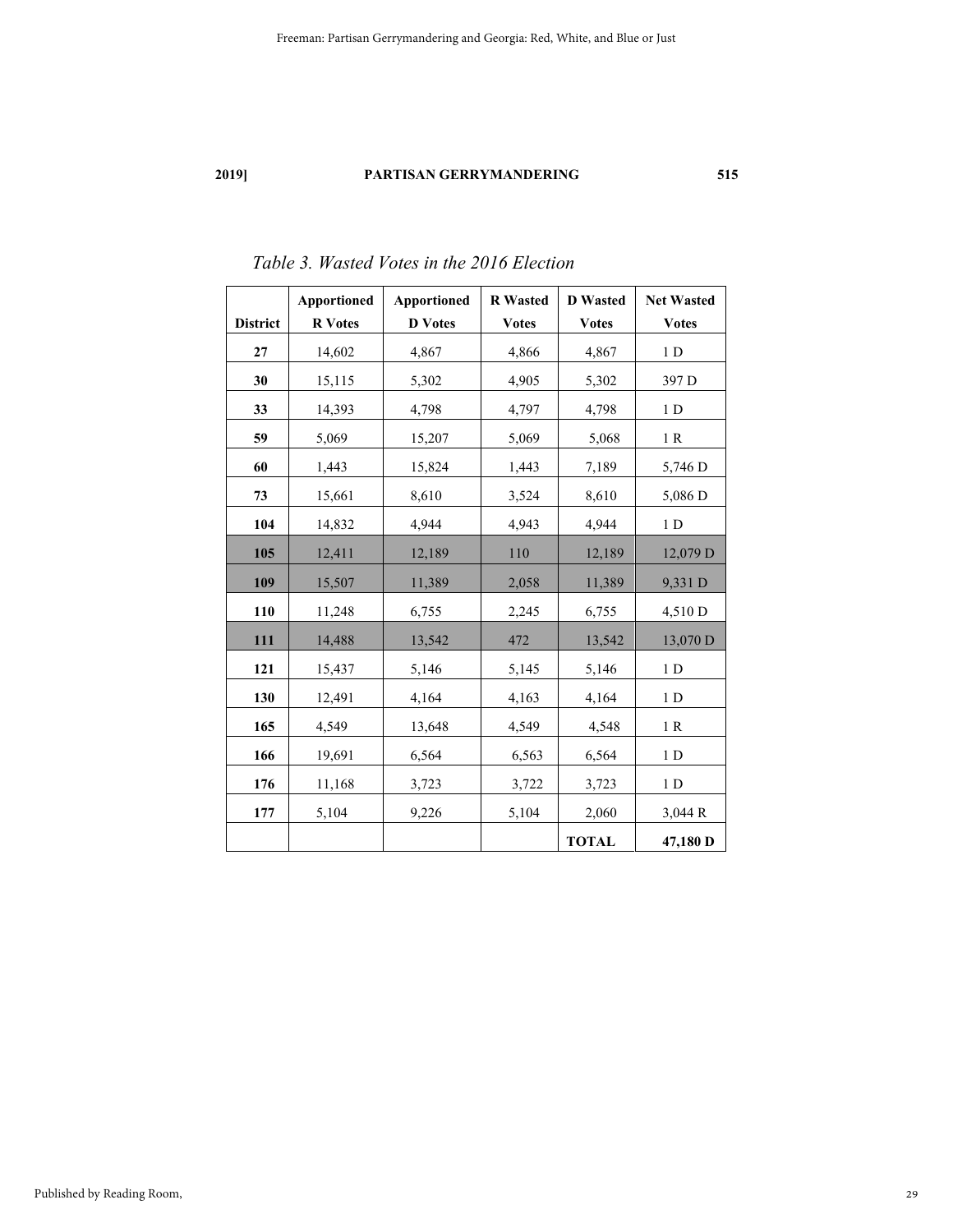*Table 3. Wasted Votes in the 2016 Election*

| District | Apportioned R Votes | Apportioned D Votes | R Wasted Votes | D Wasted Votes | Net Wasted Votes |
|---|---|---|---|---|---|
| **27** | 14,602 | 4,867 | 4,866 | 4,867 | 1 D |
| **30** | 15,115 | 5,302 | 4,905 | 5,302 | 397 D |
| **33** | 14,393 | 4,798 | 4,797 | 4,798 | 1 D |
| **59** | 5,069 | 15,207 | 5,069 | 5,068 | 1 R |
| **60** | 1,443 | 15,824 | 1,443 | 7,189 | 5,746 D |
| **73** | 15,661 | 8,610 | 3,524 | 8,610 | 5,086 D |
| **104** | 14,832 | 4,944 | 4,943 | 4,944 | 1 D |
| **105** | 12,411 | 12,189 | 110 | 12,189 | 12,079 D |
| **109** | 15,507 | 11,389 | 2,058 | 11,389 | 9,331 D |
| **110** | 11,248 | 6,755 | 2,245 | 6,755 | 4,510 D |
| **111** | 14,488 | 13,542 | 472 | 13,542 | 13,070 D |
| **121** | 15,437 | 5,146 | 5,145 | 5,146 | 1 D |
| **130** | 12,491 | 4,164 | 4,163 | 4,164 | 1 D |
| **165** | 4,549 | 13,648 | 4,549 | 4,548 | 1 R |
| **166** | 19,691 | 6,564 | 6,563 | 6,564 | 1 D |
| **176** | 11,168 | 3,723 | 3,722 | 3,723 | 1 D |
| **177** | 5,104 | 9,226 | 5,104 | 2,060 | 3,044 R |
| | | | | **TOTAL** | **47,180 D** |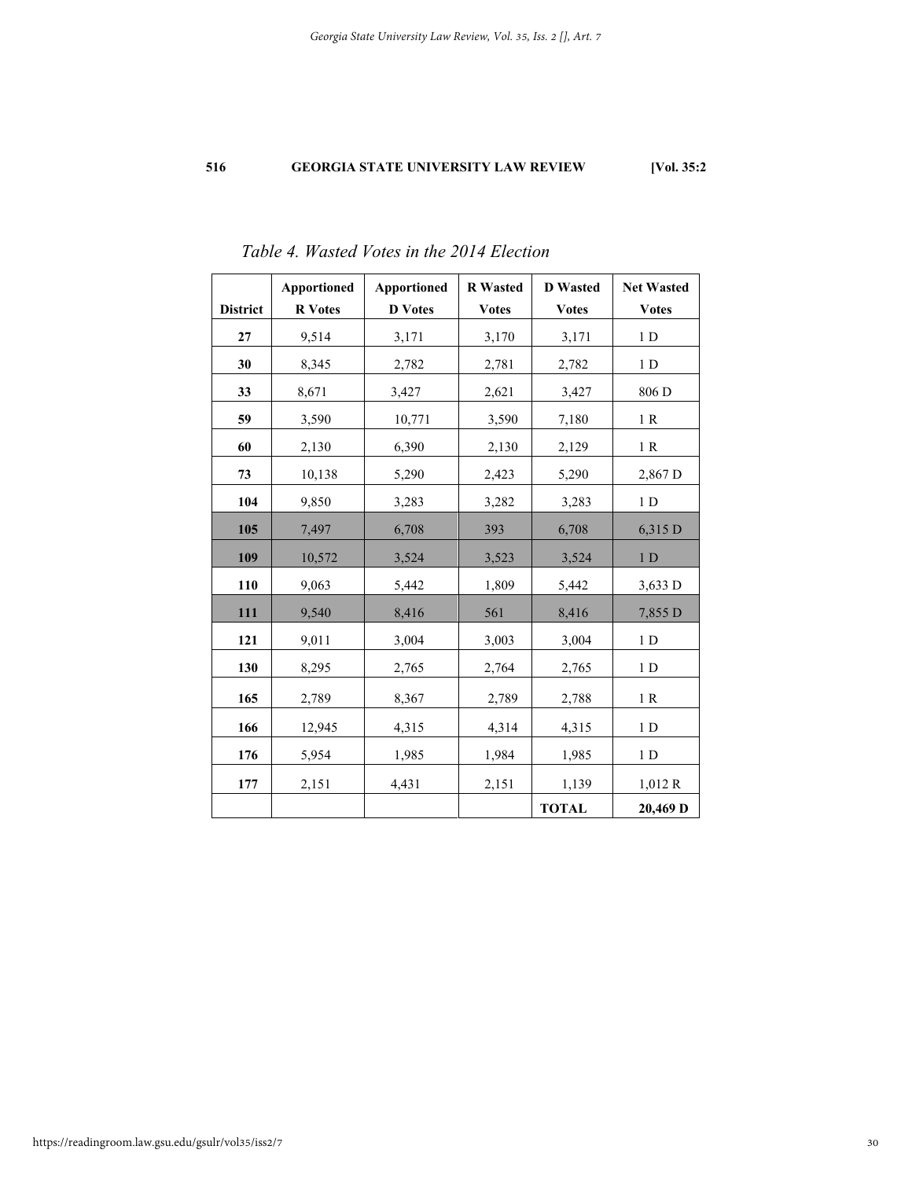*Table 4. Wasted Votes in the 2014 Election*

| District | Apportioned R Votes | Apportioned D Votes | R Wasted Votes | D Wasted Votes | Net Wasted Votes |
|---|---|---|---|---|---|
| **27** | 9,514 | 3,171 | 3,170 | 3,171 | 1 D |
| **30** | 8,345 | 2,782 | 2,781 | 2,782 | 1 D |
| **33** | 8,671 | 3,427 | 2,621 | 3,427 | 806 D |
| **59** | 3,590 | 10,771 | 3,590 | 7,180 | 1 R |
| **60** | 2,130 | 6,390 | 2,130 | 2,129 | 1 R |
| **73** | 10,138 | 5,290 | 2,423 | 5,290 | 2,867 D |
| **104** | 9,850 | 3,283 | 3,282 | 3,283 | 1 D |
| **105** | 7,497 | 6,708 | 393 | 6,708 | 6,315 D |
| **109** | 10,572 | 3,524 | 3,523 | 3,524 | 1 D |
| **110** | 9,063 | 5,442 | 1,809 | 5,442 | 3,633 D |
| **111** | 9,540 | 8,416 | 561 | 8,416 | 7,855 D |
| **121** | 9,011 | 3,004 | 3,003 | 3,004 | 1 D |
| **130** | 8,295 | 2,765 | 2,764 | 2,765 | 1 D |
| **165** | 2,789 | 8,367 | 2,789 | 2,788 | 1 R |
| **166** | 12,945 | 4,315 | 4,314 | 4,315 | 1 D |
| **176** | 5,954 | 1,985 | 1,984 | 1,985 | 1 D |
| **177** | 2,151 | 4,431 | 2,151 | 1,139 | 1,012 R |
| | | | | **TOTAL** | **20,469 D** |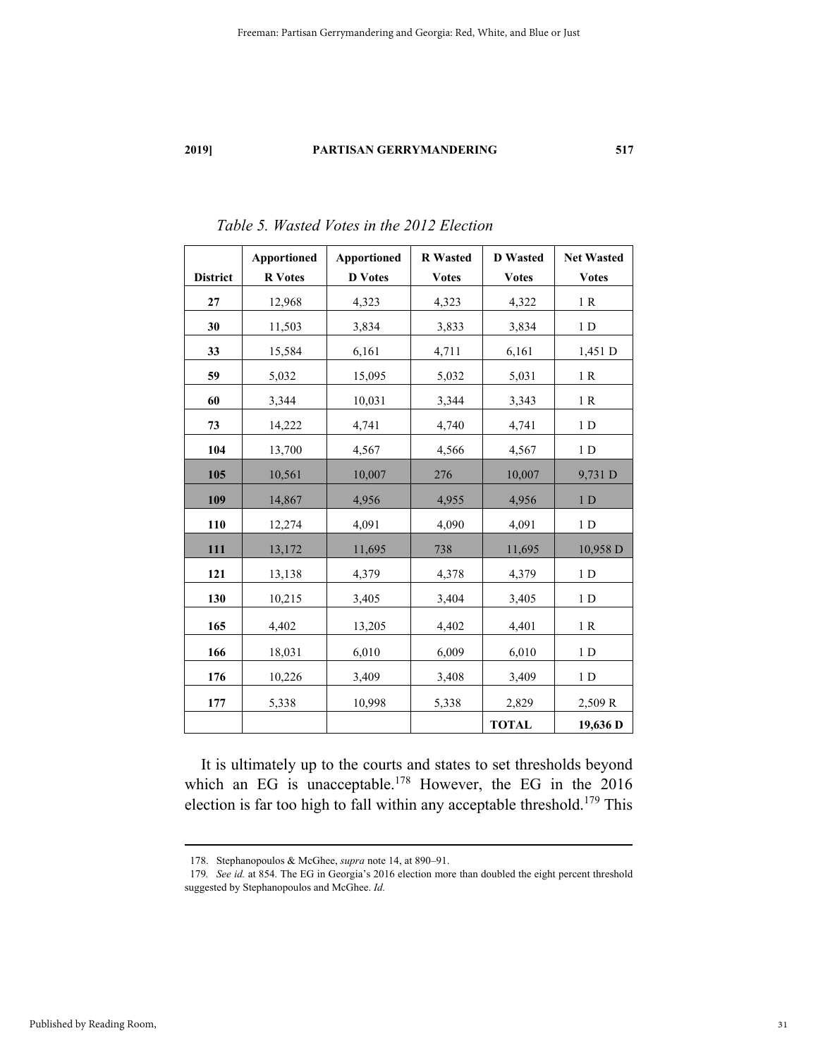*Table 5. Wasted Votes in the 2012 Election*

| District | Apportioned R Votes | Apportioned D Votes | R Wasted Votes | D Wasted Votes | Net Wasted Votes |
|---|---|---|---|---|---|
| **27** | 12,968 | 4,323 | 4,323 | 4,322 | 1 R |
| **30** | 11,503 | 3,834 | 3,833 | 3,834 | 1 D |
| **33** | 15,584 | 6,161 | 4,711 | 6,161 | 1,451 D |
| **59** | 5,032 | 15,095 | 5,032 | 5,031 | 1 R |
| **60** | 3,344 | 10,031 | 3,344 | 3,343 | 1 R |
| **73** | 14,222 | 4,741 | 4,740 | 4,741 | 1 D |
| **104** | 13,700 | 4,567 | 4,566 | 4,567 | 1 D |
| **105** | 10,561 | 10,007 | 276 | 10,007 | 9,731 D |
| **109** | 14,867 | 4,956 | 4,955 | 4,956 | 1 D |
| **110** | 12,274 | 4,091 | 4,090 | 4,091 | 1 D |
| **111** | 13,172 | 11,695 | 738 | 11,695 | 10,958 D |
| **121** | 13,138 | 4,379 | 4,378 | 4,379 | 1 D |
| **130** | 10,215 | 3,405 | 3,404 | 3,405 | 1 D |
| **165** | 4,402 | 13,205 | 4,402 | 4,401 | 1 R |
| **166** | 18,031 | 6,010 | 6,009 | 6,010 | 1 D |
| **176** | 10,226 | 3,409 | 3,408 | 3,409 | 1 D |
| **177** | 5,338 | 10,998 | 5,338 | 2,829 | 2,509 R |
| | | | | **TOTAL** | **19,636 D** |

It is ultimately up to the courts and states to set thresholds beyond which an EG is unacceptable.[178] However, the EG in the 2016 election is far too high to fall within any acceptable threshold.[179] This

---

178. Stephanopoulos & McGhee, *supra* note 14, at 890–91.

179. *See id.* at 854. The EG in Georgia's 2016 election more than doubled the eight percent threshold suggested by Stephanopoulos and McGhee. *Id.*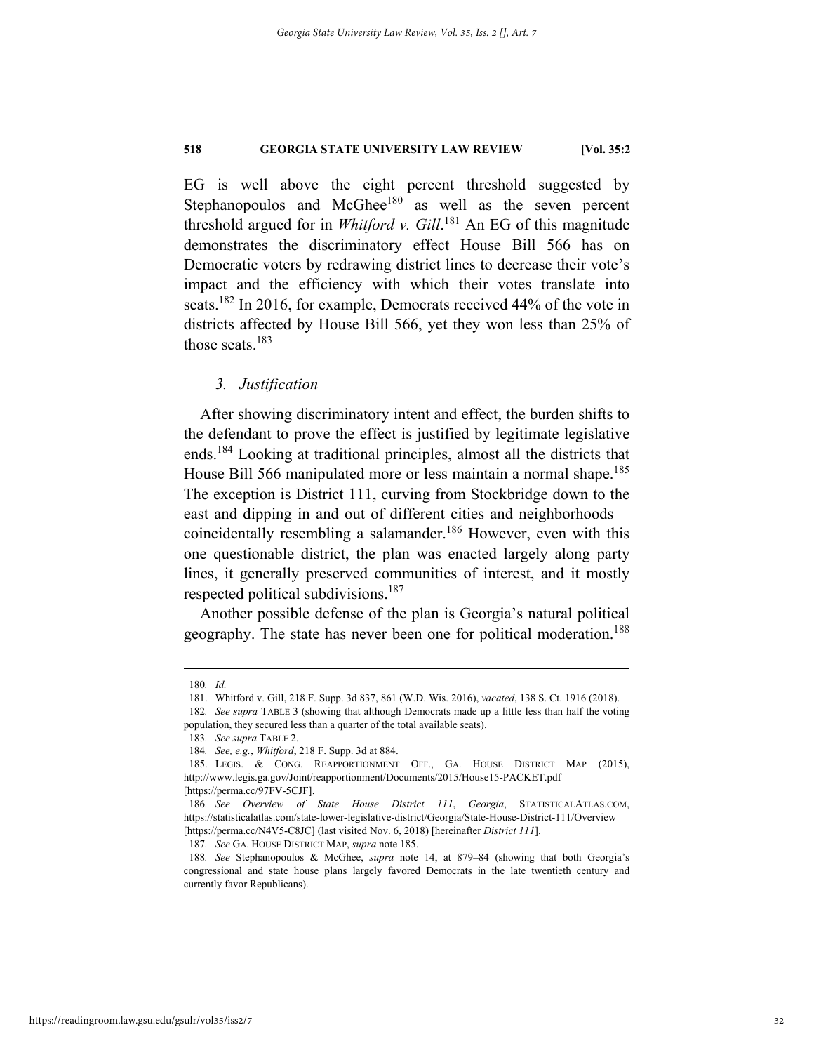EG is well above the eight percent threshold suggested by Stephanopoulos and McGhee[180] as well as the seven percent threshold argued for in *Whitford v. Gill*.[181] An EG of this magnitude demonstrates the discriminatory effect House Bill 566 has on Democratic voters by redrawing district lines to decrease their vote's impact and the efficiency with which their votes translate into seats.[182] In 2016, for example, Democrats received 44% of the vote in districts affected by House Bill 566, yet they won less than 25% of those seats.[183]

### *3. Justification*

After showing discriminatory intent and effect, the burden shifts to the defendant to prove the effect is justified by legitimate legislative ends.[184] Looking at traditional principles, almost all the districts that House Bill 566 manipulated more or less maintain a normal shape.[185] The exception is District 111, curving from Stockbridge down to the east and dipping in and out of different cities and neighborhoods—coincidentally resembling a salamander.[186] However, even with this one questionable district, the plan was enacted largely along party lines, it generally preserved communities of interest, and it mostly respected political subdivisions.[187]

Another possible defense of the plan is Georgia's natural political geography. The state has never been one for political moderation.[188]

---

180. *Id.*

181. Whitford v. Gill, 218 F. Supp. 3d 837, 861 (W.D. Wis. 2016), *vacated*, 138 S. Ct. 1916 (2018).

182. *See supra* TABLE 3 (showing that although Democrats made up a little less than half the voting population, they secured less than a quarter of the total available seats).

183. *See supra* TABLE 2.

184. *See, e.g.*, *Whitford*, 218 F. Supp. 3d at 884.

185. LEGIS. & CONG. REAPPORTIONMENT OFF., GA. HOUSE DISTRICT MAP (2015), http://www.legis.ga.gov/Joint/reapportionment/Documents/2015/House15-PACKET.pdf [https://perma.cc/97FV-5CJF].

186. *See Overview of State House District 111*, *Georgia*, STATISTICALATLAS.COM, https://statisticalatlas.com/state-lower-legislative-district/Georgia/State-House-District-111/Overview [https://perma.cc/N4V5-C8JC] (last visited Nov. 6, 2018) [hereinafter *District 111*].

187. *See* GA. HOUSE DISTRICT MAP, *supra* note 185.

188. *See* Stephanopoulos & McGhee, *supra* note 14, at 879–84 (showing that both Georgia's congressional and state house plans largely favored Democrats in the late twentieth century and currently favor Republicans).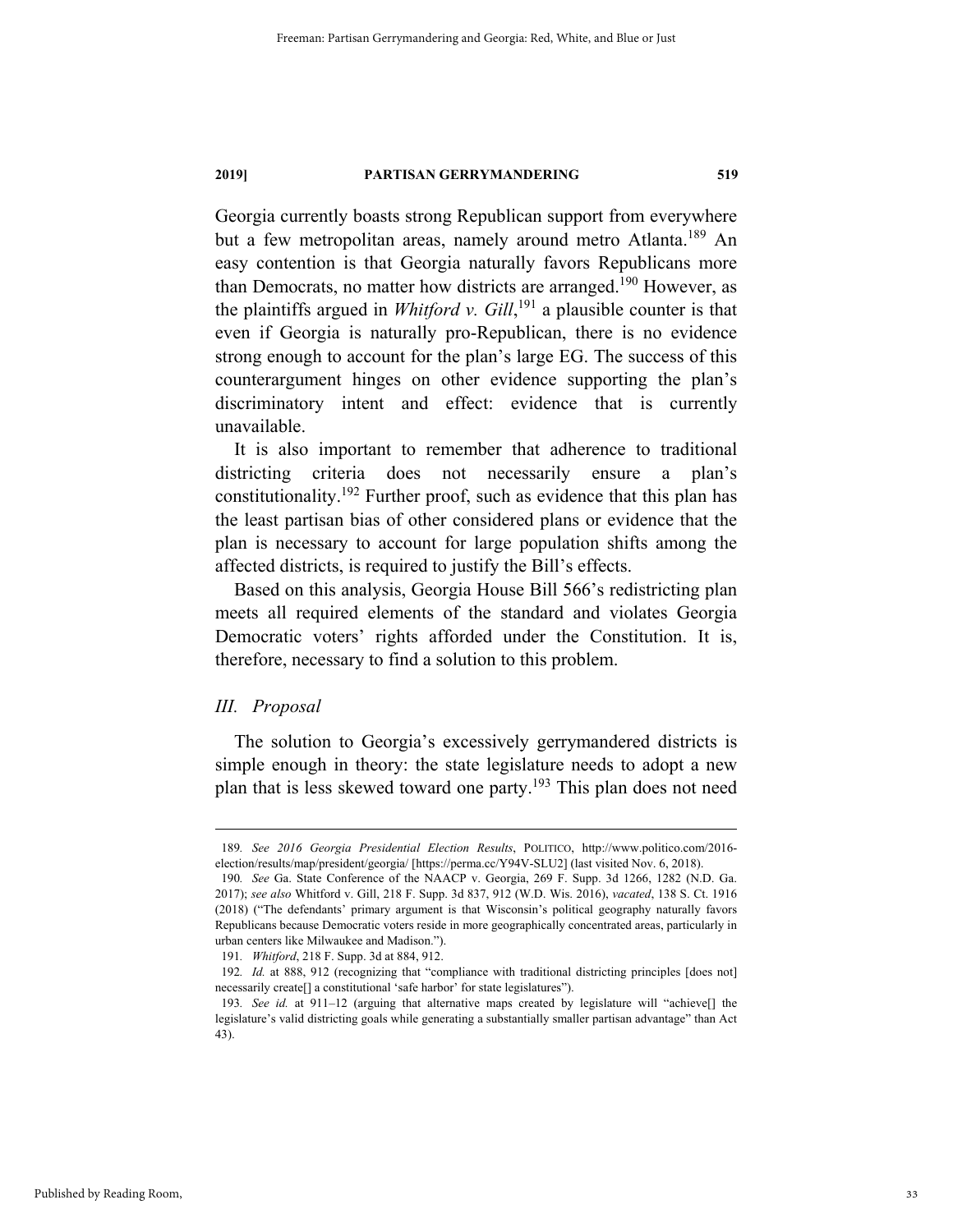Georgia currently boasts strong Republican support from everywhere but a few metropolitan areas, namely around metro Atlanta.[189] An easy contention is that Georgia naturally favors Republicans more than Democrats, no matter how districts are arranged.[190] However, as the plaintiffs argued in *Whitford v. Gill*,[191] a plausible counter is that even if Georgia is naturally pro-Republican, there is no evidence strong enough to account for the plan's large EG. The success of this counterargument hinges on other evidence supporting the plan's discriminatory intent and effect: evidence that is currently unavailable.

It is also important to remember that adherence to traditional districting criteria does not necessarily ensure a plan's constitutionality.[192] Further proof, such as evidence that this plan has the least partisan bias of other considered plans or evidence that the plan is necessary to account for large population shifts among the affected districts, is required to justify the Bill's effects.

Based on this analysis, Georgia House Bill 566's redistricting plan meets all required elements of the standard and violates Georgia Democratic voters' rights afforded under the Constitution. It is, therefore, necessary to find a solution to this problem.

### *III. Proposal*

The solution to Georgia's excessively gerrymandered districts is simple enough in theory: the state legislature needs to adopt a new plan that is less skewed toward one party.[193] This plan does not need

---

189. *See 2016 Georgia Presidential Election Results*, POLITICO, http://www.politico.com/2016-election/results/map/president/georgia/ [https://perma.cc/Y94V-SLU2] (last visited Nov. 6, 2018).

190. *See* Ga. State Conference of the NAACP v. Georgia, 269 F. Supp. 3d 1266, 1282 (N.D. Ga. 2017); *see also* Whitford v. Gill, 218 F. Supp. 3d 837, 912 (W.D. Wis. 2016), *vacated*, 138 S. Ct. 1916 (2018) ("The defendants' primary argument is that Wisconsin's political geography naturally favors Republicans because Democratic voters reside in more geographically concentrated areas, particularly in urban centers like Milwaukee and Madison.").

191. *Whitford*, 218 F. Supp. 3d at 884, 912.

192. *Id.* at 888, 912 (recognizing that "compliance with traditional districting principles [does not] necessarily create[] a constitutional 'safe harbor' for state legislatures").

193. *See id.* at 911–12 (arguing that alternative maps created by legislature will "achieve[] the legislature's valid districting goals while generating a substantially smaller partisan advantage" than Act 43).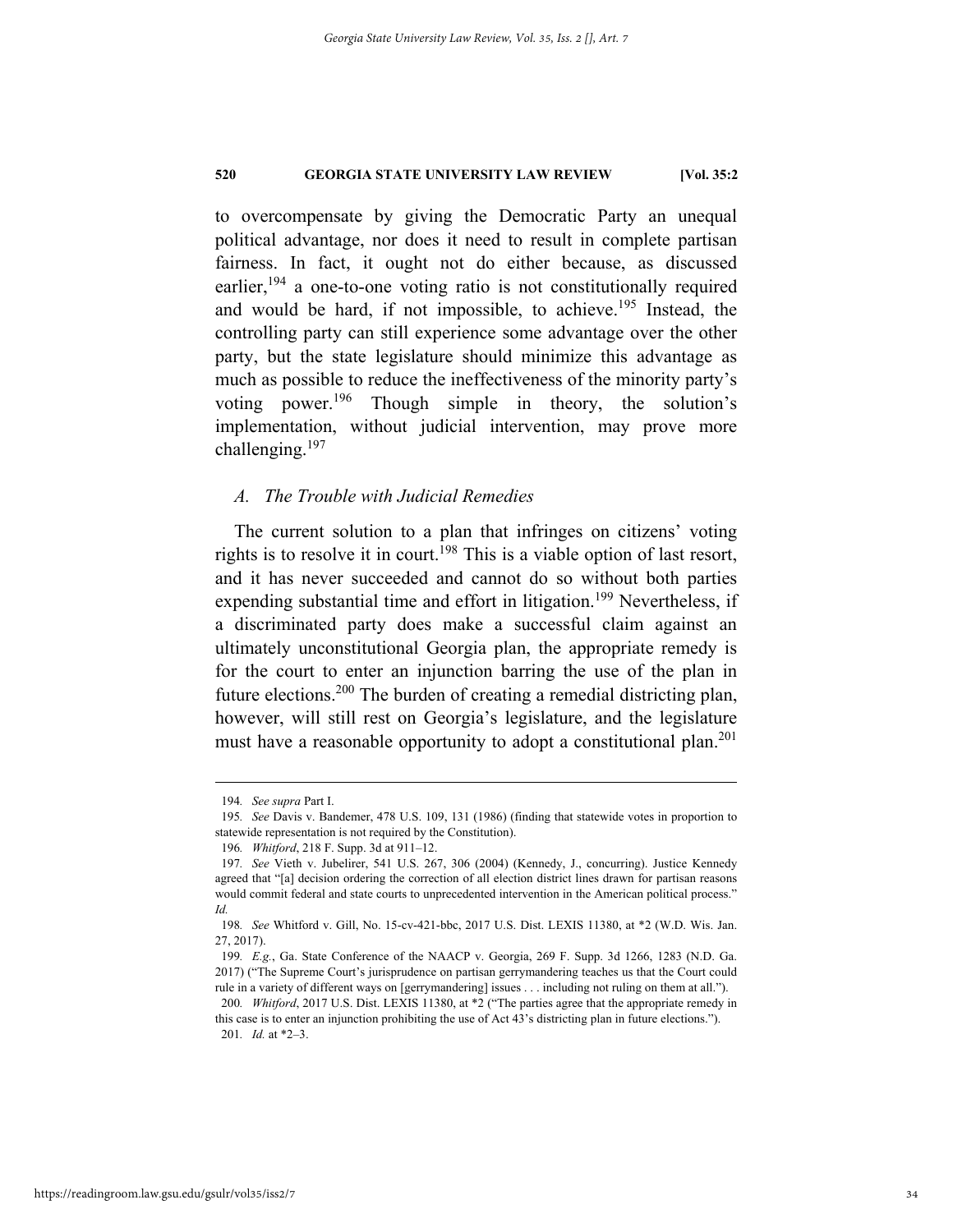to overcompensate by giving the Democratic Party an unequal political advantage, nor does it need to result in complete partisan fairness. In fact, it ought not do either because, as discussed earlier,[194] a one-to-one voting ratio is not constitutionally required and would be hard, if not impossible, to achieve.[195] Instead, the controlling party can still experience some advantage over the other party, but the state legislature should minimize this advantage as much as possible to reduce the ineffectiveness of the minority party's voting power.[196] Though simple in theory, the solution's implementation, without judicial intervention, may prove more challenging.[197]

### *A. The Trouble with Judicial Remedies*

The current solution to a plan that infringes on citizens' voting rights is to resolve it in court.[198] This is a viable option of last resort, and it has never succeeded and cannot do so without both parties expending substantial time and effort in litigation.[199] Nevertheless, if a discriminated party does make a successful claim against an ultimately unconstitutional Georgia plan, the appropriate remedy is for the court to enter an injunction barring the use of the plan in future elections.[200] The burden of creating a remedial districting plan, however, will still rest on Georgia's legislature, and the legislature must have a reasonable opportunity to adopt a constitutional plan.[201]

---

194. *See supra* Part I.

195. *See* Davis v. Bandemer, 478 U.S. 109, 131 (1986) (finding that statewide votes in proportion to statewide representation is not required by the Constitution).

196. *Whitford*, 218 F. Supp. 3d at 911–12.

197. *See* Vieth v. Jubelirer, 541 U.S. 267, 306 (2004) (Kennedy, J., concurring). Justice Kennedy agreed that "[a] decision ordering the correction of all election district lines drawn for partisan reasons would commit federal and state courts to unprecedented intervention in the American political process." *Id.*

198. *See* Whitford v. Gill, No. 15-cv-421-bbc, 2017 U.S. Dist. LEXIS 11380, at *2 (W.D. Wis. Jan. 27, 2017).

199. *E.g.*, Ga. State Conference of the NAACP v. Georgia, 269 F. Supp. 3d 1266, 1283 (N.D. Ga. 2017) ("The Supreme Court's jurisprudence on partisan gerrymandering teaches us that the Court could rule in a variety of different ways on [gerrymandering] issues . . . including not ruling on them at all.").

200. *Whitford*, 2017 U.S. Dist. LEXIS 11380, at *2 ("The parties agree that the appropriate remedy in this case is to enter an injunction prohibiting the use of Act 43's districting plan in future elections.").

201. *Id.* at *2–3.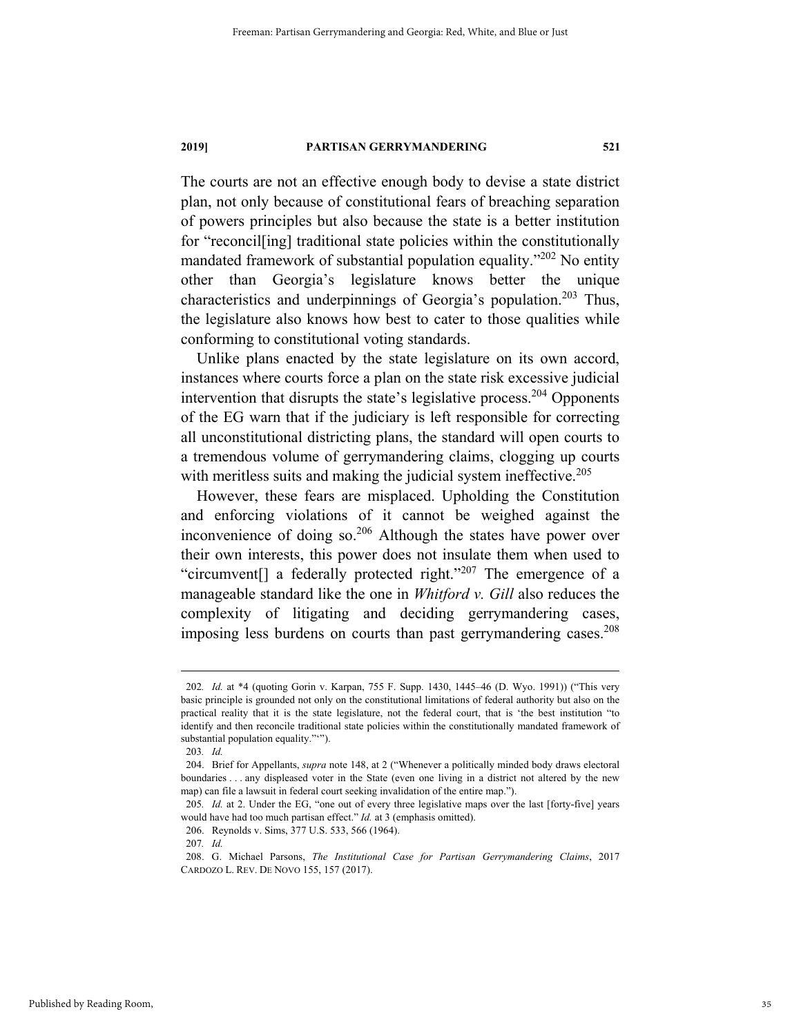The courts are not an effective enough body to devise a state district plan, not only because of constitutional fears of breaching separation of powers principles but also because the state is a better institution for "reconcil[ing] traditional state policies within the constitutionally mandated framework of substantial population equality."[202] No entity other than Georgia's legislature knows better the unique characteristics and underpinnings of Georgia's population.[203] Thus, the legislature also knows how best to cater to those qualities while conforming to constitutional voting standards.

Unlike plans enacted by the state legislature on its own accord, instances where courts force a plan on the state risk excessive judicial intervention that disrupts the state's legislative process.[204] Opponents of the EG warn that if the judiciary is left responsible for correcting all unconstitutional districting plans, the standard will open courts to a tremendous volume of gerrymandering claims, clogging up courts with meritless suits and making the judicial system ineffective.[205]

However, these fears are misplaced. Upholding the Constitution and enforcing violations of it cannot be weighed against the inconvenience of doing so.[206] Although the states have power over their own interests, this power does not insulate them when used to "circumvent[] a federally protected right."[207] The emergence of a manageable standard like the one in *Whitford v. Gill* also reduces the complexity of litigating and deciding gerrymandering cases, imposing less burdens on courts than past gerrymandering cases.[208]

---

202. *Id.* at \*4 (quoting Gorin v. Karpan, 755 F. Supp. 1430, 1445–46 (D. Wyo. 1991)) ("This very basic principle is grounded not only on the constitutional limitations of federal authority but also on the practical reality that it is the state legislature, not the federal court, that is 'the best institution "to identify and then reconcile traditional state policies within the constitutionally mandated framework of substantial population equality."'").

203. *Id.*

204. Brief for Appellants, *supra* note 148, at 2 ("Whenever a politically minded body draws electoral boundaries . . . any displeased voter in the State (even one living in a district not altered by the new map) can file a lawsuit in federal court seeking invalidation of the entire map.").

205. *Id.* at 2. Under the EG, "one out of every three legislative maps over the last [forty-five] years would have had too much partisan effect." *Id.* at 3 (emphasis omitted).

206. Reynolds v. Sims, 377 U.S. 533, 566 (1964).

207. *Id.*

208. G. Michael Parsons, *The Institutional Case for Partisan Gerrymandering Claims*, 2017 CARDOZO L. REV. DE NOVO 155, 157 (2017).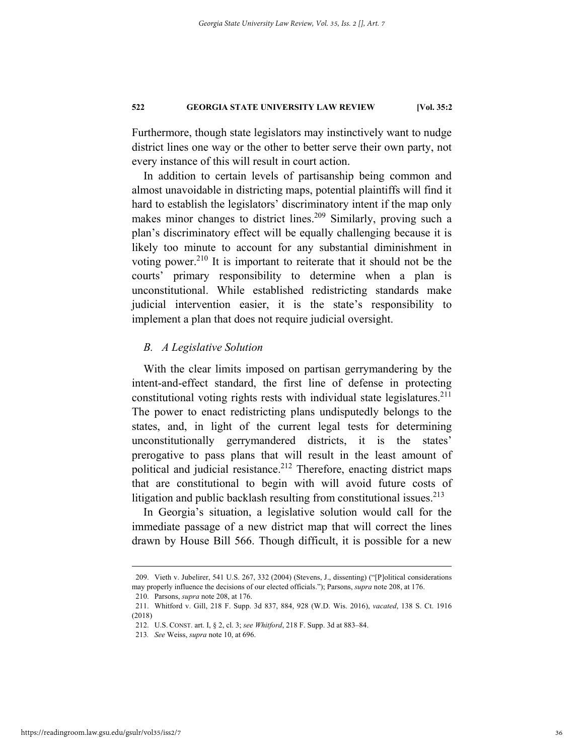Furthermore, though state legislators may instinctively want to nudge district lines one way or the other to better serve their own party, not every instance of this will result in court action.

In addition to certain levels of partisanship being common and almost unavoidable in districting maps, potential plaintiffs will find it hard to establish the legislators' discriminatory intent if the map only makes minor changes to district lines.[209] Similarly, proving such a plan's discriminatory effect will be equally challenging because it is likely too minute to account for any substantial diminishment in voting power.[210] It is important to reiterate that it should not be the courts' primary responsibility to determine when a plan is unconstitutional. While established redistricting standards make judicial intervention easier, it is the state's responsibility to implement a plan that does not require judicial oversight.

### *B. A Legislative Solution*

With the clear limits imposed on partisan gerrymandering by the intent-and-effect standard, the first line of defense in protecting constitutional voting rights rests with individual state legislatures.[211] The power to enact redistricting plans undisputedly belongs to the states, and, in light of the current legal tests for determining unconstitutionally gerrymandered districts, it is the states' prerogative to pass plans that will result in the least amount of political and judicial resistance.[212] Therefore, enacting district maps that are constitutional to begin with will avoid future costs of litigation and public backlash resulting from constitutional issues.[213]

In Georgia's situation, a legislative solution would call for the immediate passage of a new district map that will correct the lines drawn by House Bill 566. Though difficult, it is possible for a new

---

209. Vieth v. Jubelirer, 541 U.S. 267, 332 (2004) (Stevens, J., dissenting) ("[P]olitical considerations may properly influence the decisions of our elected officials."); Parsons, *supra* note 208, at 176.

210. Parsons, *supra* note 208, at 176.

211. Whitford v. Gill, 218 F. Supp. 3d 837, 884, 928 (W.D. Wis. 2016), *vacated*, 138 S. Ct. 1916 (2018)

212. U.S. CONST. art. I, § 2, cl. 3; *see Whitford*, 218 F. Supp. 3d at 883–84.

213. *See* Weiss, *supra* note 10, at 696.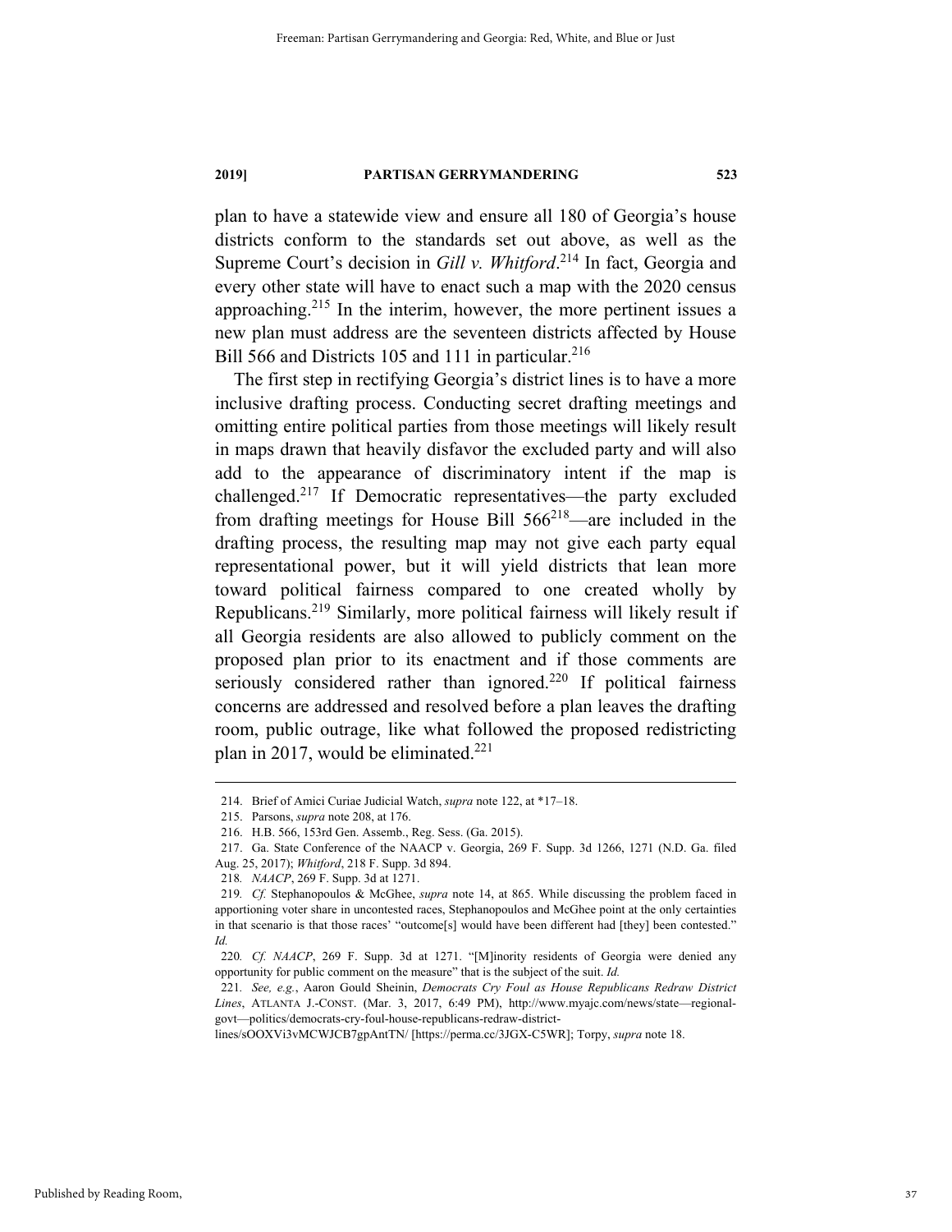plan to have a statewide view and ensure all 180 of Georgia's house districts conform to the standards set out above, as well as the Supreme Court's decision in *Gill v. Whitford*.[214] In fact, Georgia and every other state will have to enact such a map with the 2020 census approaching.[215] In the interim, however, the more pertinent issues a new plan must address are the seventeen districts affected by House Bill 566 and Districts 105 and 111 in particular.[216]

The first step in rectifying Georgia's district lines is to have a more inclusive drafting process. Conducting secret drafting meetings and omitting entire political parties from those meetings will likely result in maps drawn that heavily disfavor the excluded party and will also add to the appearance of discriminatory intent if the map is challenged.[217] If Democratic representatives—the party excluded from drafting meetings for House Bill 566[218]—are included in the drafting process, the resulting map may not give each party equal representational power, but it will yield districts that lean more toward political fairness compared to one created wholly by Republicans.[219] Similarly, more political fairness will likely result if all Georgia residents are also allowed to publicly comment on the proposed plan prior to its enactment and if those comments are seriously considered rather than ignored.[220] If political fairness concerns are addressed and resolved before a plan leaves the drafting room, public outrage, like what followed the proposed redistricting plan in 2017, would be eliminated.[221]

---

214. Brief of Amici Curiae Judicial Watch, *supra* note 122, at *17–18.

215. Parsons, *supra* note 208, at 176.

216. H.B. 566, 153rd Gen. Assemb., Reg. Sess. (Ga. 2015).

217. Ga. State Conference of the NAACP v. Georgia, 269 F. Supp. 3d 1266, 1271 (N.D. Ga. filed Aug. 25, 2017); *Whitford*, 218 F. Supp. 3d 894.

218. *NAACP*, 269 F. Supp. 3d at 1271.

219. *Cf.* Stephanopoulos & McGhee, *supra* note 14, at 865. While discussing the problem faced in apportioning voter share in uncontested races, Stephanopoulos and McGhee point at the only certainties in that scenario is that those races' "outcome[s] would have been different had [they] been contested." *Id.*

220. *Cf. NAACP*, 269 F. Supp. 3d at 1271. "[M]inority residents of Georgia were denied any opportunity for public comment on the measure" that is the subject of the suit. *Id.*

221. *See, e.g.*, Aaron Gould Sheinin, *Democrats Cry Foul as House Republicans Redraw District Lines*, ATLANTA J.-CONST. (Mar. 3, 2017, 6:49 PM), http://www.myajc.com/news/state—regional-govt—politics/democrats-cry-foul-house-republicans-redraw-district-lines/sOOXVi3vMCWJCB7gpAntTN/ [https://perma.cc/3JGX-C5WR]; Torpy, *supra* note 18.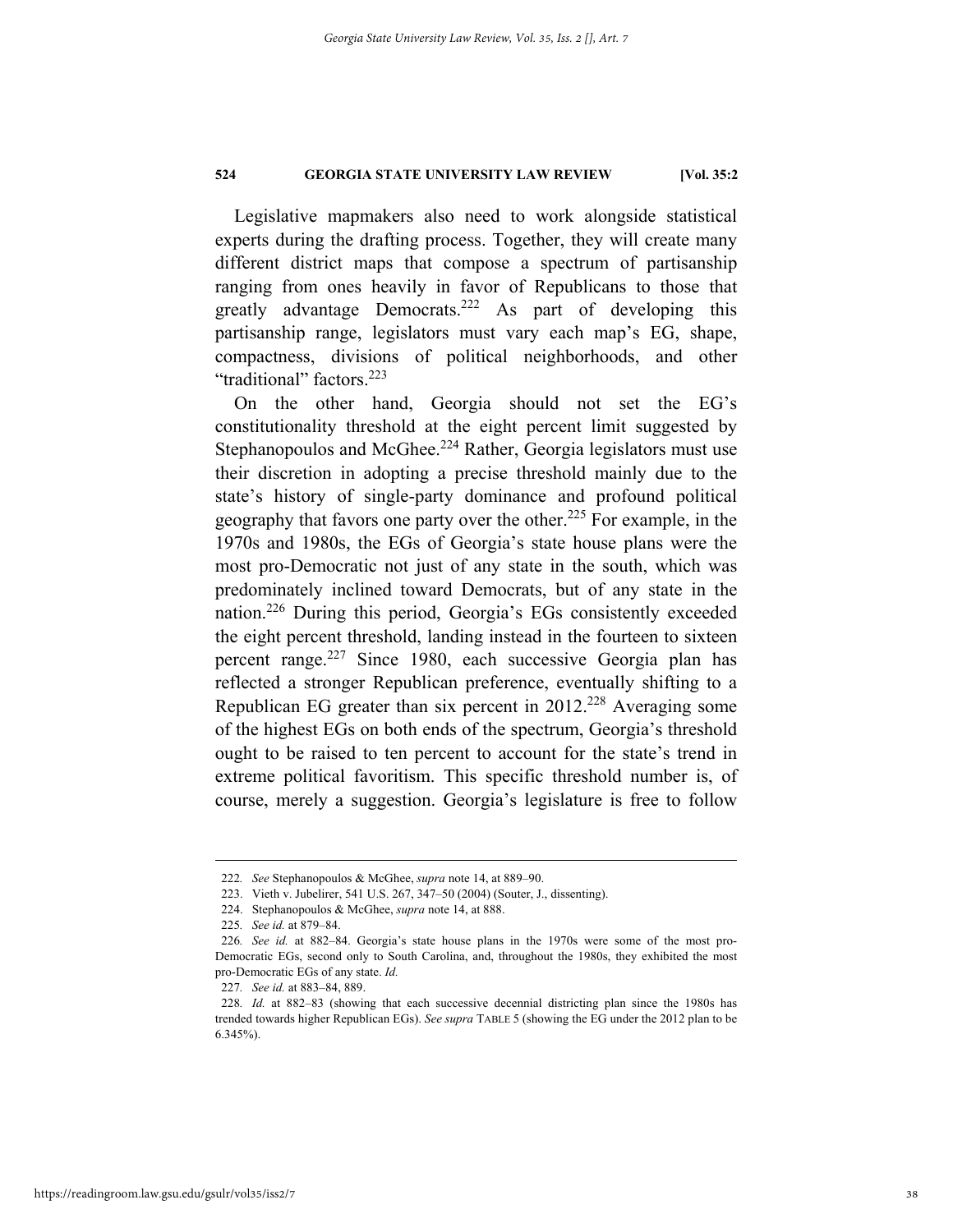Legislative mapmakers also need to work alongside statistical experts during the drafting process. Together, they will create many different district maps that compose a spectrum of partisanship ranging from ones heavily in favor of Republicans to those that greatly advantage Democrats.[222] As part of developing this partisanship range, legislators must vary each map's EG, shape, compactness, divisions of political neighborhoods, and other "traditional" factors.[223]

On the other hand, Georgia should not set the EG's constitutionality threshold at the eight percent limit suggested by Stephanopoulos and McGhee.[224] Rather, Georgia legislators must use their discretion in adopting a precise threshold mainly due to the state's history of single-party dominance and profound political geography that favors one party over the other.[225] For example, in the 1970s and 1980s, the EGs of Georgia's state house plans were the most pro-Democratic not just of any state in the south, which was predominately inclined toward Democrats, but of any state in the nation.[226] During this period, Georgia's EGs consistently exceeded the eight percent threshold, landing instead in the fourteen to sixteen percent range.[227] Since 1980, each successive Georgia plan has reflected a stronger Republican preference, eventually shifting to a Republican EG greater than six percent in 2012.[228] Averaging some of the highest EGs on both ends of the spectrum, Georgia's threshold ought to be raised to ten percent to account for the state's trend in extreme political favoritism. This specific threshold number is, of course, merely a suggestion. Georgia's legislature is free to follow

---

222. *See* Stephanopoulos & McGhee, *supra* note 14, at 889–90.

223. Vieth v. Jubelirer, 541 U.S. 267, 347–50 (2004) (Souter, J., dissenting).

224. Stephanopoulos & McGhee, *supra* note 14, at 888.

225. *See id.* at 879–84.

226. *See id.* at 882–84. Georgia's state house plans in the 1970s were some of the most pro-Democratic EGs, second only to South Carolina, and, throughout the 1980s, they exhibited the most pro-Democratic EGs of any state. *Id.*

227. *See id.* at 883–84, 889.

228. *Id.* at 882–83 (showing that each successive decennial districting plan since the 1980s has trended towards higher Republican EGs). *See supra* TABLE 5 (showing the EG under the 2012 plan to be 6.345%).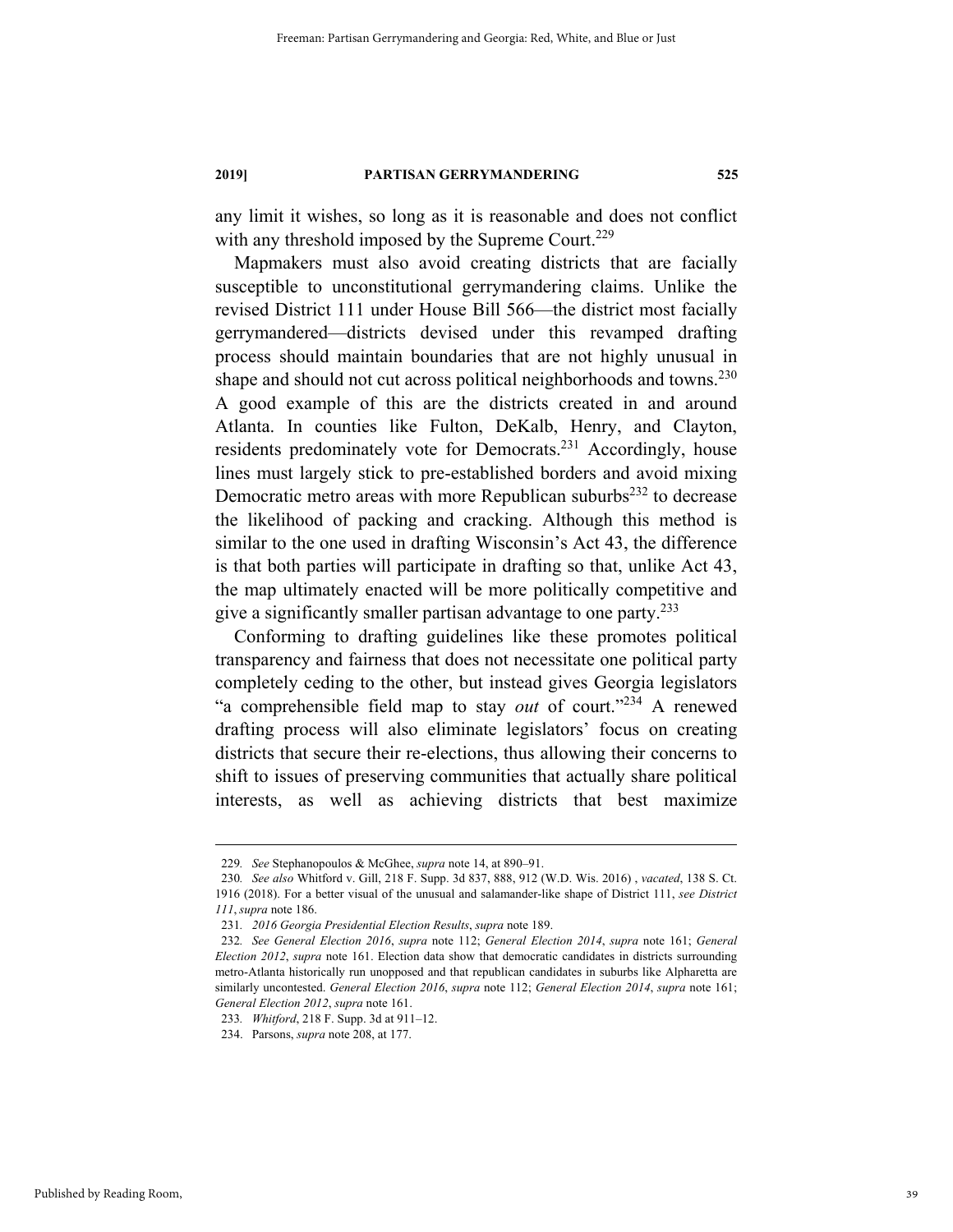any limit it wishes, so long as it is reasonable and does not conflict with any threshold imposed by the Supreme Court.[229]

Mapmakers must also avoid creating districts that are facially susceptible to unconstitutional gerrymandering claims. Unlike the revised District 111 under House Bill 566—the district most facially gerrymandered—districts devised under this revamped drafting process should maintain boundaries that are not highly unusual in shape and should not cut across political neighborhoods and towns.[230] A good example of this are the districts created in and around Atlanta. In counties like Fulton, DeKalb, Henry, and Clayton, residents predominately vote for Democrats.[231] Accordingly, house lines must largely stick to pre-established borders and avoid mixing Democratic metro areas with more Republican suburbs[232] to decrease the likelihood of packing and cracking. Although this method is similar to the one used in drafting Wisconsin's Act 43, the difference is that both parties will participate in drafting so that, unlike Act 43, the map ultimately enacted will be more politically competitive and give a significantly smaller partisan advantage to one party.[233]

Conforming to drafting guidelines like these promotes political transparency and fairness that does not necessitate one political party completely ceding to the other, but instead gives Georgia legislators "a comprehensible field map to stay *out* of court."[234] A renewed drafting process will also eliminate legislators' focus on creating districts that secure their re-elections, thus allowing their concerns to shift to issues of preserving communities that actually share political interests, as well as achieving districts that best maximize

---

229. *See* Stephanopoulos & McGhee, *supra* note 14, at 890–91.

230. *See also* Whitford v. Gill, 218 F. Supp. 3d 837, 888, 912 (W.D. Wis. 2016) , *vacated*, 138 S. Ct. 1916 (2018). For a better visual of the unusual and salamander-like shape of District 111, *see District 111*, *supra* note 186.

231. *2016 Georgia Presidential Election Results*, *supra* note 189.

232. *See General Election 2016*, *supra* note 112; *General Election 2014*, *supra* note 161; *General Election 2012*, *supra* note 161. Election data show that democratic candidates in districts surrounding metro-Atlanta historically run unopposed and that republican candidates in suburbs like Alpharetta are similarly uncontested. *General Election 2016*, *supra* note 112; *General Election 2014*, *supra* note 161; *General Election 2012*, *supra* note 161.

233. *Whitford*, 218 F. Supp. 3d at 911–12.

234. Parsons, *supra* note 208, at 177.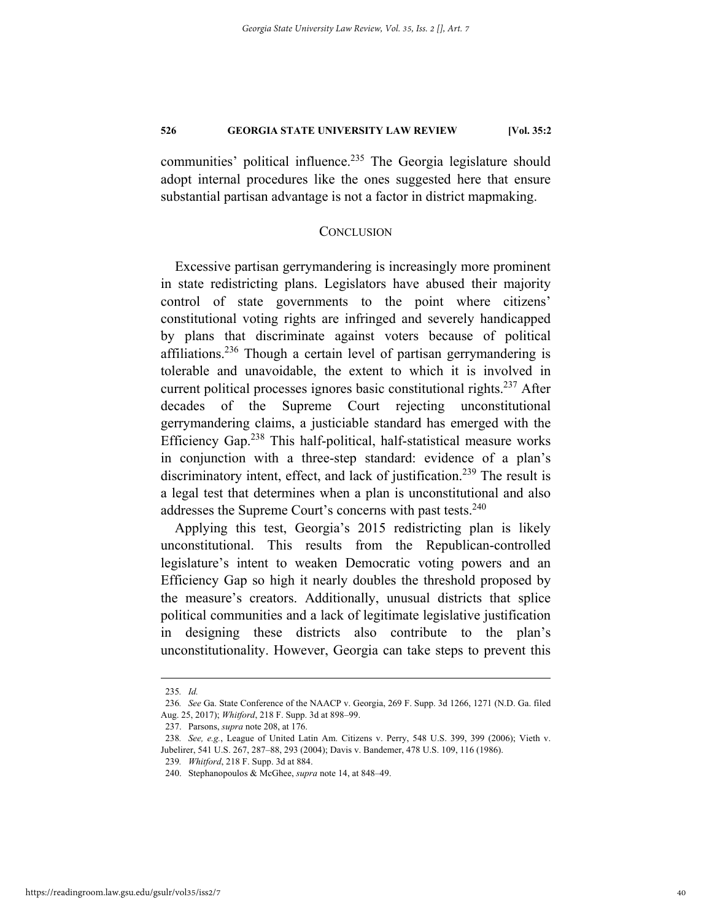communities' political influence.[235] The Georgia legislature should adopt internal procedures like the ones suggested here that ensure substantial partisan advantage is not a factor in district mapmaking.

## CONCLUSION

Excessive partisan gerrymandering is increasingly more prominent in state redistricting plans. Legislators have abused their majority control of state governments to the point where citizens' constitutional voting rights are infringed and severely handicapped by plans that discriminate against voters because of political affiliations.[236] Though a certain level of partisan gerrymandering is tolerable and unavoidable, the extent to which it is involved in current political processes ignores basic constitutional rights.[237] After decades of the Supreme Court rejecting unconstitutional gerrymandering claims, a justiciable standard has emerged with the Efficiency Gap.[238] This half-political, half-statistical measure works in conjunction with a three-step standard: evidence of a plan's discriminatory intent, effect, and lack of justification.[239] The result is a legal test that determines when a plan is unconstitutional and also addresses the Supreme Court's concerns with past tests.[240]

Applying this test, Georgia's 2015 redistricting plan is likely unconstitutional. This results from the Republican-controlled legislature's intent to weaken Democratic voting powers and an Efficiency Gap so high it nearly doubles the threshold proposed by the measure's creators. Additionally, unusual districts that splice political communities and a lack of legitimate legislative justification in designing these districts also contribute to the plan's unconstitutionality. However, Georgia can take steps to prevent this

---

235. *Id.*

236. *See* Ga. State Conference of the NAACP v. Georgia, 269 F. Supp. 3d 1266, 1271 (N.D. Ga. filed Aug. 25, 2017); *Whitford*, 218 F. Supp. 3d at 898–99.

237. Parsons, *supra* note 208, at 176.

238. *See, e.g.*, League of United Latin Am. Citizens v. Perry, 548 U.S. 399, 399 (2006); Vieth v. Jubelirer, 541 U.S. 267, 287–88, 293 (2004); Davis v. Bandemer, 478 U.S. 109, 116 (1986).

239. *Whitford*, 218 F. Supp. 3d at 884.

240. Stephanopoulos & McGhee, *supra* note 14, at 848–49.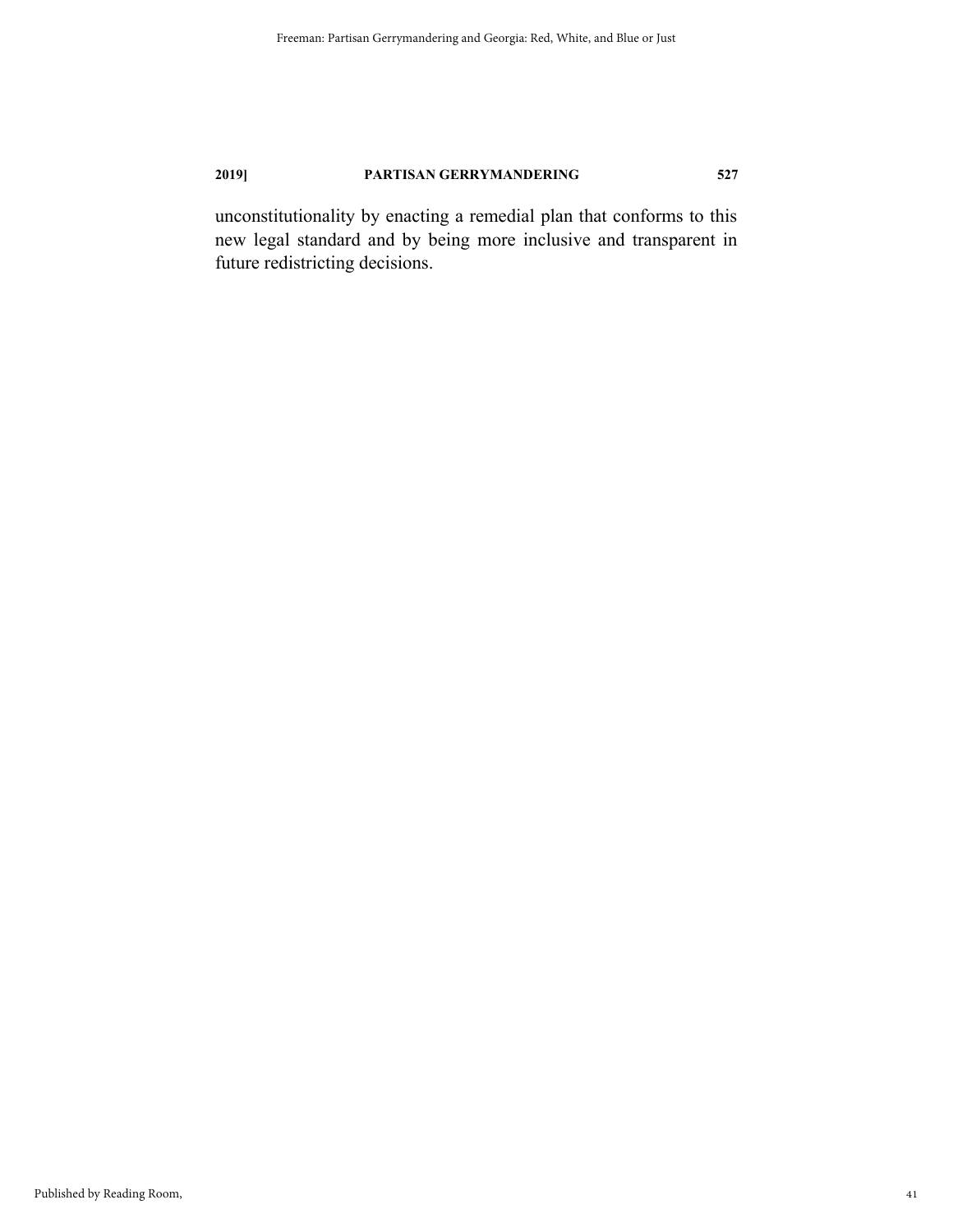unconstitutionality by enacting a remedial plan that conforms to this new legal standard and by being more inclusive and transparent in future redistricting decisions.